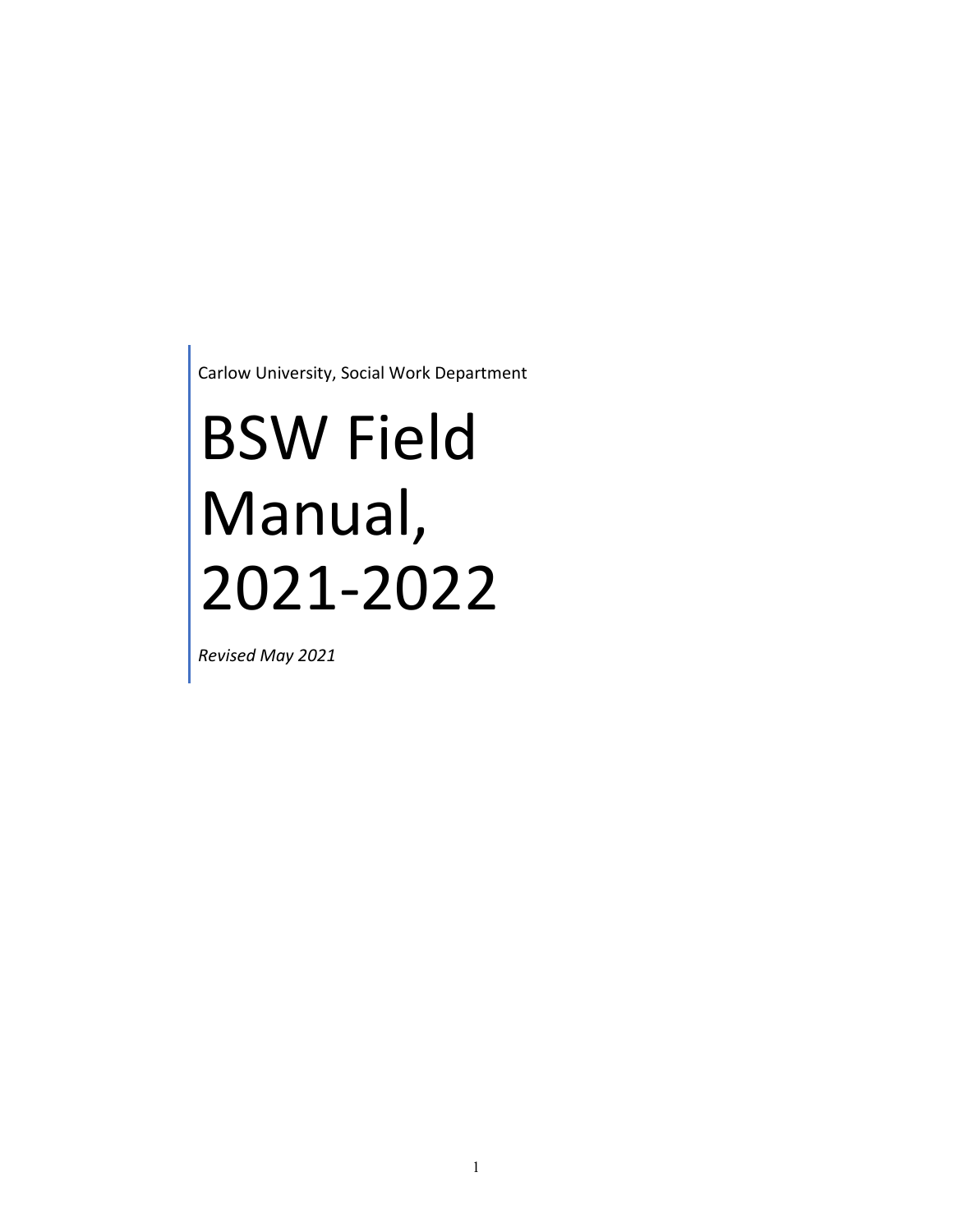Carlow University, Social Work Department

# BSW Field Manual, 2021-2022

*Revised May 2021*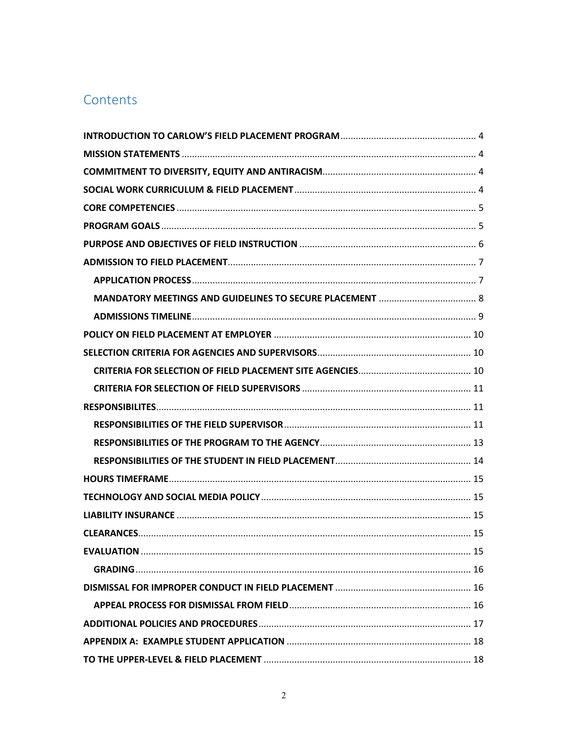# Contents

- **INTRODUCTION TO CARLOW'S FIELD PLACEMENT PROGRAM** .... 4
- **MISSION STATEMENTS** .... 4
- **COMMITMENT TO DIVERSITY, EQUITY AND ANTIRACISM** .... 4
- **SOCIAL WORK CURRICULUM & FIELD PLACEMENT** .... 4
- **CORE COMPETENCIES** .... 5
- **PROGRAM GOALS** .... 5
- **PURPOSE AND OBJECTIVES OF FIELD INSTRUCTION** .... 6
- **ADMISSION TO FIELD PLACEMENT** .... 7
  - **APPLICATION PROCESS** .... 7
  - **MANDATORY MEETINGS AND GUIDELINES TO SECURE PLACEMENT** .... 8
  - **ADMISSIONS TIMELINE** .... 9
- **POLICY ON FIELD PLACEMENT AT EMPLOYER** .... 10
- **SELECTION CRITERIA FOR AGENCIES AND SUPERVISORS** .... 10
  - **CRITERIA FOR SELECTION OF FIELD PLACEMENT SITE AGENCIES** .... 10
  - **CRITERIA FOR SELECTION OF FIELD SUPERVISORS** .... 11
- **RESPONSIBILITES** .... 11
  - **RESPONSIBILITIES OF THE FIELD SUPERVISOR** .... 11
  - **RESPONSIBILITIES OF THE PROGRAM TO THE AGENCY** .... 13
  - **RESPONSIBILITIES OF THE STUDENT IN FIELD PLACEMENT** .... 14
- **HOURS TIMEFRAME** .... 15
- **TECHNOLOGY AND SOCIAL MEDIA POLICY** .... 15
- **LIABILITY INSURANCE** .... 15
- **CLEARANCES** .... 15
- **EVALUATION** .... 15
  - **GRADING** .... 16
- **DISMISSAL FOR IMPROPER CONDUCT IN FIELD PLACEMENT** .... 16
  - **APPEAL PROCESS FOR DISMISSAL FROM FIELD** .... 16
- **ADDITIONAL POLICIES AND PROCEDURES** .... 17
- **APPENDIX A: EXAMPLE STUDENT APPLICATION** .... 18
- **TO THE UPPER-LEVEL & FIELD PLACEMENT** .... 18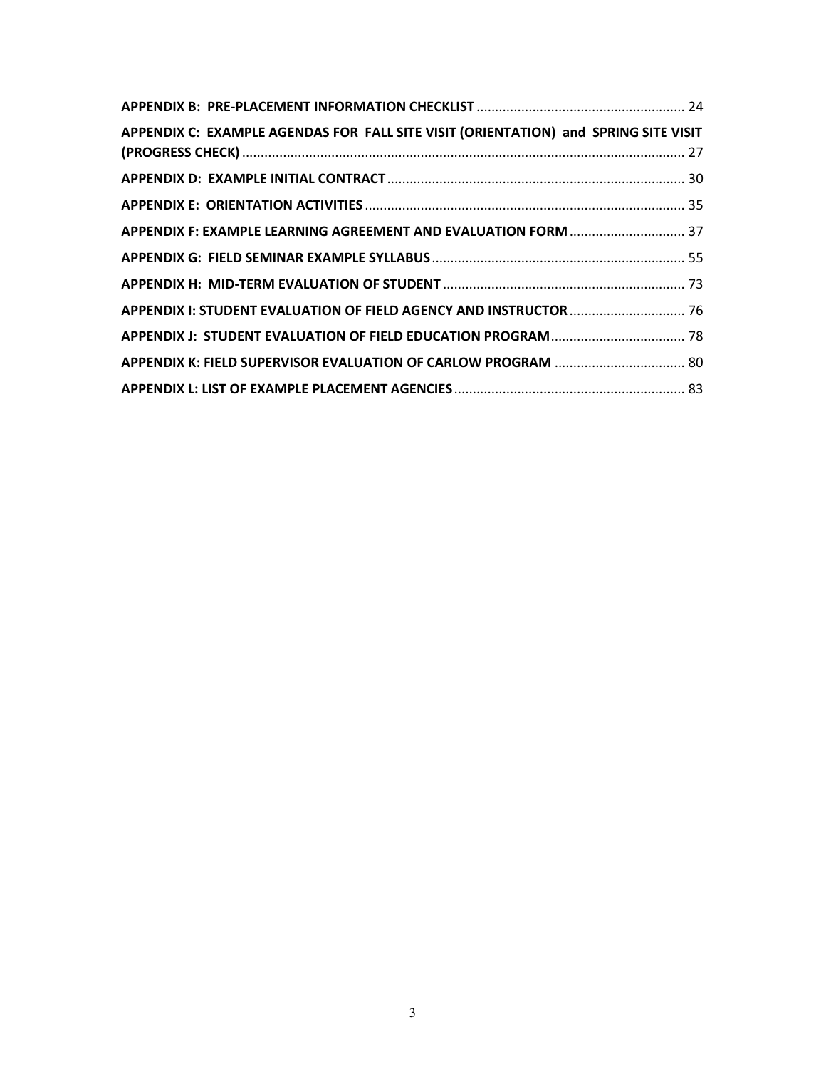**APPENDIX B: PRE-PLACEMENT INFORMATION CHECKLIST** ........................................................ 24

**APPENDIX C: EXAMPLE AGENDAS FOR FALL SITE VISIT (ORIENTATION) and SPRING SITE VISIT (PROGRESS CHECK)** ........................................................................................................ 27

**APPENDIX D: EXAMPLE INITIAL CONTRACT** ................................................................................ 30

**APPENDIX E: ORIENTATION ACTIVITIES** ...................................................................................... 35

**APPENDIX F: EXAMPLE LEARNING AGREEMENT AND EVALUATION FORM** ............................... 37

**APPENDIX G: FIELD SEMINAR EXAMPLE SYLLABUS** .................................................................... 55

**APPENDIX H: MID-TERM EVALUATION OF STUDENT** ................................................................. 73

**APPENDIX I: STUDENT EVALUATION OF FIELD AGENCY AND INSTRUCTOR** ............................... 76

**APPENDIX J: STUDENT EVALUATION OF FIELD EDUCATION PROGRAM** .................................... 78

**APPENDIX K: FIELD SUPERVISOR EVALUATION OF CARLOW PROGRAM** ................................... 80

**APPENDIX L: LIST OF EXAMPLE PLACEMENT AGENCIES** .............................................................. 83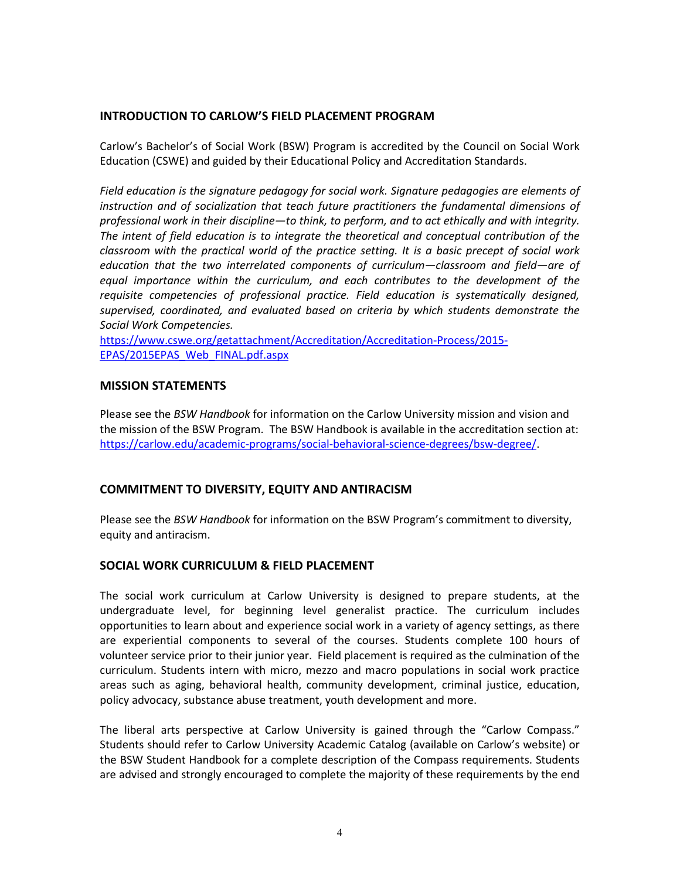## INTRODUCTION TO CARLOW'S FIELD PLACEMENT PROGRAM

Carlow's Bachelor's of Social Work (BSW) Program is accredited by the Council on Social Work Education (CSWE) and guided by their Educational Policy and Accreditation Standards.

*Field education is the signature pedagogy for social work. Signature pedagogies are elements of instruction and of socialization that teach future practitioners the fundamental dimensions of professional work in their discipline—to think, to perform, and to act ethically and with integrity. The intent of field education is to integrate the theoretical and conceptual contribution of the classroom with the practical world of the practice setting. It is a basic precept of social work education that the two interrelated components of curriculum—classroom and field—are of equal importance within the curriculum, and each contributes to the development of the requisite competencies of professional practice. Field education is systematically designed, supervised, coordinated, and evaluated based on criteria by which students demonstrate the Social Work Competencies.*
https://www.cswe.org/getattachment/Accreditation/Accreditation-Process/2015-EPAS/2015EPAS_Web_FINAL.pdf.aspx

## MISSION STATEMENTS

Please see the *BSW Handbook* for information on the Carlow University mission and vision and the mission of the BSW Program. The BSW Handbook is available in the accreditation section at: https://carlow.edu/academic-programs/social-behavioral-science-degrees/bsw-degree/.

## COMMITMENT TO DIVERSITY, EQUITY AND ANTIRACISM

Please see the *BSW Handbook* for information on the BSW Program's commitment to diversity, equity and antiracism.

## SOCIAL WORK CURRICULUM & FIELD PLACEMENT

The social work curriculum at Carlow University is designed to prepare students, at the undergraduate level, for beginning level generalist practice. The curriculum includes opportunities to learn about and experience social work in a variety of agency settings, as there are experiential components to several of the courses. Students complete 100 hours of volunteer service prior to their junior year. Field placement is required as the culmination of the curriculum. Students intern with micro, mezzo and macro populations in social work practice areas such as aging, behavioral health, community development, criminal justice, education, policy advocacy, substance abuse treatment, youth development and more.

The liberal arts perspective at Carlow University is gained through the "Carlow Compass." Students should refer to Carlow University Academic Catalog (available on Carlow's website) or the BSW Student Handbook for a complete description of the Compass requirements. Students are advised and strongly encouraged to complete the majority of these requirements by the end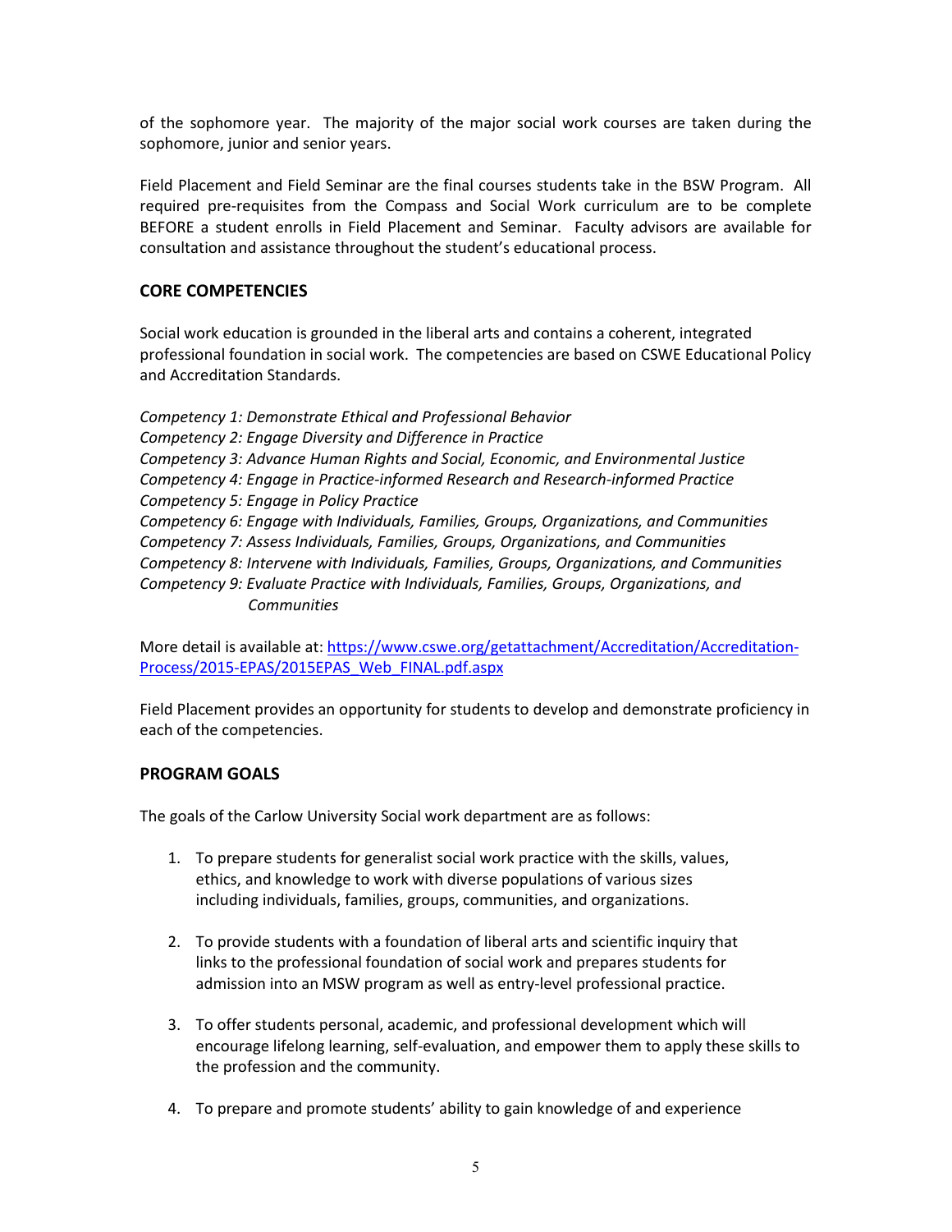of the sophomore year. The majority of the major social work courses are taken during the sophomore, junior and senior years.

Field Placement and Field Seminar are the final courses students take in the BSW Program. All required pre-requisites from the Compass and Social Work curriculum are to be complete BEFORE a student enrolls in Field Placement and Seminar. Faculty advisors are available for consultation and assistance throughout the student's educational process.

## CORE COMPETENCIES

Social work education is grounded in the liberal arts and contains a coherent, integrated professional foundation in social work. The competencies are based on CSWE Educational Policy and Accreditation Standards.

*Competency 1: Demonstrate Ethical and Professional Behavior*
*Competency 2: Engage Diversity and Difference in Practice*
*Competency 3: Advance Human Rights and Social, Economic, and Environmental Justice*
*Competency 4: Engage in Practice-informed Research and Research-informed Practice*
*Competency 5: Engage in Policy Practice*
*Competency 6: Engage with Individuals, Families, Groups, Organizations, and Communities*
*Competency 7: Assess Individuals, Families, Groups, Organizations, and Communities*
*Competency 8: Intervene with Individuals, Families, Groups, Organizations, and Communities*
*Competency 9: Evaluate Practice with Individuals, Families, Groups, Organizations, and Communities*

More detail is available at: [https://www.cswe.org/getattachment/Accreditation/Accreditation-Process/2015-EPAS/2015EPAS_Web_FINAL.pdf.aspx](https://www.cswe.org/getattachment/Accreditation/Accreditation-Process/2015-EPAS/2015EPAS_Web_FINAL.pdf.aspx)

Field Placement provides an opportunity for students to develop and demonstrate proficiency in each of the competencies.

## PROGRAM GOALS

The goals of the Carlow University Social work department are as follows:

1. To prepare students for generalist social work practice with the skills, values, ethics, and knowledge to work with diverse populations of various sizes including individuals, families, groups, communities, and organizations.

2. To provide students with a foundation of liberal arts and scientific inquiry that links to the professional foundation of social work and prepares students for admission into an MSW program as well as entry-level professional practice.

3. To offer students personal, academic, and professional development which will encourage lifelong learning, self-evaluation, and empower them to apply these skills to the profession and the community.

4. To prepare and promote students' ability to gain knowledge of and experience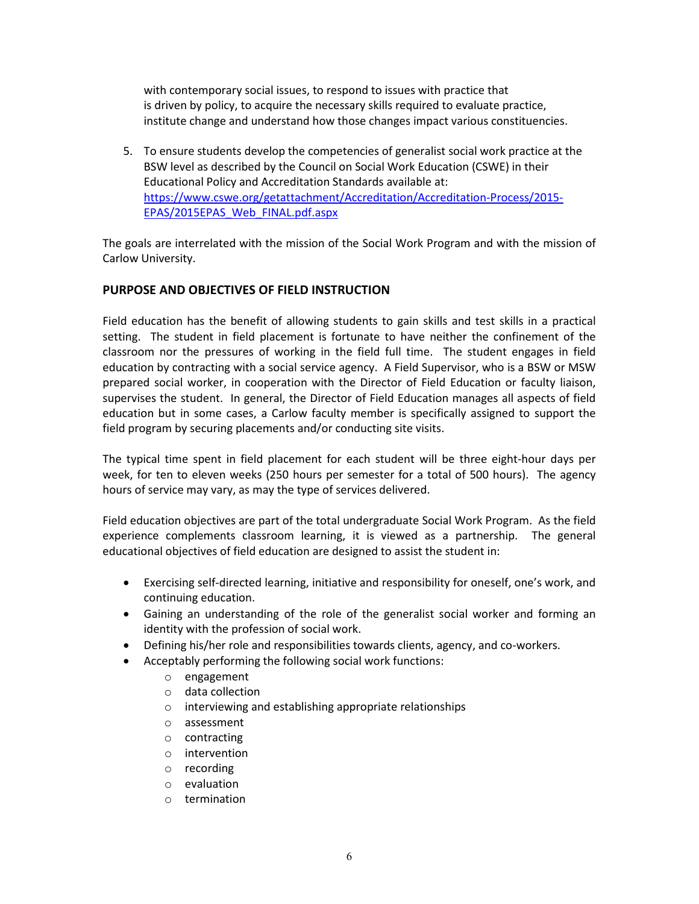with contemporary social issues, to respond to issues with practice that is driven by policy, to acquire the necessary skills required to evaluate practice, institute change and understand how those changes impact various constituencies.

5. To ensure students develop the competencies of generalist social work practice at the BSW level as described by the Council on Social Work Education (CSWE) in their Educational Policy and Accreditation Standards available at: https://www.cswe.org/getattachment/Accreditation/Accreditation-Process/2015-EPAS/2015EPAS_Web_FINAL.pdf.aspx

The goals are interrelated with the mission of the Social Work Program and with the mission of Carlow University.

## PURPOSE AND OBJECTIVES OF FIELD INSTRUCTION

Field education has the benefit of allowing students to gain skills and test skills in a practical setting. The student in field placement is fortunate to have neither the confinement of the classroom nor the pressures of working in the field full time. The student engages in field education by contracting with a social service agency. A Field Supervisor, who is a BSW or MSW prepared social worker, in cooperation with the Director of Field Education or faculty liaison, supervises the student. In general, the Director of Field Education manages all aspects of field education but in some cases, a Carlow faculty member is specifically assigned to support the field program by securing placements and/or conducting site visits.

The typical time spent in field placement for each student will be three eight-hour days per week, for ten to eleven weeks (250 hours per semester for a total of 500 hours). The agency hours of service may vary, as may the type of services delivered.

Field education objectives are part of the total undergraduate Social Work Program. As the field experience complements classroom learning, it is viewed as a partnership. The general educational objectives of field education are designed to assist the student in:

- Exercising self-directed learning, initiative and responsibility for oneself, one's work, and continuing education.
- Gaining an understanding of the role of the generalist social worker and forming an identity with the profession of social work.
- Defining his/her role and responsibilities towards clients, agency, and co-workers.
- Acceptably performing the following social work functions:
  - engagement
  - data collection
  - interviewing and establishing appropriate relationships
  - assessment
  - contracting
  - intervention
  - recording
  - evaluation
  - termination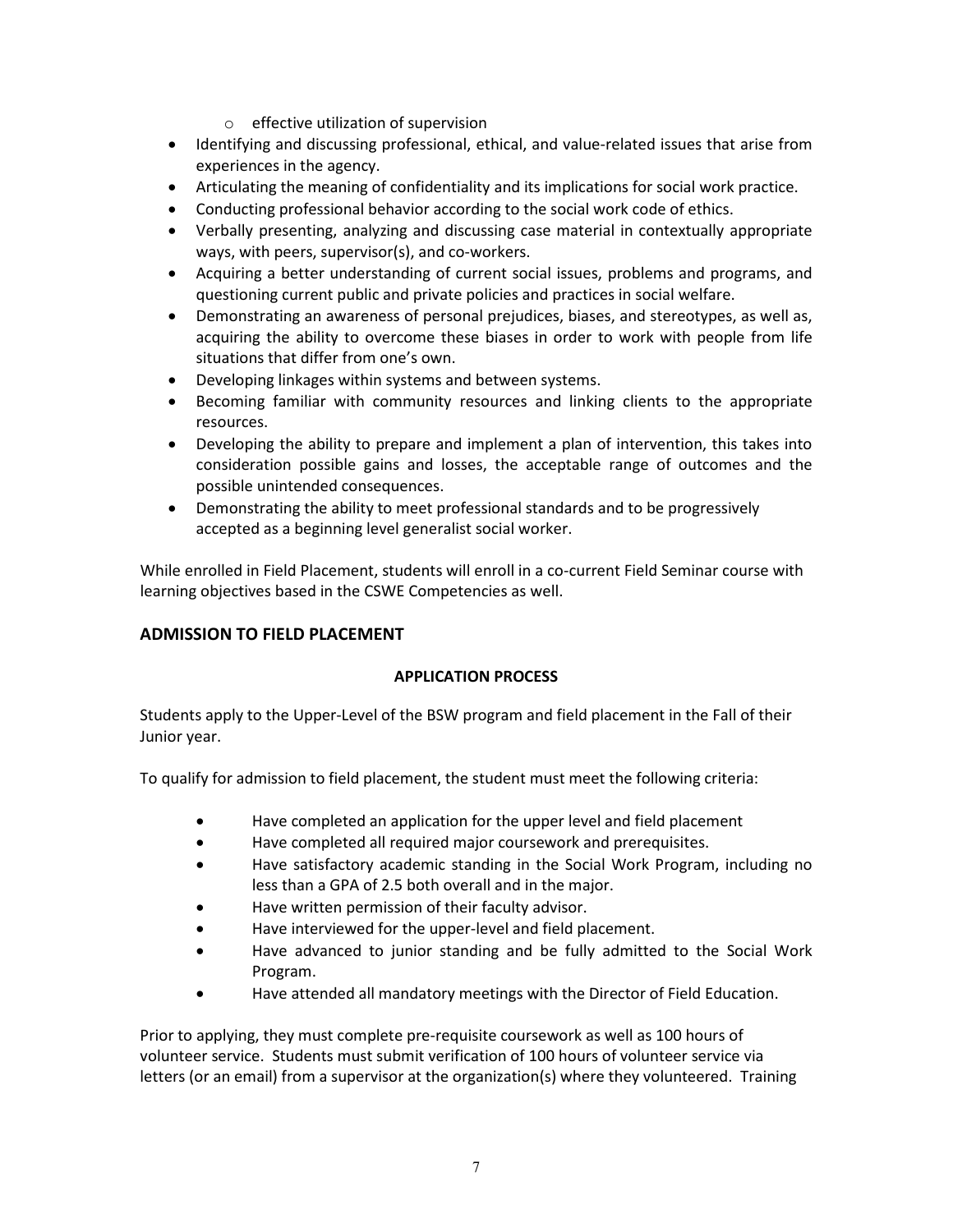- effective utilization of supervision
- Identifying and discussing professional, ethical, and value-related issues that arise from experiences in the agency.
- Articulating the meaning of confidentiality and its implications for social work practice.
- Conducting professional behavior according to the social work code of ethics.
- Verbally presenting, analyzing and discussing case material in contextually appropriate ways, with peers, supervisor(s), and co-workers.
- Acquiring a better understanding of current social issues, problems and programs, and questioning current public and private policies and practices in social welfare.
- Demonstrating an awareness of personal prejudices, biases, and stereotypes, as well as, acquiring the ability to overcome these biases in order to work with people from life situations that differ from one's own.
- Developing linkages within systems and between systems.
- Becoming familiar with community resources and linking clients to the appropriate resources.
- Developing the ability to prepare and implement a plan of intervention, this takes into consideration possible gains and losses, the acceptable range of outcomes and the possible unintended consequences.
- Demonstrating the ability to meet professional standards and to be progressively accepted as a beginning level generalist social worker.

While enrolled in Field Placement, students will enroll in a co-current Field Seminar course with learning objectives based in the CSWE Competencies as well.

## ADMISSION TO FIELD PLACEMENT

### APPLICATION PROCESS

Students apply to the Upper-Level of the BSW program and field placement in the Fall of their Junior year.

To qualify for admission to field placement, the student must meet the following criteria:

- Have completed an application for the upper level and field placement
- Have completed all required major coursework and prerequisites.
- Have satisfactory academic standing in the Social Work Program, including no less than a GPA of 2.5 both overall and in the major.
- Have written permission of their faculty advisor.
- Have interviewed for the upper-level and field placement.
- Have advanced to junior standing and be fully admitted to the Social Work Program.
- Have attended all mandatory meetings with the Director of Field Education.

Prior to applying, they must complete pre-requisite coursework as well as 100 hours of volunteer service. Students must submit verification of 100 hours of volunteer service via letters (or an email) from a supervisor at the organization(s) where they volunteered. Training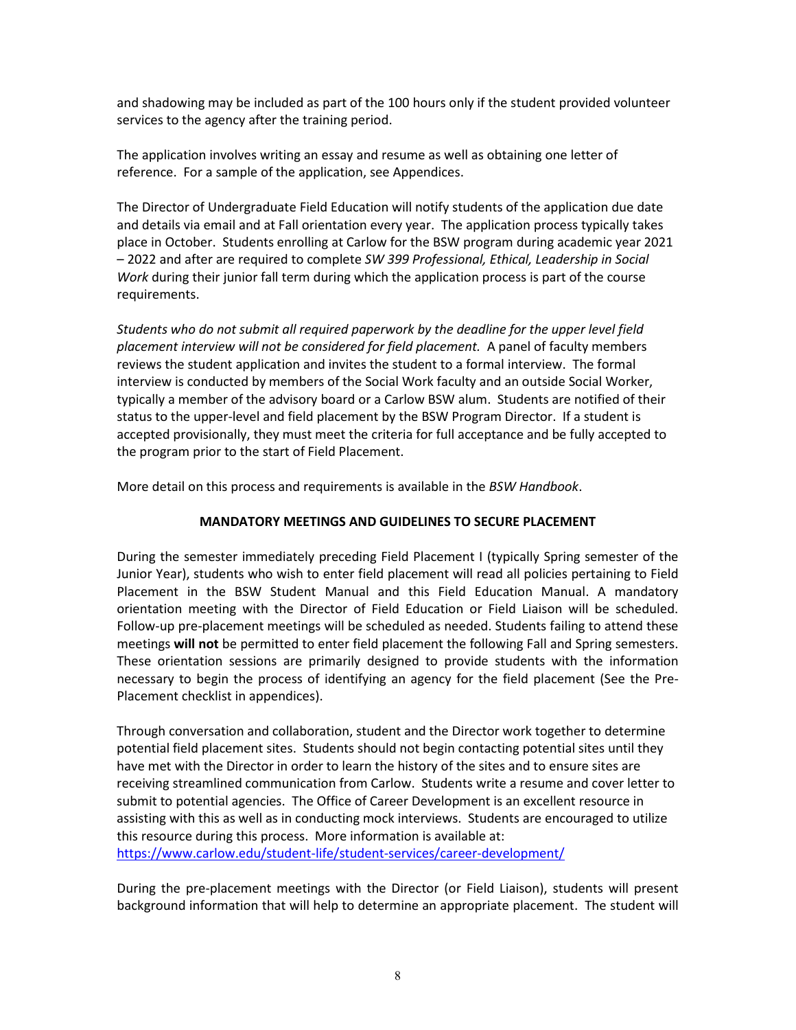and shadowing may be included as part of the 100 hours only if the student provided volunteer services to the agency after the training period.

The application involves writing an essay and resume as well as obtaining one letter of reference. For a sample of the application, see Appendices.

The Director of Undergraduate Field Education will notify students of the application due date and details via email and at Fall orientation every year. The application process typically takes place in October. Students enrolling at Carlow for the BSW program during academic year 2021 – 2022 and after are required to complete *SW 399 Professional, Ethical, Leadership in Social Work* during their junior fall term during which the application process is part of the course requirements.

*Students who do not submit all required paperwork by the deadline for the upper level field placement interview will not be considered for field placement.* A panel of faculty members reviews the student application and invites the student to a formal interview. The formal interview is conducted by members of the Social Work faculty and an outside Social Worker, typically a member of the advisory board or a Carlow BSW alum. Students are notified of their status to the upper-level and field placement by the BSW Program Director. If a student is accepted provisionally, they must meet the criteria for full acceptance and be fully accepted to the program prior to the start of Field Placement.

More detail on this process and requirements is available in the *BSW Handbook*.

## MANDATORY MEETINGS AND GUIDELINES TO SECURE PLACEMENT

During the semester immediately preceding Field Placement I (typically Spring semester of the Junior Year), students who wish to enter field placement will read all policies pertaining to Field Placement in the BSW Student Manual and this Field Education Manual. A mandatory orientation meeting with the Director of Field Education or Field Liaison will be scheduled. Follow-up pre-placement meetings will be scheduled as needed. Students failing to attend these meetings **will not** be permitted to enter field placement the following Fall and Spring semesters. These orientation sessions are primarily designed to provide students with the information necessary to begin the process of identifying an agency for the field placement (See the Pre-Placement checklist in appendices).

Through conversation and collaboration, student and the Director work together to determine potential field placement sites. Students should not begin contacting potential sites until they have met with the Director in order to learn the history of the sites and to ensure sites are receiving streamlined communication from Carlow. Students write a resume and cover letter to submit to potential agencies. The Office of Career Development is an excellent resource in assisting with this as well as in conducting mock interviews. Students are encouraged to utilize this resource during this process. More information is available at: https://www.carlow.edu/student-life/student-services/career-development/

During the pre-placement meetings with the Director (or Field Liaison), students will present background information that will help to determine an appropriate placement. The student will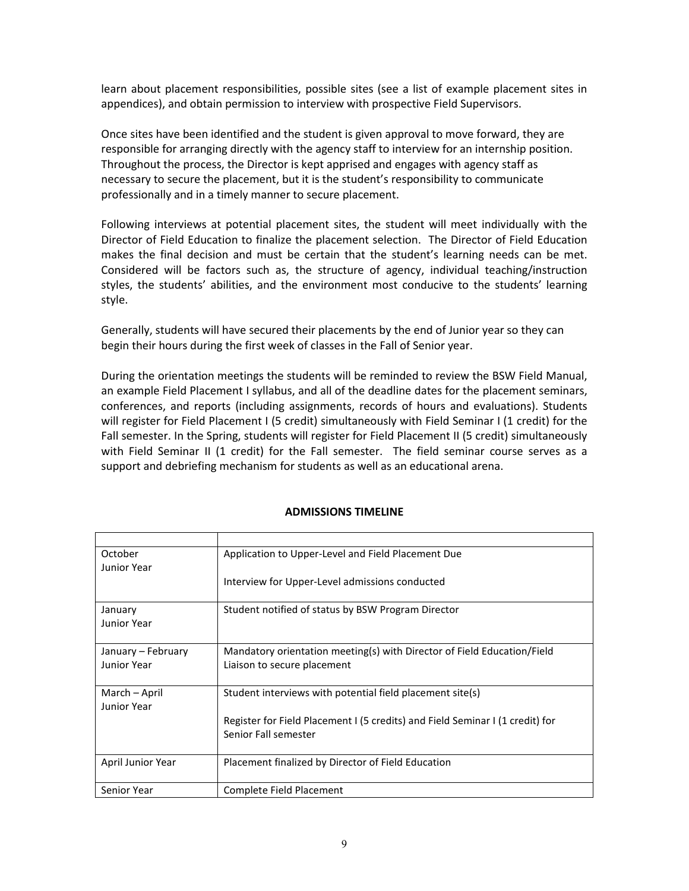learn about placement responsibilities, possible sites (see a list of example placement sites in appendices), and obtain permission to interview with prospective Field Supervisors.

Once sites have been identified and the student is given approval to move forward, they are responsible for arranging directly with the agency staff to interview for an internship position. Throughout the process, the Director is kept apprised and engages with agency staff as necessary to secure the placement, but it is the student's responsibility to communicate professionally and in a timely manner to secure placement.

Following interviews at potential placement sites, the student will meet individually with the Director of Field Education to finalize the placement selection. The Director of Field Education makes the final decision and must be certain that the student's learning needs can be met. Considered will be factors such as, the structure of agency, individual teaching/instruction styles, the students' abilities, and the environment most conducive to the students' learning style.

Generally, students will have secured their placements by the end of Junior year so they can begin their hours during the first week of classes in the Fall of Senior year.

During the orientation meetings the students will be reminded to review the BSW Field Manual, an example Field Placement I syllabus, and all of the deadline dates for the placement seminars, conferences, and reports (including assignments, records of hours and evaluations). Students will register for Field Placement I (5 credit) simultaneously with Field Seminar I (1 credit) for the Fall semester. In the Spring, students will register for Field Placement II (5 credit) simultaneously with Field Seminar II (1 credit) for the Fall semester. The field seminar course serves as a support and debriefing mechanism for students as well as an educational arena.

**ADMISSIONS TIMELINE**

| | |
|---|---|
| October<br>Junior Year | Application to Upper-Level and Field Placement Due<br><br>Interview for Upper-Level admissions conducted |
| January<br>Junior Year | Student notified of status by BSW Program Director |
| January – February<br>Junior Year | Mandatory orientation meeting(s) with Director of Field Education/Field Liaison to secure placement |
| March – April<br>Junior Year | Student interviews with potential field placement site(s)<br><br>Register for Field Placement I (5 credits) and Field Seminar I (1 credit) for Senior Fall semester |
| April Junior Year | Placement finalized by Director of Field Education |
| Senior Year | Complete Field Placement |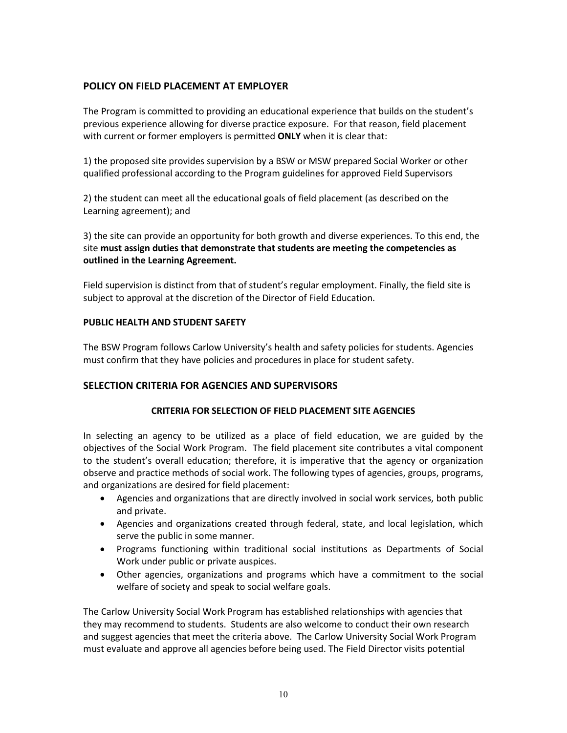## POLICY ON FIELD PLACEMENT AT EMPLOYER

The Program is committed to providing an educational experience that builds on the student's previous experience allowing for diverse practice exposure. For that reason, field placement with current or former employers is permitted **ONLY** when it is clear that:

1) the proposed site provides supervision by a BSW or MSW prepared Social Worker or other qualified professional according to the Program guidelines for approved Field Supervisors

2) the student can meet all the educational goals of field placement (as described on the Learning agreement); and

3) the site can provide an opportunity for both growth and diverse experiences. To this end, the site **must assign duties that demonstrate that students are meeting the competencies as outlined in the Learning Agreement.**

Field supervision is distinct from that of student's regular employment. Finally, the field site is subject to approval at the discretion of the Director of Field Education.

### PUBLIC HEALTH AND STUDENT SAFETY

The BSW Program follows Carlow University's health and safety policies for students. Agencies must confirm that they have policies and procedures in place for student safety.

## SELECTION CRITERIA FOR AGENCIES AND SUPERVISORS

### CRITERIA FOR SELECTION OF FIELD PLACEMENT SITE AGENCIES

In selecting an agency to be utilized as a place of field education, we are guided by the objectives of the Social Work Program. The field placement site contributes a vital component to the student's overall education; therefore, it is imperative that the agency or organization observe and practice methods of social work. The following types of agencies, groups, programs, and organizations are desired for field placement:

- Agencies and organizations that are directly involved in social work services, both public and private.
- Agencies and organizations created through federal, state, and local legislation, which serve the public in some manner.
- Programs functioning within traditional social institutions as Departments of Social Work under public or private auspices.
- Other agencies, organizations and programs which have a commitment to the social welfare of society and speak to social welfare goals.

The Carlow University Social Work Program has established relationships with agencies that they may recommend to students. Students are also welcome to conduct their own research and suggest agencies that meet the criteria above. The Carlow University Social Work Program must evaluate and approve all agencies before being used. The Field Director visits potential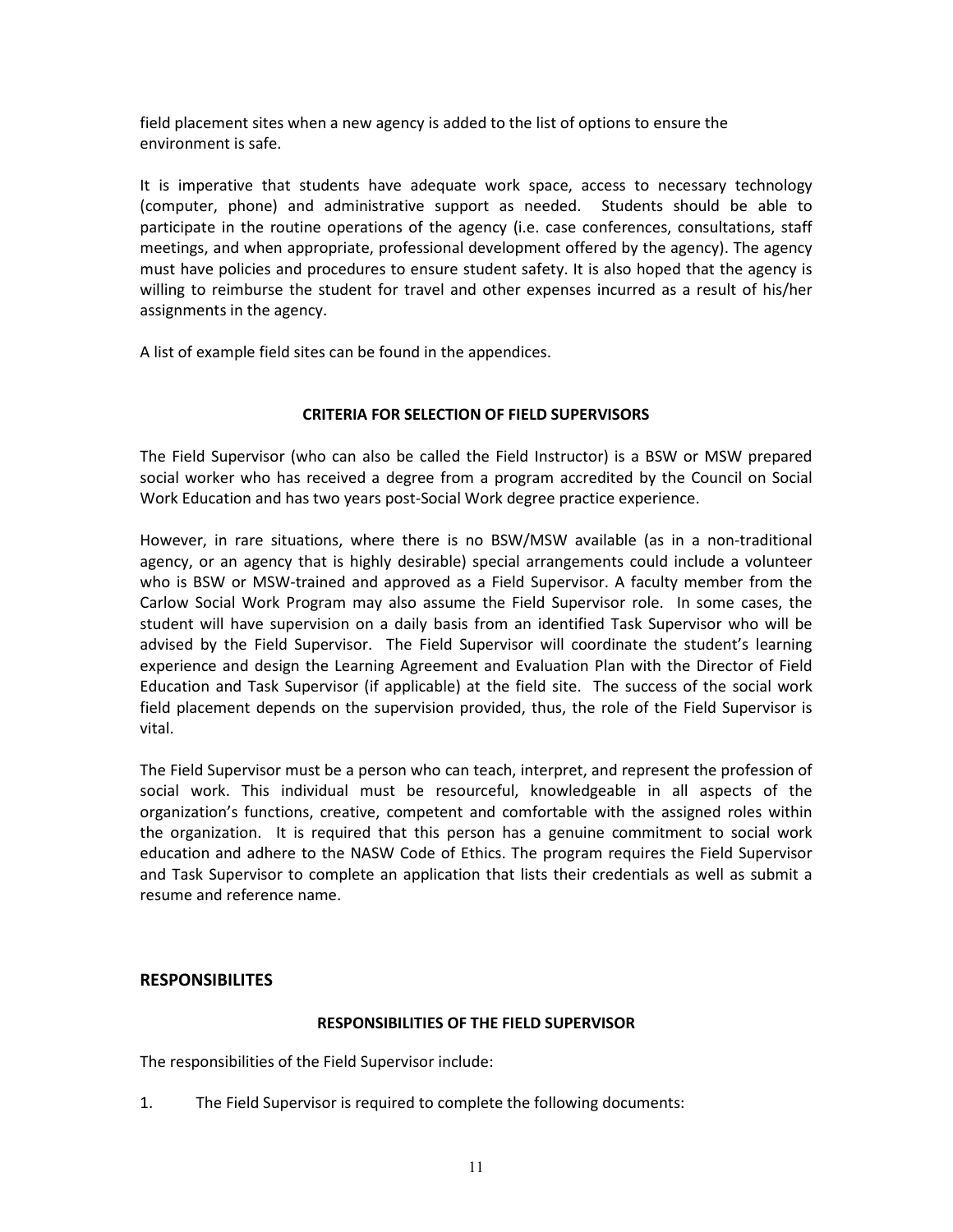field placement sites when a new agency is added to the list of options to ensure the environment is safe.

It is imperative that students have adequate work space, access to necessary technology (computer, phone) and administrative support as needed. Students should be able to participate in the routine operations of the agency (i.e. case conferences, consultations, staff meetings, and when appropriate, professional development offered by the agency). The agency must have policies and procedures to ensure student safety. It is also hoped that the agency is willing to reimburse the student for travel and other expenses incurred as a result of his/her assignments in the agency.

A list of example field sites can be found in the appendices.

### CRITERIA FOR SELECTION OF FIELD SUPERVISORS

The Field Supervisor (who can also be called the Field Instructor) is a BSW or MSW prepared social worker who has received a degree from a program accredited by the Council on Social Work Education and has two years post-Social Work degree practice experience.

However, in rare situations, where there is no BSW/MSW available (as in a non-traditional agency, or an agency that is highly desirable) special arrangements could include a volunteer who is BSW or MSW-trained and approved as a Field Supervisor. A faculty member from the Carlow Social Work Program may also assume the Field Supervisor role. In some cases, the student will have supervision on a daily basis from an identified Task Supervisor who will be advised by the Field Supervisor. The Field Supervisor will coordinate the student's learning experience and design the Learning Agreement and Evaluation Plan with the Director of Field Education and Task Supervisor (if applicable) at the field site. The success of the social work field placement depends on the supervision provided, thus, the role of the Field Supervisor is vital.

The Field Supervisor must be a person who can teach, interpret, and represent the profession of social work. This individual must be resourceful, knowledgeable in all aspects of the organization's functions, creative, competent and comfortable with the assigned roles within the organization. It is required that this person has a genuine commitment to social work education and adhere to the NASW Code of Ethics. The program requires the Field Supervisor and Task Supervisor to complete an application that lists their credentials as well as submit a resume and reference name.

## RESPONSIBILITES

### RESPONSIBILITIES OF THE FIELD SUPERVISOR

The responsibilities of the Field Supervisor include:

1. The Field Supervisor is required to complete the following documents: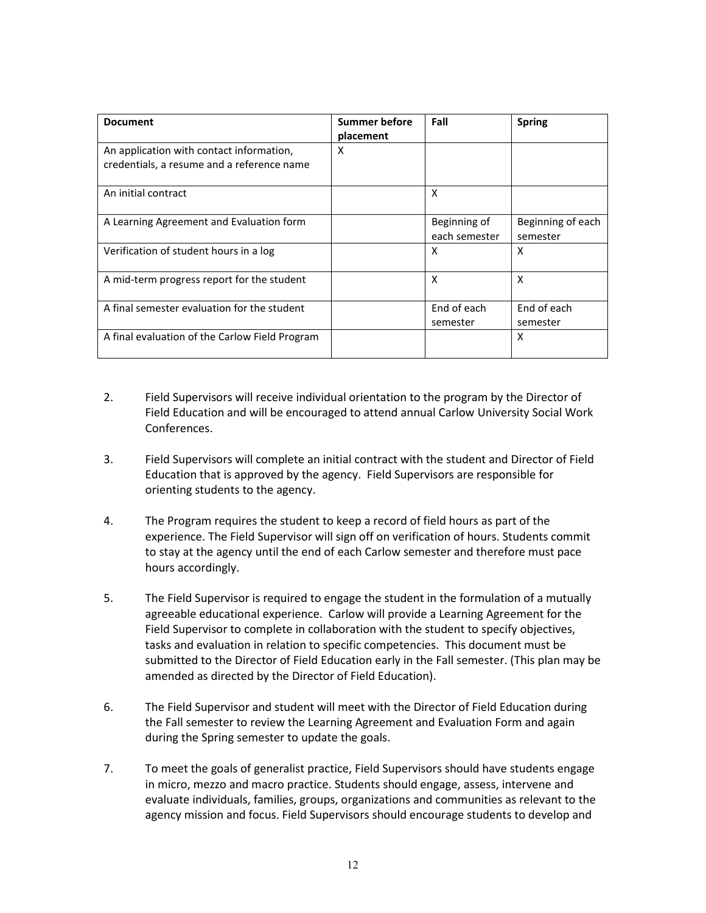| Document | Summer before placement | Fall | Spring |
|---|---|---|---|
| An application with contact information, credentials, a resume and a reference name | X | | |
| An initial contract | | X | |
| A Learning Agreement and Evaluation form | | Beginning of each semester | Beginning of each semester |
| Verification of student hours in a log | | X | X |
| A mid-term progress report for the student | | X | X |
| A final semester evaluation for the student | | End of each semester | End of each semester |
| A final evaluation of the Carlow Field Program | | | X |

2. Field Supervisors will receive individual orientation to the program by the Director of Field Education and will be encouraged to attend annual Carlow University Social Work Conferences.

3. Field Supervisors will complete an initial contract with the student and Director of Field Education that is approved by the agency. Field Supervisors are responsible for orienting students to the agency.

4. The Program requires the student to keep a record of field hours as part of the experience. The Field Supervisor will sign off on verification of hours. Students commit to stay at the agency until the end of each Carlow semester and therefore must pace hours accordingly.

5. The Field Supervisor is required to engage the student in the formulation of a mutually agreeable educational experience. Carlow will provide a Learning Agreement for the Field Supervisor to complete in collaboration with the student to specify objectives, tasks and evaluation in relation to specific competencies. This document must be submitted to the Director of Field Education early in the Fall semester. (This plan may be amended as directed by the Director of Field Education).

6. The Field Supervisor and student will meet with the Director of Field Education during the Fall semester to review the Learning Agreement and Evaluation Form and again during the Spring semester to update the goals.

7. To meet the goals of generalist practice, Field Supervisors should have students engage in micro, mezzo and macro practice. Students should engage, assess, intervene and evaluate individuals, families, groups, organizations and communities as relevant to the agency mission and focus. Field Supervisors should encourage students to develop and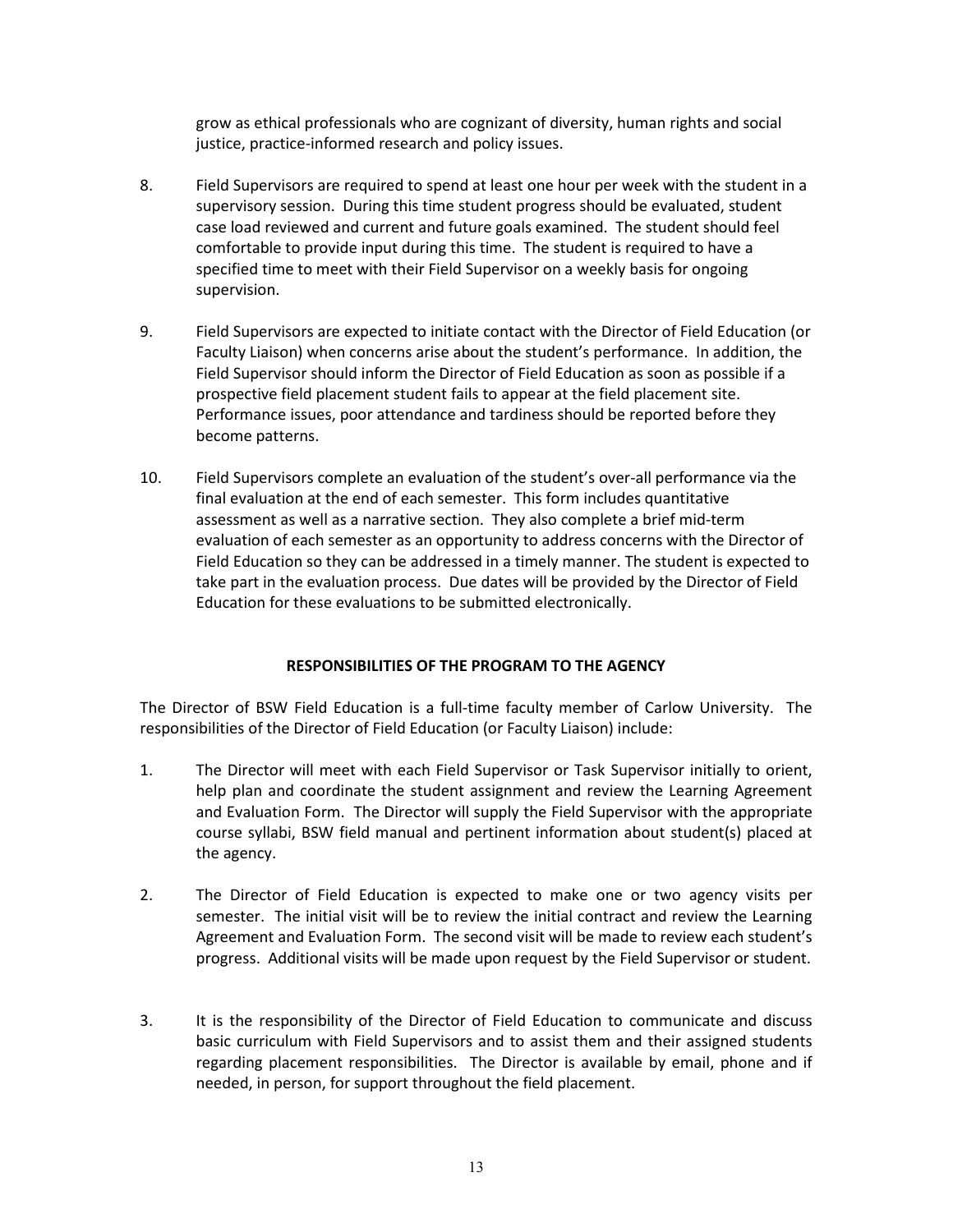grow as ethical professionals who are cognizant of diversity, human rights and social justice, practice-informed research and policy issues.

8. Field Supervisors are required to spend at least one hour per week with the student in a supervisory session. During this time student progress should be evaluated, student case load reviewed and current and future goals examined. The student should feel comfortable to provide input during this time. The student is required to have a specified time to meet with their Field Supervisor on a weekly basis for ongoing supervision.

9. Field Supervisors are expected to initiate contact with the Director of Field Education (or Faculty Liaison) when concerns arise about the student's performance. In addition, the Field Supervisor should inform the Director of Field Education as soon as possible if a prospective field placement student fails to appear at the field placement site. Performance issues, poor attendance and tardiness should be reported before they become patterns.

10. Field Supervisors complete an evaluation of the student's over-all performance via the final evaluation at the end of each semester. This form includes quantitative assessment as well as a narrative section. They also complete a brief mid-term evaluation of each semester as an opportunity to address concerns with the Director of Field Education so they can be addressed in a timely manner. The student is expected to take part in the evaluation process. Due dates will be provided by the Director of Field Education for these evaluations to be submitted electronically.

## RESPONSIBILITIES OF THE PROGRAM TO THE AGENCY

The Director of BSW Field Education is a full-time faculty member of Carlow University. The responsibilities of the Director of Field Education (or Faculty Liaison) include:

1. The Director will meet with each Field Supervisor or Task Supervisor initially to orient, help plan and coordinate the student assignment and review the Learning Agreement and Evaluation Form. The Director will supply the Field Supervisor with the appropriate course syllabi, BSW field manual and pertinent information about student(s) placed at the agency.

2. The Director of Field Education is expected to make one or two agency visits per semester. The initial visit will be to review the initial contract and review the Learning Agreement and Evaluation Form. The second visit will be made to review each student's progress. Additional visits will be made upon request by the Field Supervisor or student.

3. It is the responsibility of the Director of Field Education to communicate and discuss basic curriculum with Field Supervisors and to assist them and their assigned students regarding placement responsibilities. The Director is available by email, phone and if needed, in person, for support throughout the field placement.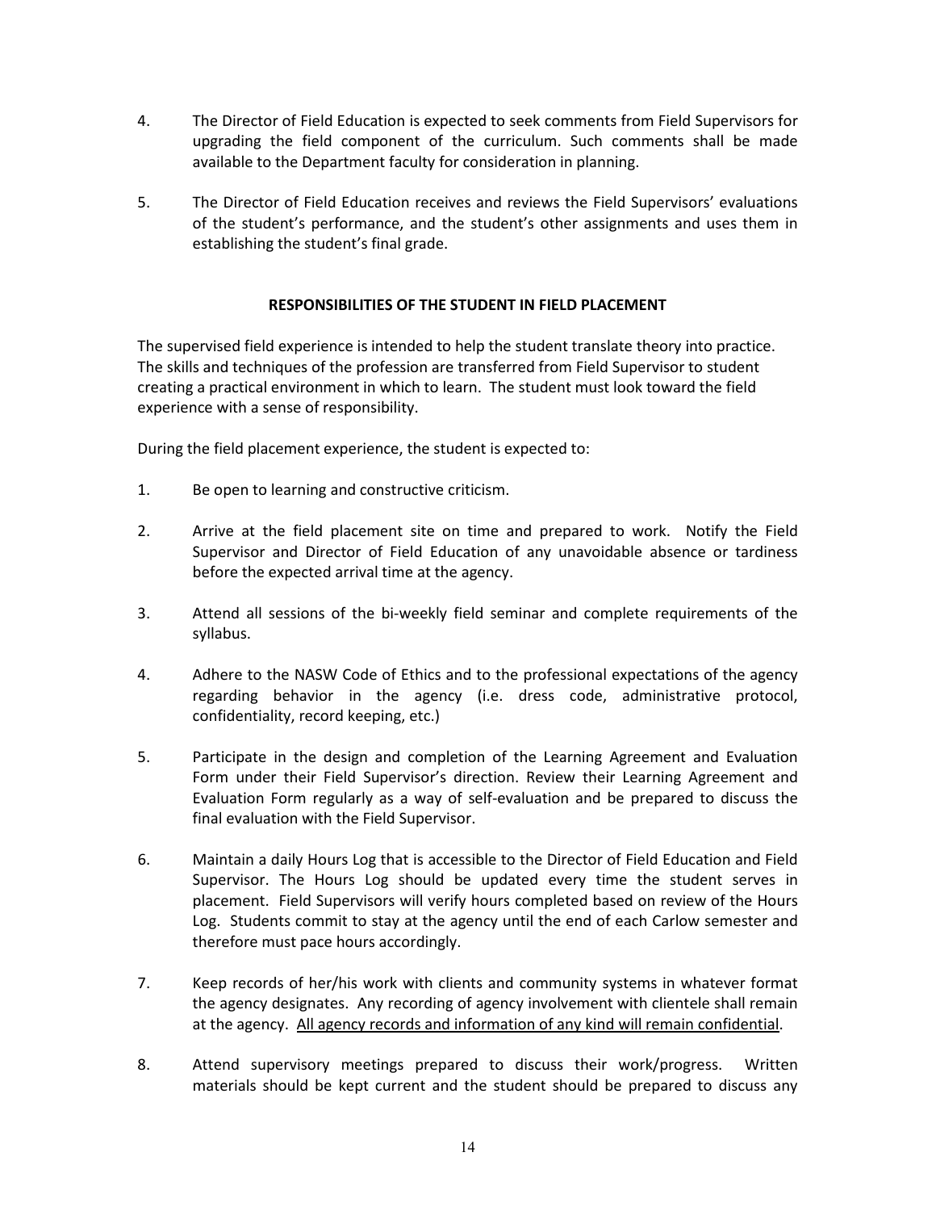4. The Director of Field Education is expected to seek comments from Field Supervisors for upgrading the field component of the curriculum. Such comments shall be made available to the Department faculty for consideration in planning.

5. The Director of Field Education receives and reviews the Field Supervisors' evaluations of the student's performance, and the student's other assignments and uses them in establishing the student's final grade.

## RESPONSIBILITIES OF THE STUDENT IN FIELD PLACEMENT

The supervised field experience is intended to help the student translate theory into practice. The skills and techniques of the profession are transferred from Field Supervisor to student creating a practical environment in which to learn. The student must look toward the field experience with a sense of responsibility.

During the field placement experience, the student is expected to:

1. Be open to learning and constructive criticism.

2. Arrive at the field placement site on time and prepared to work. Notify the Field Supervisor and Director of Field Education of any unavoidable absence or tardiness before the expected arrival time at the agency.

3. Attend all sessions of the bi-weekly field seminar and complete requirements of the syllabus.

4. Adhere to the NASW Code of Ethics and to the professional expectations of the agency regarding behavior in the agency (i.e. dress code, administrative protocol, confidentiality, record keeping, etc.)

5. Participate in the design and completion of the Learning Agreement and Evaluation Form under their Field Supervisor's direction. Review their Learning Agreement and Evaluation Form regularly as a way of self-evaluation and be prepared to discuss the final evaluation with the Field Supervisor.

6. Maintain a daily Hours Log that is accessible to the Director of Field Education and Field Supervisor. The Hours Log should be updated every time the student serves in placement. Field Supervisors will verify hours completed based on review of the Hours Log. Students commit to stay at the agency until the end of each Carlow semester and therefore must pace hours accordingly.

7. Keep records of her/his work with clients and community systems in whatever format the agency designates. Any recording of agency involvement with clientele shall remain at the agency. <u>All agency records and information of any kind will remain confidential</u>.

8. Attend supervisory meetings prepared to discuss their work/progress. Written materials should be kept current and the student should be prepared to discuss any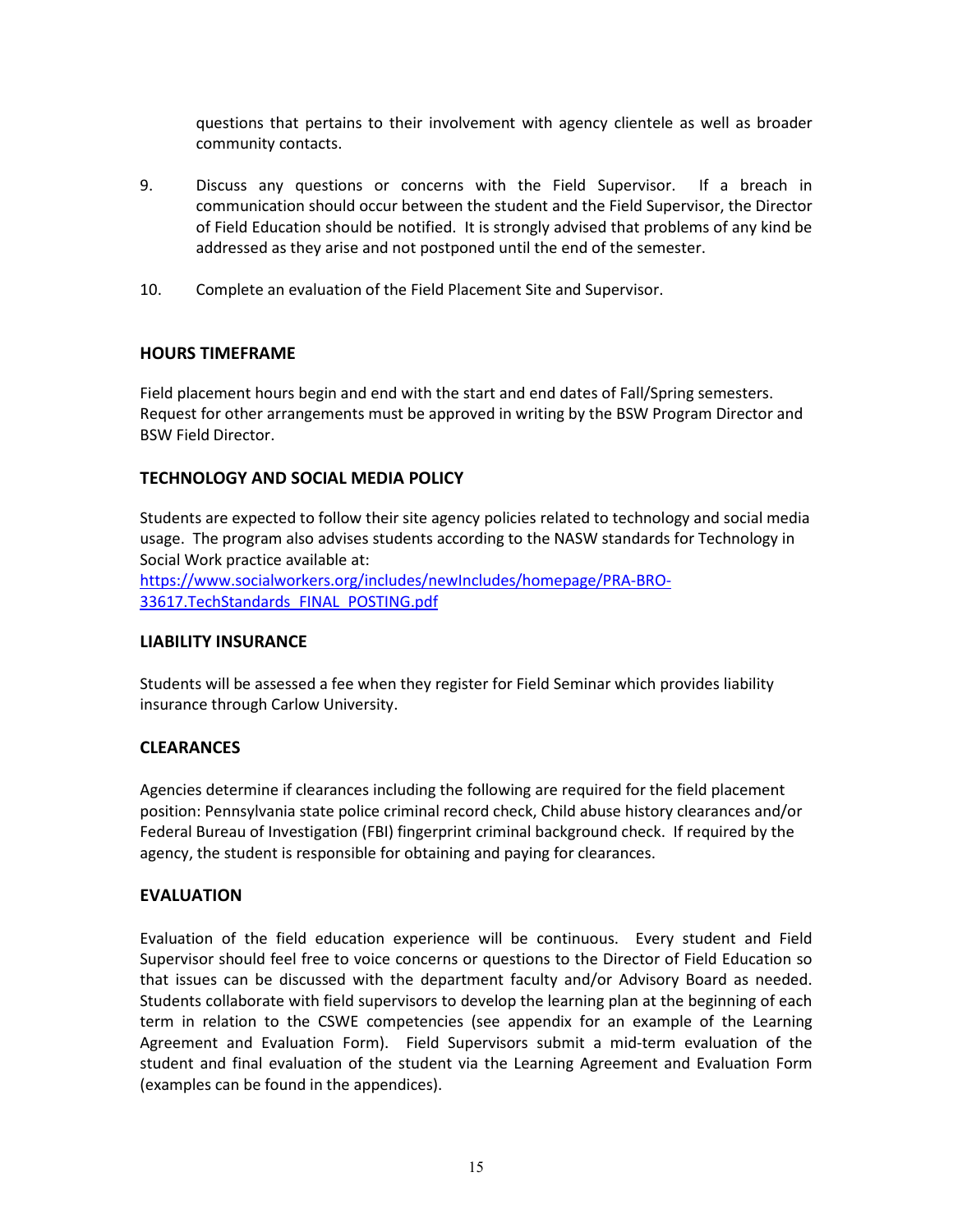questions that pertains to their involvement with agency clientele as well as broader community contacts.

9. Discuss any questions or concerns with the Field Supervisor. If a breach in communication should occur between the student and the Field Supervisor, the Director of Field Education should be notified. It is strongly advised that problems of any kind be addressed as they arise and not postponed until the end of the semester.

10. Complete an evaluation of the Field Placement Site and Supervisor.

## HOURS TIMEFRAME

Field placement hours begin and end with the start and end dates of Fall/Spring semesters. Request for other arrangements must be approved in writing by the BSW Program Director and BSW Field Director.

## TECHNOLOGY AND SOCIAL MEDIA POLICY

Students are expected to follow their site agency policies related to technology and social media usage. The program also advises students according to the NASW standards for Technology in Social Work practice available at: [https://www.socialworkers.org/includes/newIncludes/homepage/PRA-BRO-33617.TechStandards_FINAL_POSTING.pdf](https://www.socialworkers.org/includes/newIncludes/homepage/PRA-BRO-33617.TechStandards_FINAL_POSTING.pdf)

## LIABILITY INSURANCE

Students will be assessed a fee when they register for Field Seminar which provides liability insurance through Carlow University.

## CLEARANCES

Agencies determine if clearances including the following are required for the field placement position: Pennsylvania state police criminal record check, Child abuse history clearances and/or Federal Bureau of Investigation (FBI) fingerprint criminal background check. If required by the agency, the student is responsible for obtaining and paying for clearances.

## EVALUATION

Evaluation of the field education experience will be continuous. Every student and Field Supervisor should feel free to voice concerns or questions to the Director of Field Education so that issues can be discussed with the department faculty and/or Advisory Board as needed. Students collaborate with field supervisors to develop the learning plan at the beginning of each term in relation to the CSWE competencies (see appendix for an example of the Learning Agreement and Evaluation Form). Field Supervisors submit a mid-term evaluation of the student and final evaluation of the student via the Learning Agreement and Evaluation Form (examples can be found in the appendices).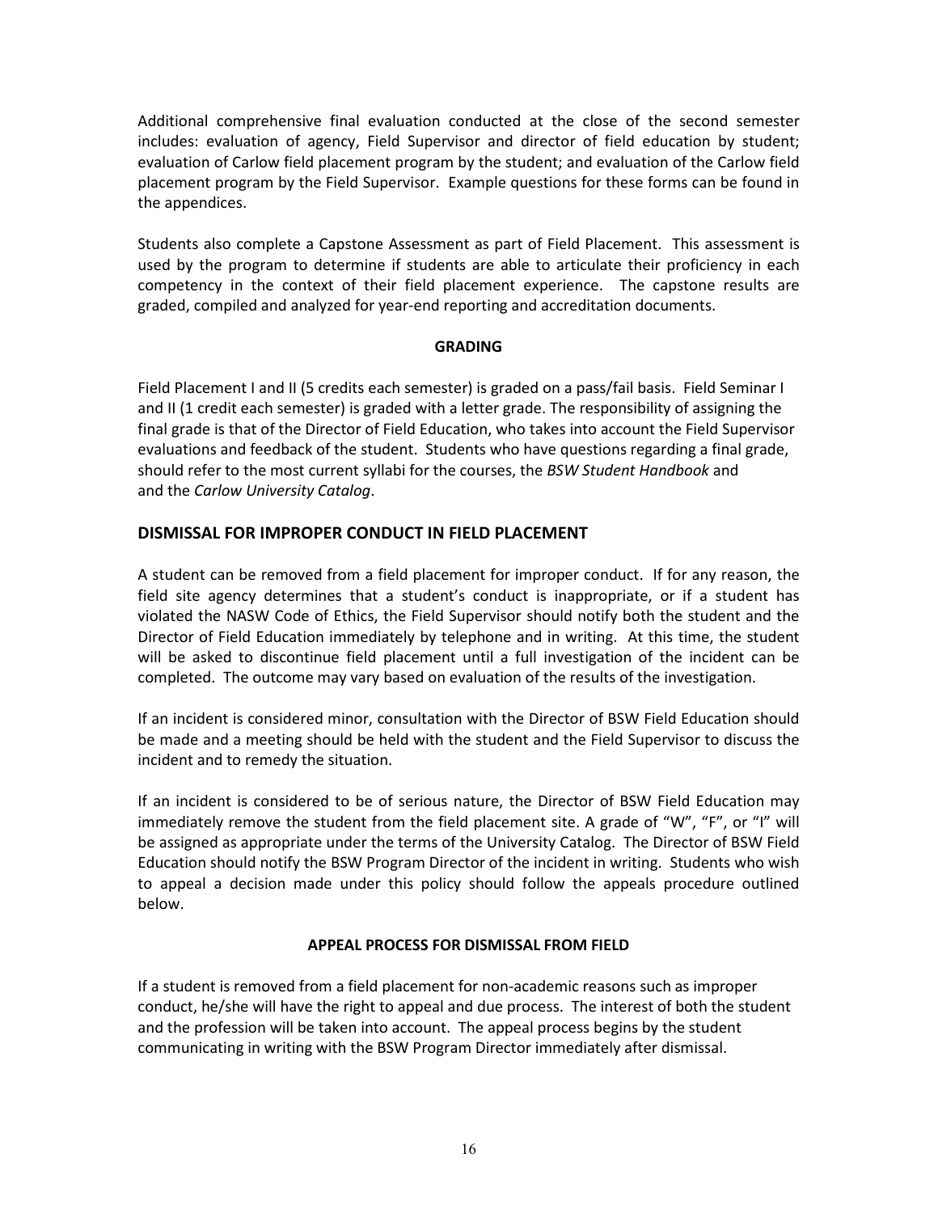Additional comprehensive final evaluation conducted at the close of the second semester includes: evaluation of agency, Field Supervisor and director of field education by student; evaluation of Carlow field placement program by the student; and evaluation of the Carlow field placement program by the Field Supervisor. Example questions for these forms can be found in the appendices.

Students also complete a Capstone Assessment as part of Field Placement. This assessment is used by the program to determine if students are able to articulate their proficiency in each competency in the context of their field placement experience. The capstone results are graded, compiled and analyzed for year-end reporting and accreditation documents.

### GRADING

Field Placement I and II (5 credits each semester) is graded on a pass/fail basis. Field Seminar I and II (1 credit each semester) is graded with a letter grade. The responsibility of assigning the final grade is that of the Director of Field Education, who takes into account the Field Supervisor evaluations and feedback of the student. Students who have questions regarding a final grade, should refer to the most current syllabi for the courses, the *BSW Student Handbook* and and the *Carlow University Catalog*.

## DISMISSAL FOR IMPROPER CONDUCT IN FIELD PLACEMENT

A student can be removed from a field placement for improper conduct. If for any reason, the field site agency determines that a student's conduct is inappropriate, or if a student has violated the NASW Code of Ethics, the Field Supervisor should notify both the student and the Director of Field Education immediately by telephone and in writing. At this time, the student will be asked to discontinue field placement until a full investigation of the incident can be completed. The outcome may vary based on evaluation of the results of the investigation.

If an incident is considered minor, consultation with the Director of BSW Field Education should be made and a meeting should be held with the student and the Field Supervisor to discuss the incident and to remedy the situation.

If an incident is considered to be of serious nature, the Director of BSW Field Education may immediately remove the student from the field placement site. A grade of "W", "F", or "I" will be assigned as appropriate under the terms of the University Catalog. The Director of BSW Field Education should notify the BSW Program Director of the incident in writing. Students who wish to appeal a decision made under this policy should follow the appeals procedure outlined below.

### APPEAL PROCESS FOR DISMISSAL FROM FIELD

If a student is removed from a field placement for non-academic reasons such as improper conduct, he/she will have the right to appeal and due process. The interest of both the student and the profession will be taken into account. The appeal process begins by the student communicating in writing with the BSW Program Director immediately after dismissal.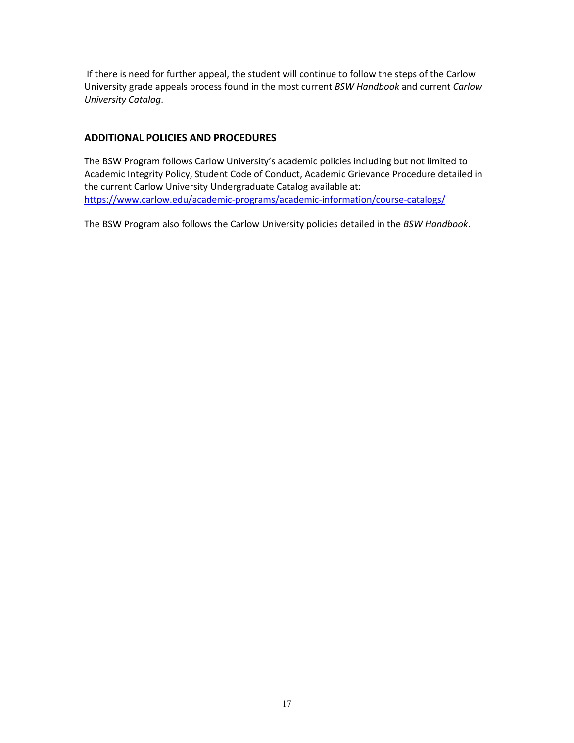If there is need for further appeal, the student will continue to follow the steps of the Carlow University grade appeals process found in the most current *BSW Handbook* and current *Carlow University Catalog*.

## ADDITIONAL POLICIES AND PROCEDURES

The BSW Program follows Carlow University's academic policies including but not limited to Academic Integrity Policy, Student Code of Conduct, Academic Grievance Procedure detailed in the current Carlow University Undergraduate Catalog available at: https://www.carlow.edu/academic-programs/academic-information/course-catalogs/

The BSW Program also follows the Carlow University policies detailed in the *BSW Handbook*.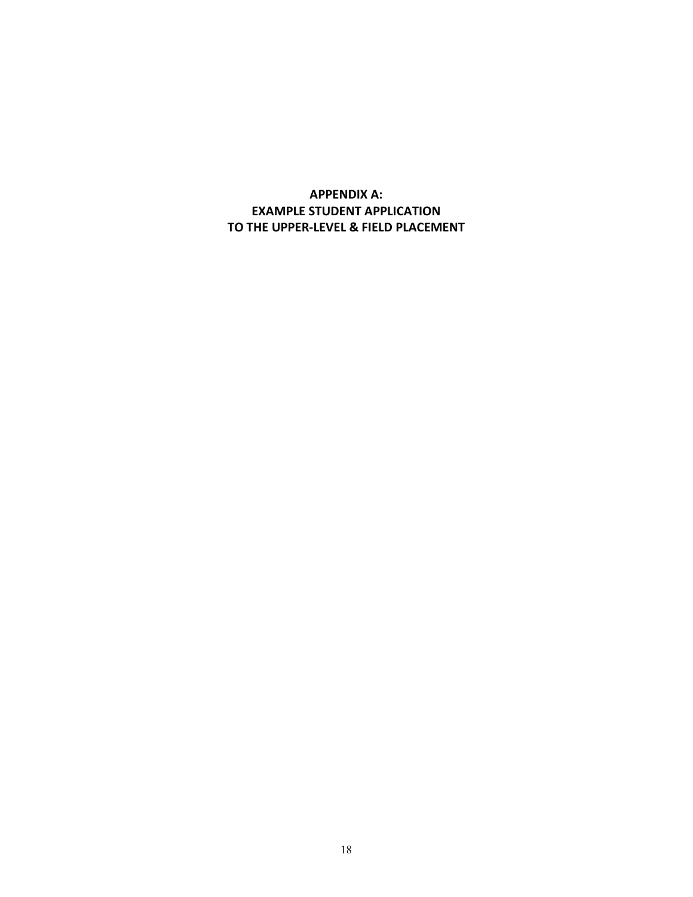# APPENDIX A:
# EXAMPLE STUDENT APPLICATION
# TO THE UPPER-LEVEL & FIELD PLACEMENT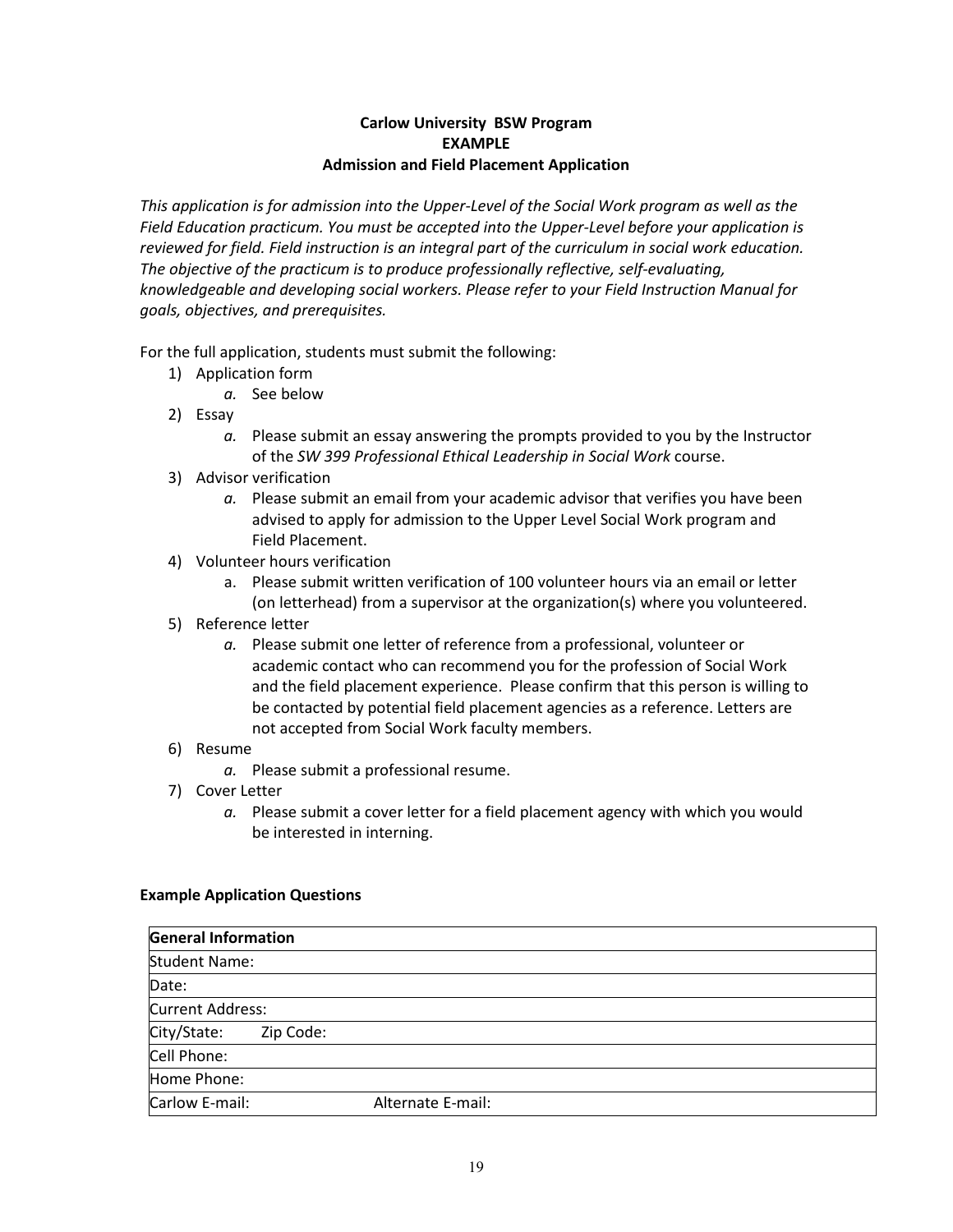**Carlow University BSW Program**
**EXAMPLE**
**Admission and Field Placement Application**

*This application is for admission into the Upper-Level of the Social Work program as well as the Field Education practicum. You must be accepted into the Upper-Level before your application is reviewed for field. Field instruction is an integral part of the curriculum in social work education. The objective of the practicum is to produce professionally reflective, self-evaluating, knowledgeable and developing social workers. Please refer to your Field Instruction Manual for goals, objectives, and prerequisites.*

For the full application, students must submit the following:

1) Application form
   a. See below
2) Essay
   a. Please submit an essay answering the prompts provided to you by the Instructor of the *SW 399 Professional Ethical Leadership in Social Work* course.
3) Advisor verification
   a. Please submit an email from your academic advisor that verifies you have been advised to apply for admission to the Upper Level Social Work program and Field Placement.
4) Volunteer hours verification
   a. Please submit written verification of 100 volunteer hours via an email or letter (on letterhead) from a supervisor at the organization(s) where you volunteered.
5) Reference letter
   a. Please submit one letter of reference from a professional, volunteer or academic contact who can recommend you for the profession of Social Work and the field placement experience. Please confirm that this person is willing to be contacted by potential field placement agencies as a reference. Letters are not accepted from Social Work faculty members.
6) Resume
   a. Please submit a professional resume.
7) Cover Letter
   a. Please submit a cover letter for a field placement agency with which you would be interested in interning.

**Example Application Questions**

| **General Information** | |
|---|---|
| Student Name: | |
| Date: | |
| Current Address: | |
| City/State: | Zip Code: |
| Cell Phone: | |
| Home Phone: | |
| Carlow E-mail: | Alternate E-mail: |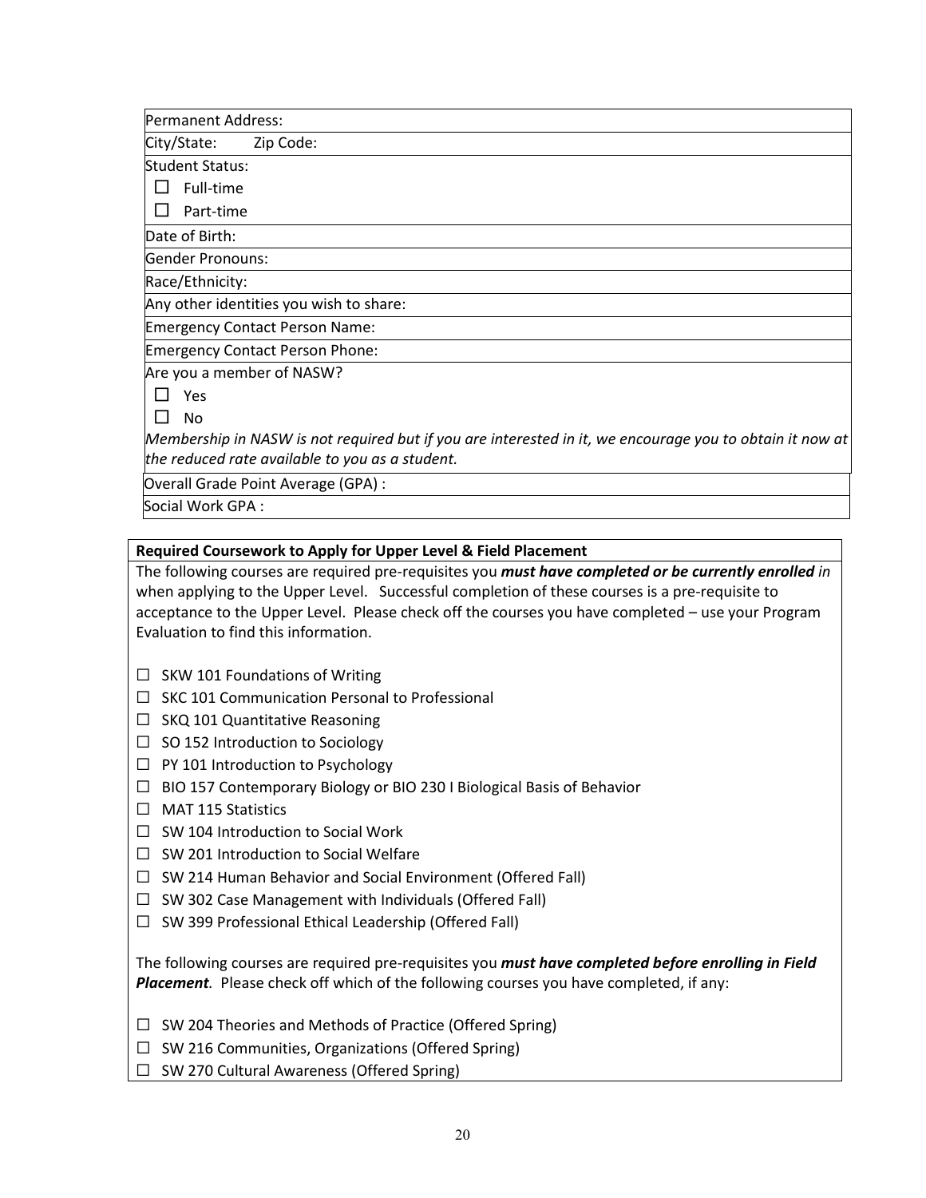Permanent Address:

City/State: Zip Code:

Student Status:

- ☐ Full-time
- ☐ Part-time

Date of Birth:

Gender Pronouns:

Race/Ethnicity:

Any other identities you wish to share:

Emergency Contact Person Name:

Emergency Contact Person Phone:

Are you a member of NASW?

- ☐ Yes
- ☐ No

*Membership in NASW is not required but if you are interested in it, we encourage you to obtain it now at the reduced rate available to you as a student.*

Overall Grade Point Average (GPA) :

Social Work GPA :

**Required Coursework to Apply for Upper Level & Field Placement**

The following courses are required pre-requisites you ***must have completed or be currently enrolled*** *in* when applying to the Upper Level. Successful completion of these courses is a pre-requisite to acceptance to the Upper Level. Please check off the courses you have completed – use your Program Evaluation to find this information.

- ☐ SKW 101 Foundations of Writing
- ☐ SKC 101 Communication Personal to Professional
- ☐ SKQ 101 Quantitative Reasoning
- ☐ SO 152 Introduction to Sociology
- ☐ PY 101 Introduction to Psychology
- ☐ BIO 157 Contemporary Biology or BIO 230 I Biological Basis of Behavior
- ☐ MAT 115 Statistics
- ☐ SW 104 Introduction to Social Work
- ☐ SW 201 Introduction to Social Welfare
- ☐ SW 214 Human Behavior and Social Environment (Offered Fall)
- ☐ SW 302 Case Management with Individuals (Offered Fall)
- ☐ SW 399 Professional Ethical Leadership (Offered Fall)

The following courses are required pre-requisites you ***must have completed before enrolling in Field Placement****.* Please check off which of the following courses you have completed, if any:

- ☐ SW 204 Theories and Methods of Practice (Offered Spring)
- ☐ SW 216 Communities, Organizations (Offered Spring)
- ☐ SW 270 Cultural Awareness (Offered Spring)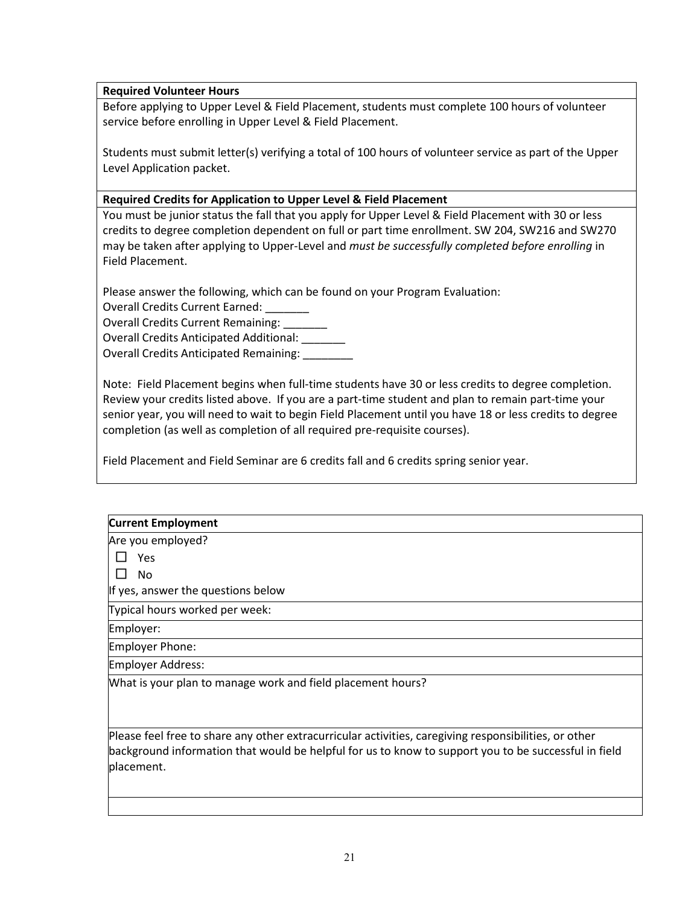**Required Volunteer Hours**

Before applying to Upper Level & Field Placement, students must complete 100 hours of volunteer service before enrolling in Upper Level & Field Placement.

Students must submit letter(s) verifying a total of 100 hours of volunteer service as part of the Upper Level Application packet.

**Required Credits for Application to Upper Level & Field Placement**

You must be junior status the fall that you apply for Upper Level & Field Placement with 30 or less credits to degree completion dependent on full or part time enrollment. SW 204, SW216 and SW270 may be taken after applying to Upper-Level and *must be successfully completed before enrolling* in Field Placement.

Please answer the following, which can be found on your Program Evaluation:

Overall Credits Current Earned: _______

Overall Credits Current Remaining: _______

Overall Credits Anticipated Additional: _______

Overall Credits Anticipated Remaining: ________

Note: Field Placement begins when full-time students have 30 or less credits to degree completion. Review your credits listed above. If you are a part-time student and plan to remain part-time your senior year, you will need to wait to begin Field Placement until you have 18 or less credits to degree completion (as well as completion of all required pre-requisite courses).

Field Placement and Field Seminar are 6 credits fall and 6 credits spring senior year.

**Current Employment**

Are you employed?

- ☐ Yes
- ☐ No

If yes, answer the questions below

Typical hours worked per week:

Employer:

Employer Phone:

Employer Address:

What is your plan to manage work and field placement hours?

Please feel free to share any other extracurricular activities, caregiving responsibilities, or other background information that would be helpful for us to know to support you to be successful in field placement.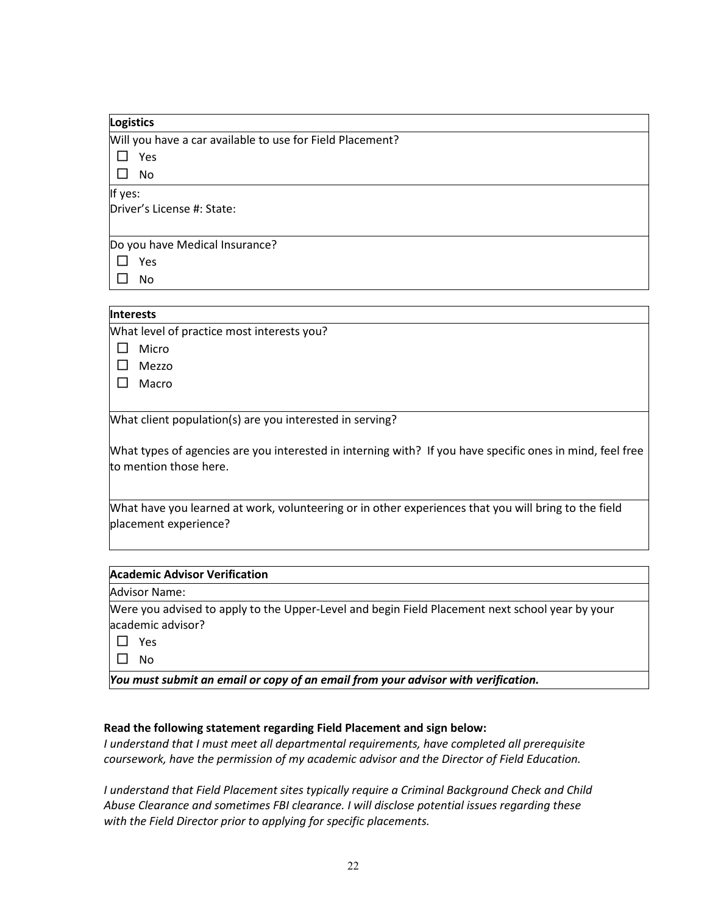| **Logistics** |
|---|
| Will you have a car available to use for Field Placement?<br>☐ Yes<br>☐ No |
| If yes:<br>Driver's License #: State: |
| Do you have Medical Insurance?<br>☐ Yes<br>☐ No |

| **Interests** |
|---|
| What level of practice most interests you?<br>☐ Micro<br>☐ Mezzo<br>☐ Macro |
| What client population(s) are you interested in serving?<br><br>What types of agencies are you interested in interning with? If you have specific ones in mind, feel free to mention those here. |
| What have you learned at work, volunteering or in other experiences that you will bring to the field placement experience? |

| **Academic Advisor Verification** |
|---|
| Advisor Name: |
| Were you advised to apply to the Upper-Level and begin Field Placement next school year by your academic advisor?<br>☐ Yes<br>☐ No |
| ***You must submit an email or copy of an email from your advisor with verification.*** |

**Read the following statement regarding Field Placement and sign below:**

*I understand that I must meet all departmental requirements, have completed all prerequisite coursework, have the permission of my academic advisor and the Director of Field Education.*

*I understand that Field Placement sites typically require a Criminal Background Check and Child Abuse Clearance and sometimes FBI clearance. I will disclose potential issues regarding these with the Field Director prior to applying for specific placements.*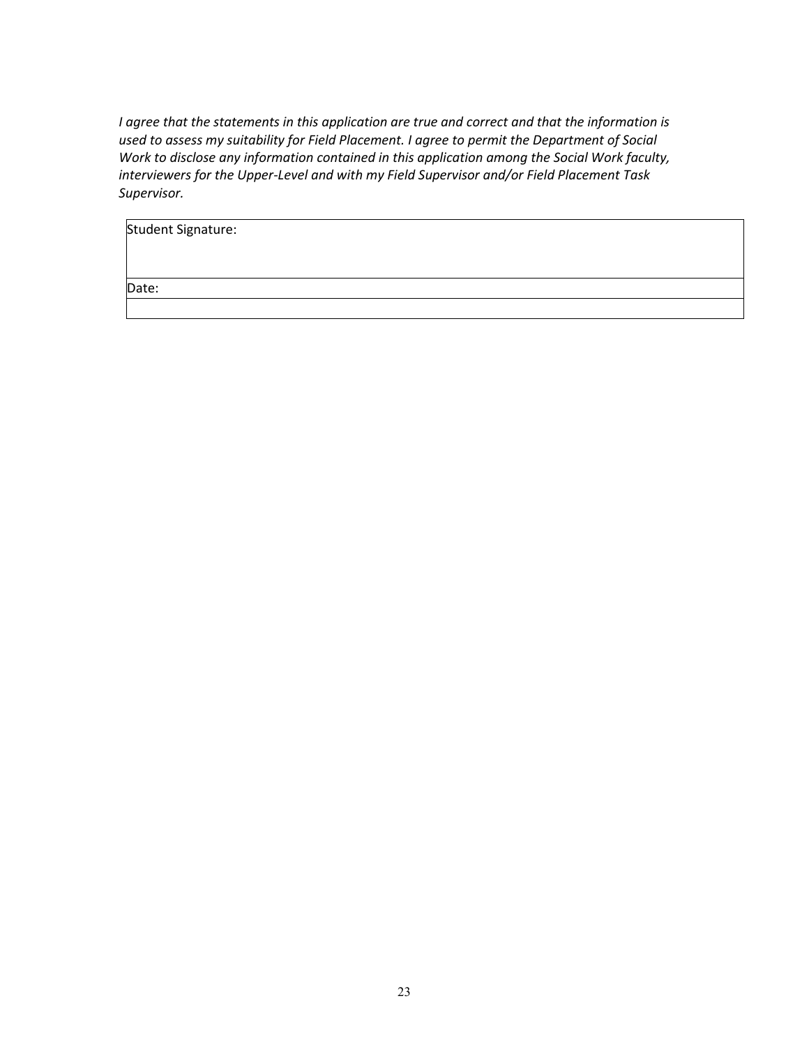*I agree that the statements in this application are true and correct and that the information is used to assess my suitability for Field Placement. I agree to permit the Department of Social Work to disclose any information contained in this application among the Social Work faculty, interviewers for the Upper-Level and with my Field Supervisor and/or Field Placement Task Supervisor.*

| Student Signature: |
| --- |
| Date: |
| |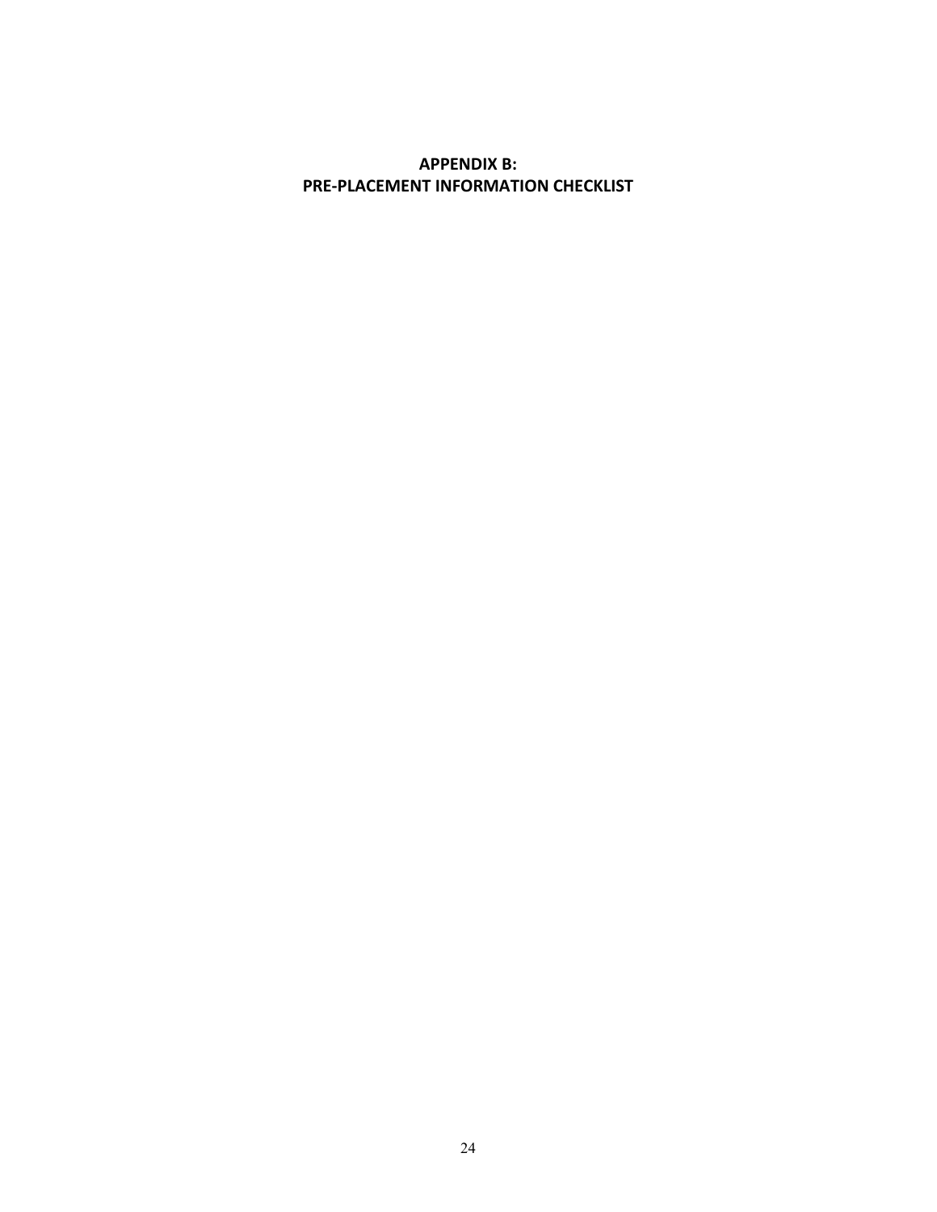## APPENDIX B:
## PRE-PLACEMENT INFORMATION CHECKLIST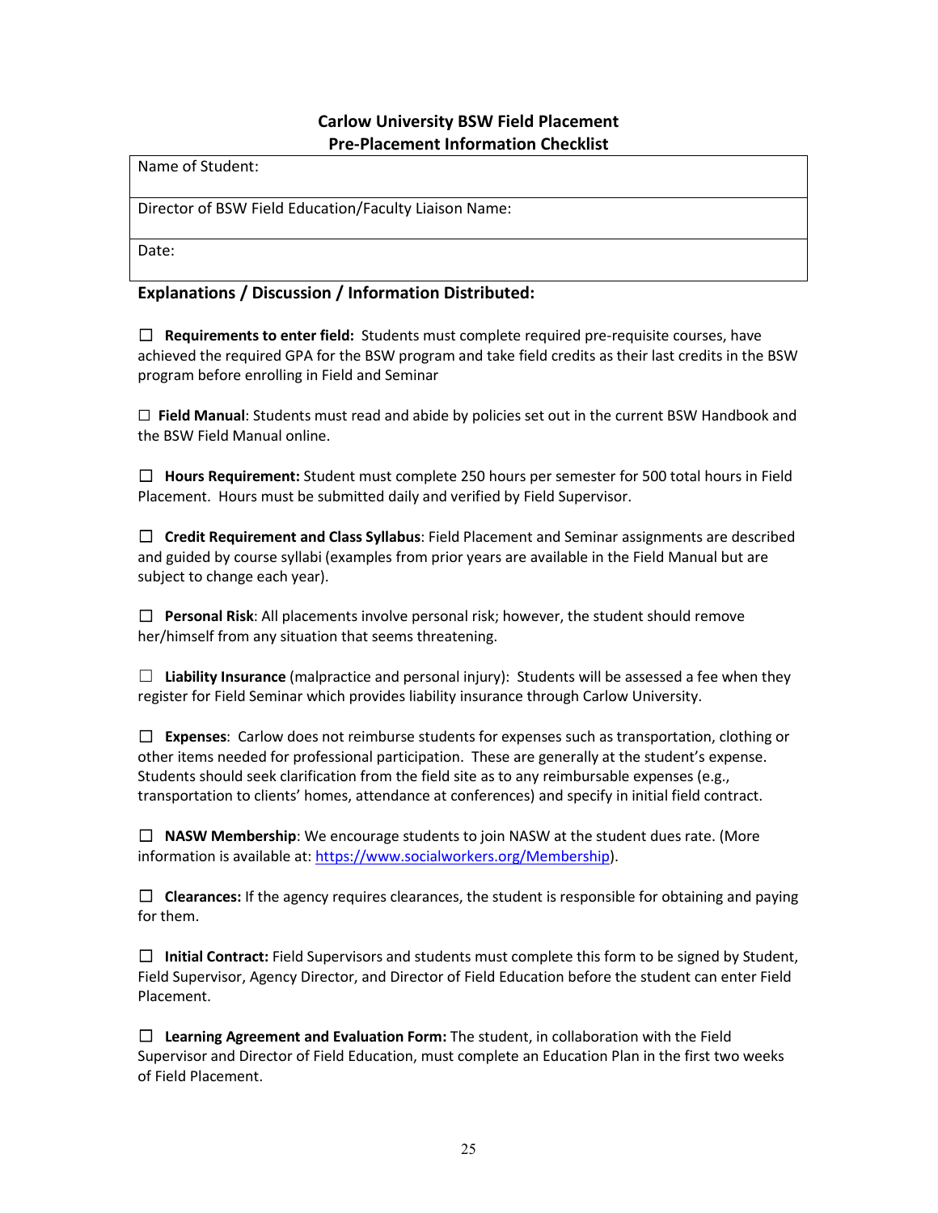## Carlow University BSW Field Placement
## Pre-Placement Information Checklist

| Name of Student: |
| --- |
| Director of BSW Field Education/Faculty Liaison Name: |
| Date: |

### Explanations / Discussion / Information Distributed:

☐ **Requirements to enter field:** Students must complete required pre-requisite courses, have achieved the required GPA for the BSW program and take field credits as their last credits in the BSW program before enrolling in Field and Seminar

☐ **Field Manual**: Students must read and abide by policies set out in the current BSW Handbook and the BSW Field Manual online.

☐ **Hours Requirement:** Student must complete 250 hours per semester for 500 total hours in Field Placement. Hours must be submitted daily and verified by Field Supervisor.

☐ **Credit Requirement and Class Syllabus**: Field Placement and Seminar assignments are described and guided by course syllabi (examples from prior years are available in the Field Manual but are subject to change each year).

☐ **Personal Risk**: All placements involve personal risk; however, the student should remove her/himself from any situation that seems threatening.

☐ **Liability Insurance** (malpractice and personal injury): Students will be assessed a fee when they register for Field Seminar which provides liability insurance through Carlow University.

☐ **Expenses**: Carlow does not reimburse students for expenses such as transportation, clothing or other items needed for professional participation. These are generally at the student's expense. Students should seek clarification from the field site as to any reimbursable expenses (e.g., transportation to clients' homes, attendance at conferences) and specify in initial field contract.

☐ **NASW Membership**: We encourage students to join NASW at the student dues rate. (More information is available at: https://www.socialworkers.org/Membership).

☐ **Clearances:** If the agency requires clearances, the student is responsible for obtaining and paying for them.

☐ **Initial Contract:** Field Supervisors and students must complete this form to be signed by Student, Field Supervisor, Agency Director, and Director of Field Education before the student can enter Field Placement.

☐ **Learning Agreement and Evaluation Form:** The student, in collaboration with the Field Supervisor and Director of Field Education, must complete an Education Plan in the first two weeks of Field Placement.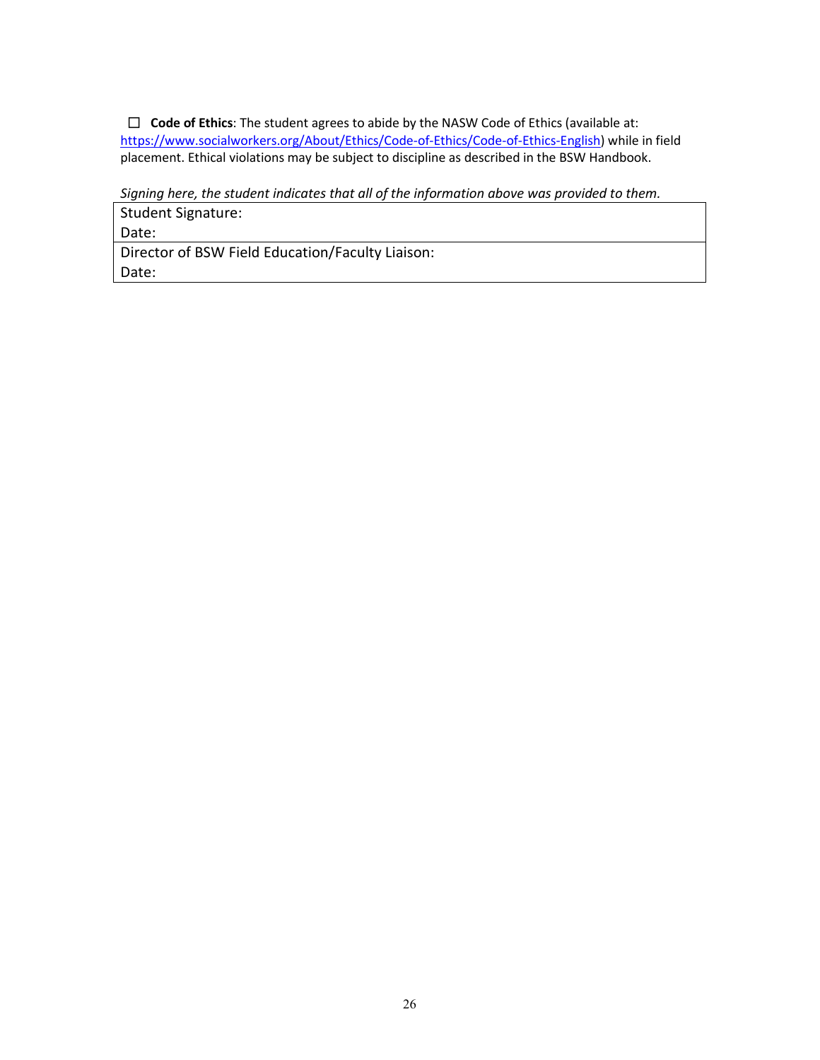☐ **Code of Ethics**: The student agrees to abide by the NASW Code of Ethics (available at: https://www.socialworkers.org/About/Ethics/Code-of-Ethics/Code-of-Ethics-English) while in field placement. Ethical violations may be subject to discipline as described in the BSW Handbook.

*Signing here, the student indicates that all of the information above was provided to them.*

| Student Signature:<br>Date: |
|---|
| Director of BSW Field Education/Faculty Liaison:<br>Date: |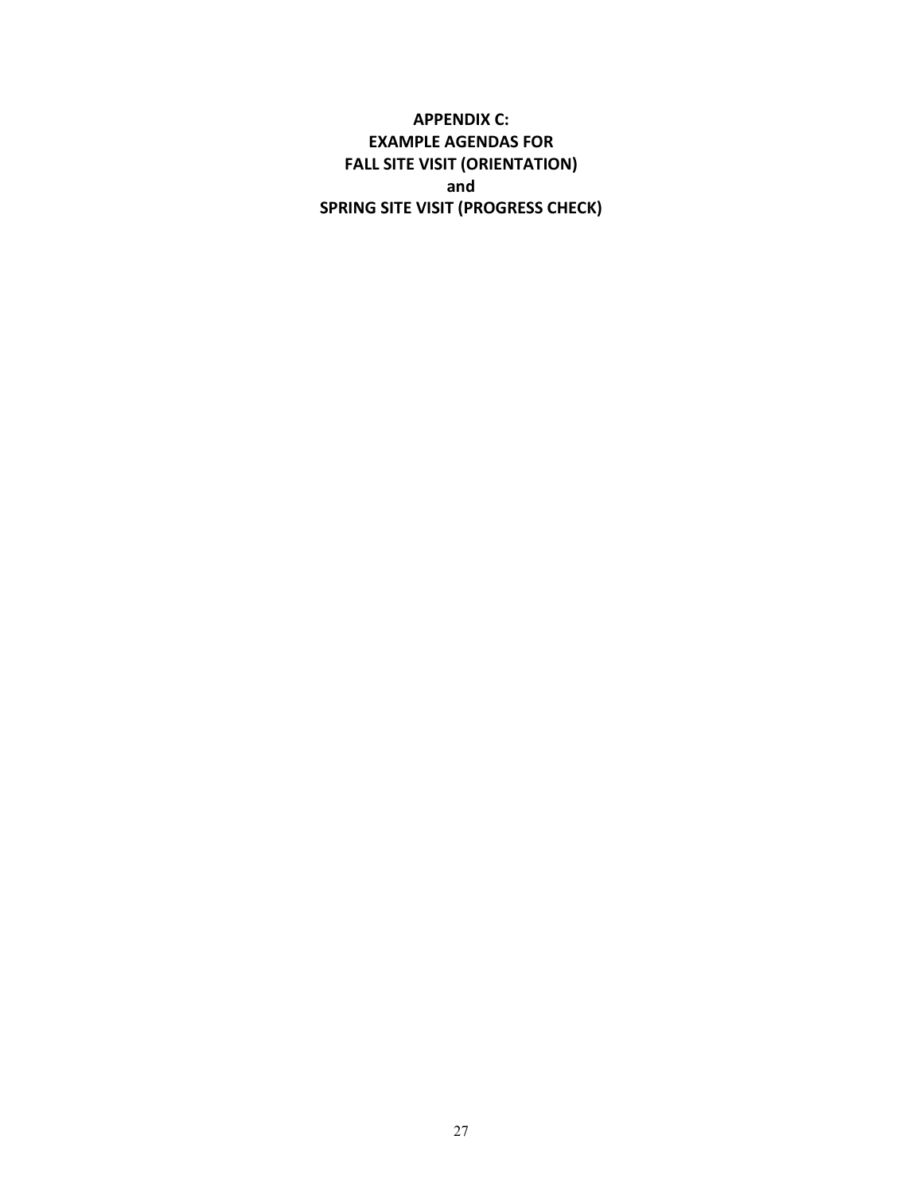# APPENDIX C:
# EXAMPLE AGENDAS FOR
# FALL SITE VISIT (ORIENTATION)
# and
# SPRING SITE VISIT (PROGRESS CHECK)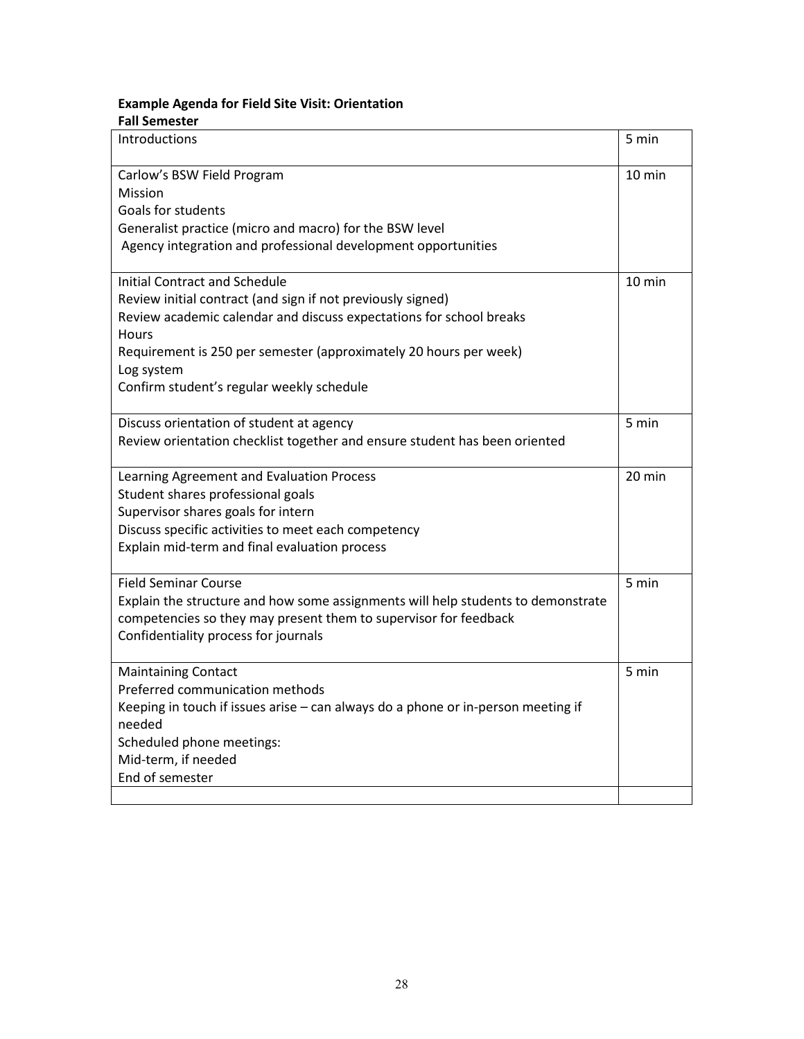**Example Agenda for Field Site Visit: Orientation**
**Fall Semester**

| | |
|---|---|
| Introductions | 5 min |
| Carlow's BSW Field Program<br>Mission<br>Goals for students<br>Generalist practice (micro and macro) for the BSW level<br>Agency integration and professional development opportunities | 10 min |
| Initial Contract and Schedule<br>Review initial contract (and sign if not previously signed)<br>Review academic calendar and discuss expectations for school breaks<br>Hours<br>Requirement is 250 per semester (approximately 20 hours per week)<br>Log system<br>Confirm student's regular weekly schedule | 10 min |
| Discuss orientation of student at agency<br>Review orientation checklist together and ensure student has been oriented | 5 min |
| Learning Agreement and Evaluation Process<br>Student shares professional goals<br>Supervisor shares goals for intern<br>Discuss specific activities to meet each competency<br>Explain mid-term and final evaluation process | 20 min |
| Field Seminar Course<br>Explain the structure and how some assignments will help students to demonstrate competencies so they may present them to supervisor for feedback<br>Confidentiality process for journals | 5 min |
| Maintaining Contact<br>Preferred communication methods<br>Keeping in touch if issues arise – can always do a phone or in-person meeting if needed<br>Scheduled phone meetings:<br>Mid-term, if needed<br>End of semester | 5 min |
| | |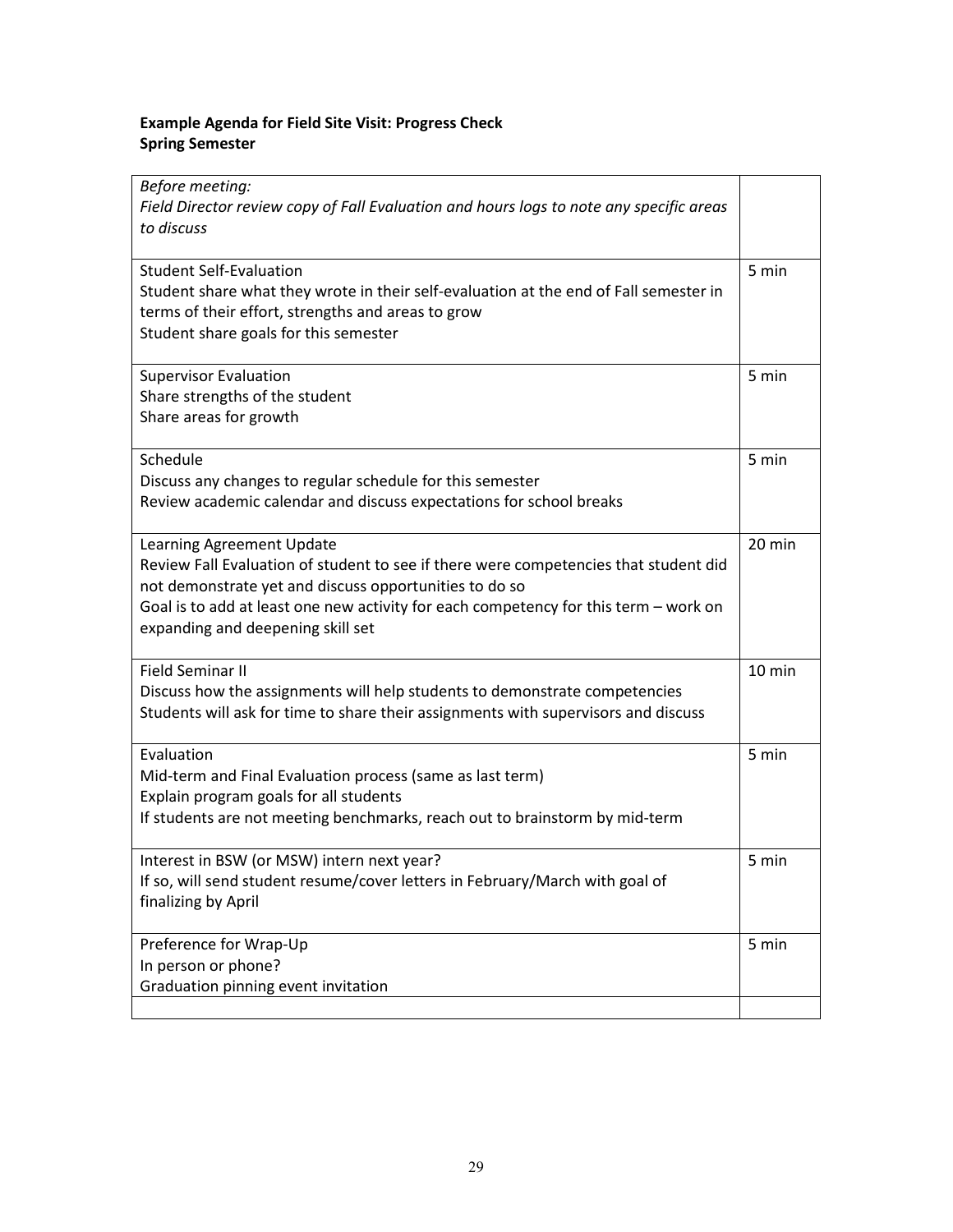**Example Agenda for Field Site Visit: Progress Check**
**Spring Semester**

| | |
|---|---|
| *Before meeting:*<br>*Field Director review copy of Fall Evaluation and hours logs to note any specific areas to discuss* | |
| Student Self-Evaluation<br>Student share what they wrote in their self-evaluation at the end of Fall semester in terms of their effort, strengths and areas to grow<br>Student share goals for this semester | 5 min |
| Supervisor Evaluation<br>Share strengths of the student<br>Share areas for growth | 5 min |
| Schedule<br>Discuss any changes to regular schedule for this semester<br>Review academic calendar and discuss expectations for school breaks | 5 min |
| Learning Agreement Update<br>Review Fall Evaluation of student to see if there were competencies that student did not demonstrate yet and discuss opportunities to do so<br>Goal is to add at least one new activity for each competency for this term – work on expanding and deepening skill set | 20 min |
| Field Seminar II<br>Discuss how the assignments will help students to demonstrate competencies<br>Students will ask for time to share their assignments with supervisors and discuss | 10 min |
| Evaluation<br>Mid-term and Final Evaluation process (same as last term)<br>Explain program goals for all students<br>If students are not meeting benchmarks, reach out to brainstorm by mid-term | 5 min |
| Interest in BSW (or MSW) intern next year?<br>If so, will send student resume/cover letters in February/March with goal of finalizing by April | 5 min |
| Preference for Wrap-Up<br>In person or phone?<br>Graduation pinning event invitation | 5 min |
| | |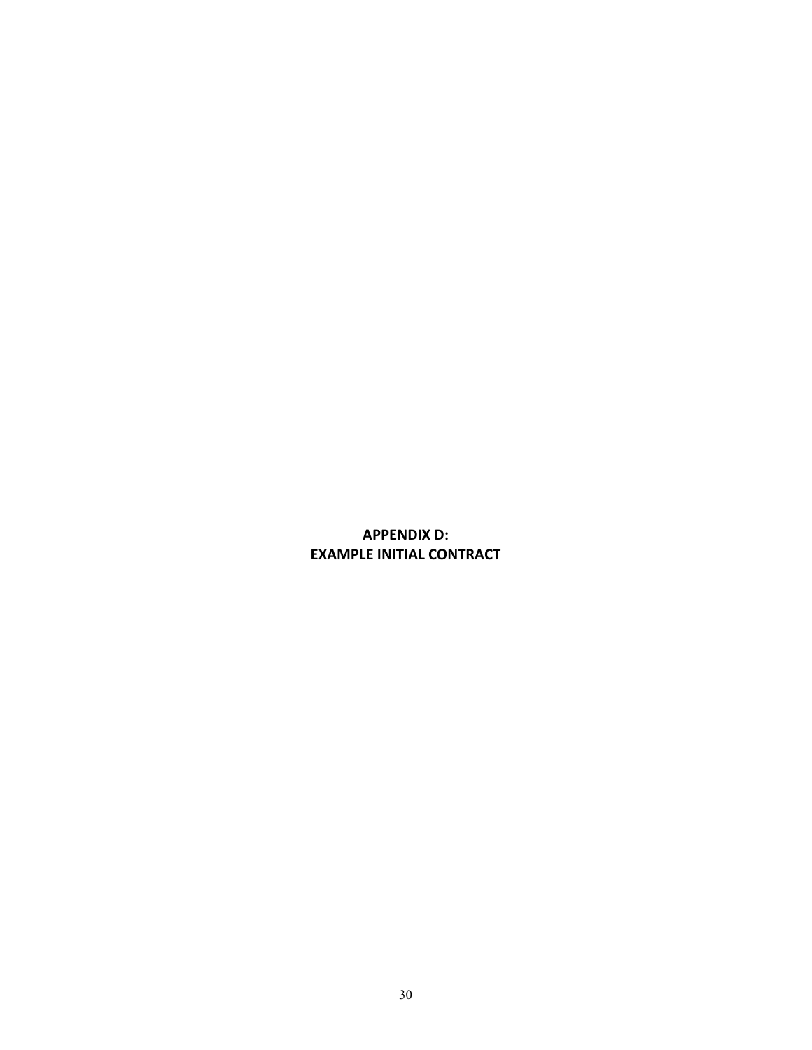# APPENDIX D:
# EXAMPLE INITIAL CONTRACT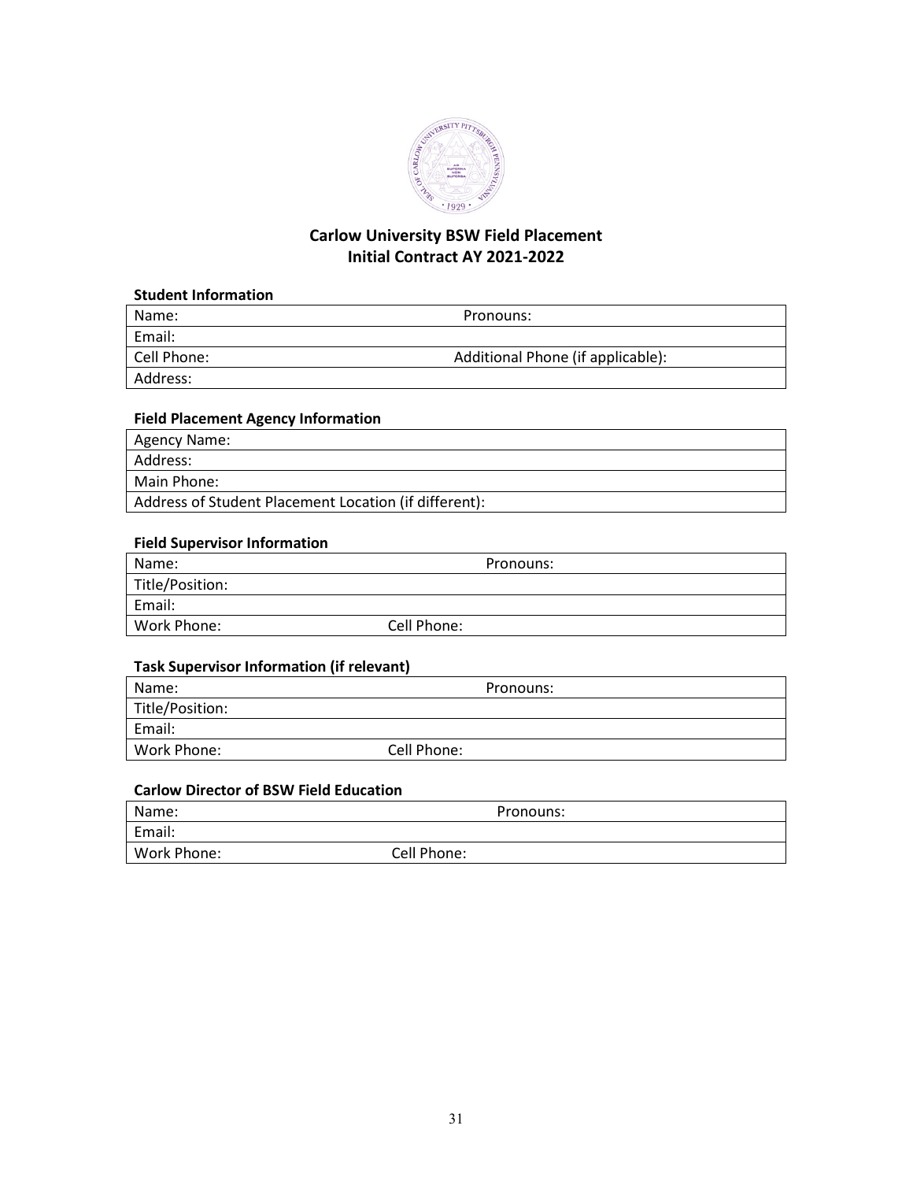## Carlow University BSW Field Placement
## Initial Contract AY 2021-2022

**Student Information**

| Name: | Pronouns: |
|---|---|
| Email: | |
| Cell Phone: | Additional Phone (if applicable): |
| Address: | |

**Field Placement Agency Information**

| Agency Name: |
|---|
| Address: |
| Main Phone: |
| Address of Student Placement Location (if different): |

**Field Supervisor Information**

| Name: | Pronouns: |
|---|---|
| Title/Position: | |
| Email: | |
| Work Phone: | Cell Phone: |

**Task Supervisor Information (if relevant)**

| Name: | Pronouns: |
|---|---|
| Title/Position: | |
| Email: | |
| Work Phone: | Cell Phone: |

**Carlow Director of BSW Field Education**

| Name: | Pronouns: |
|---|---|
| Email: | |
| Work Phone: | Cell Phone: |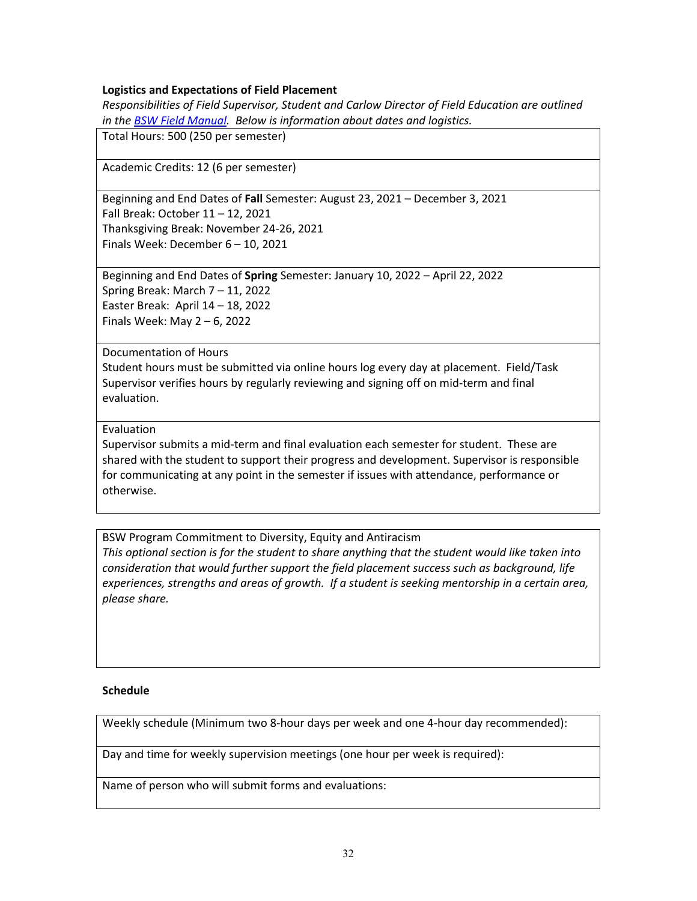**Logistics and Expectations of Field Placement**

*Responsibilities of Field Supervisor, Student and Carlow Director of Field Education are outlined in the [BSW Field Manual](). Below is information about dates and logistics.*

| Total Hours: 500 (250 per semester) |
|---|
| Academic Credits: 12 (6 per semester) |
| Beginning and End Dates of **Fall** Semester: August 23, 2021 – December 3, 2021<br>Fall Break: October 11 – 12, 2021<br>Thanksgiving Break: November 24-26, 2021<br>Finals Week: December 6 – 10, 2021 |
| Beginning and End Dates of **Spring** Semester: January 10, 2022 – April 22, 2022<br>Spring Break: March 7 – 11, 2022<br>Easter Break: April 14 – 18, 2022<br>Finals Week: May 2 – 6, 2022 |
| Documentation of Hours<br>Student hours must be submitted via online hours log every day at placement. Field/Task Supervisor verifies hours by regularly reviewing and signing off on mid-term and final evaluation. |
| Evaluation<br>Supervisor submits a mid-term and final evaluation each semester for student. These are shared with the student to support their progress and development. Supervisor is responsible for communicating at any point in the semester if issues with attendance, performance or otherwise. |

| BSW Program Commitment to Diversity, Equity and Antiracism<br>*This optional section is for the student to share anything that the student would like taken into consideration that would further support the field placement success such as background, life experiences, strengths and areas of growth. If a student is seeking mentorship in a certain area, please share.* |
|---|

**Schedule**

| Weekly schedule (Minimum two 8-hour days per week and one 4-hour day recommended): |
|---|
| Day and time for weekly supervision meetings (one hour per week is required): |
| Name of person who will submit forms and evaluations: |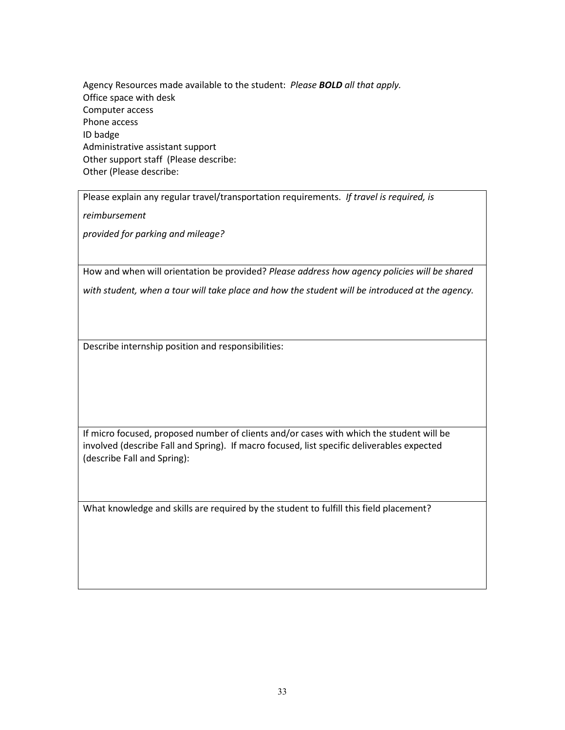Agency Resources made available to the student: *Please **BOLD** all that apply.*
Office space with desk
Computer access
Phone access
ID badge
Administrative assistant support
Other support staff (Please describe:
Other (Please describe:

| Please explain any regular travel/transportation requirements. *If travel is required, is reimbursement provided for parking and mileage?* |
|---|
| How and when will orientation be provided? *Please address how agency policies will be shared with student, when a tour will take place and how the student will be introduced at the agency.* |
| Describe internship position and responsibilities: |
| If micro focused, proposed number of clients and/or cases with which the student will be involved (describe Fall and Spring). If macro focused, list specific deliverables expected (describe Fall and Spring): |
| What knowledge and skills are required by the student to fulfill this field placement? |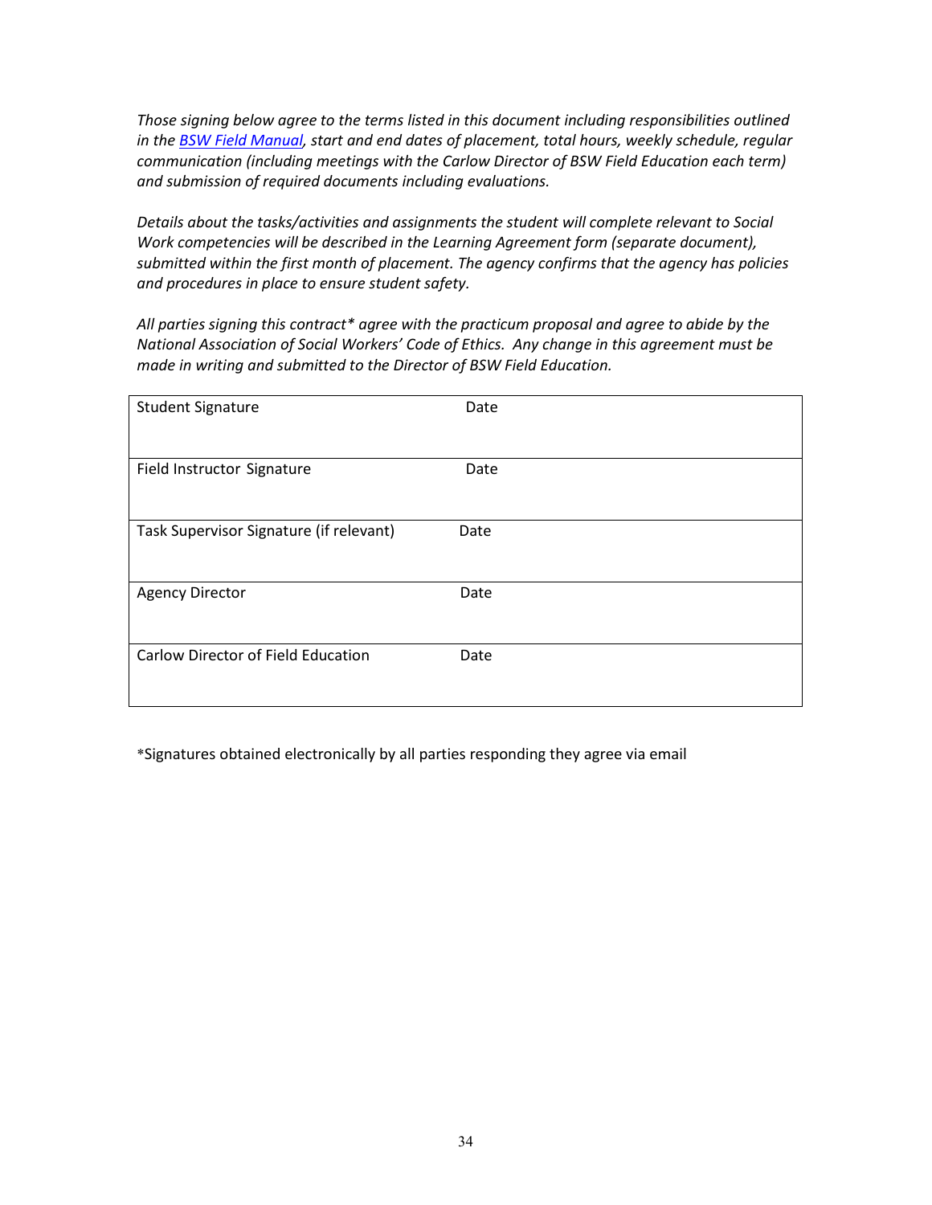*Those signing below agree to the terms listed in this document including responsibilities outlined in the [BSW Field Manual](), start and end dates of placement, total hours, weekly schedule, regular communication (including meetings with the Carlow Director of BSW Field Education each term) and submission of required documents including evaluations.*

*Details about the tasks/activities and assignments the student will complete relevant to Social Work competencies will be described in the Learning Agreement form (separate document), submitted within the first month of placement. The agency confirms that the agency has policies and procedures in place to ensure student safety.*

*All parties signing this contract* agree with the practicum proposal and agree to abide by the National Association of Social Workers' Code of Ethics. Any change in this agreement must be made in writing and submitted to the Director of BSW Field Education.*

| | |
|---|---|
| Student Signature | Date |
| Field Instructor Signature | Date |
| Task Supervisor Signature (if relevant) | Date |
| Agency Director | Date |
| Carlow Director of Field Education | Date |

*Signatures obtained electronically by all parties responding they agree via email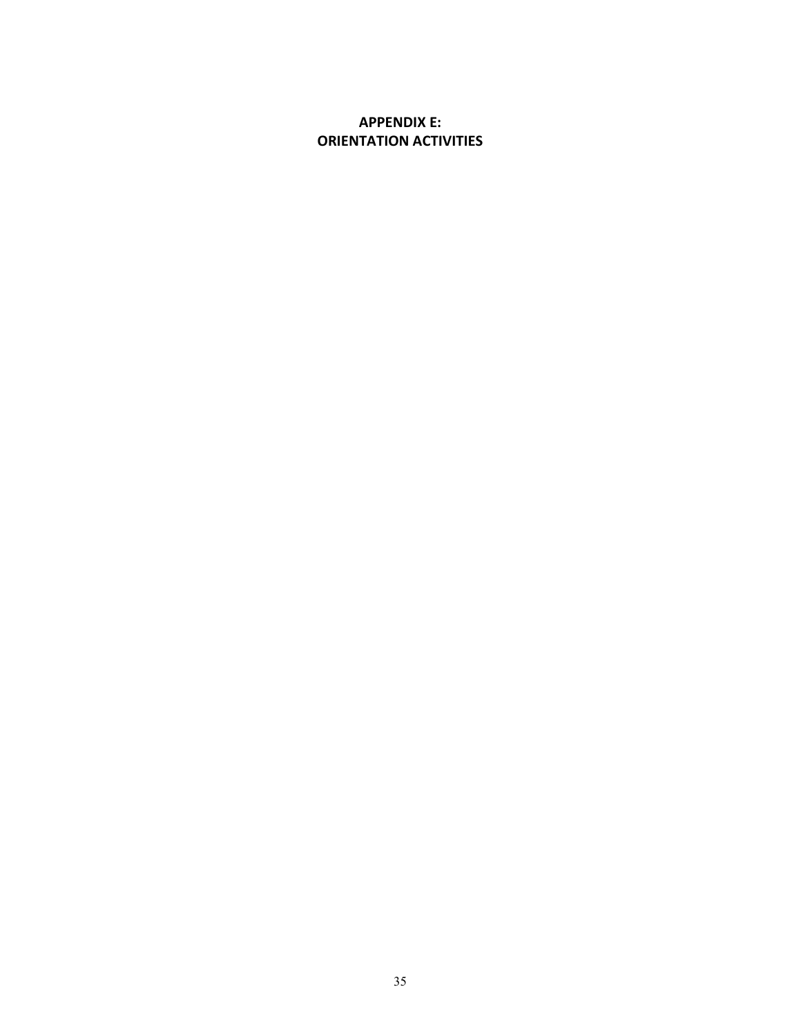# APPENDIX E: ORIENTATION ACTIVITIES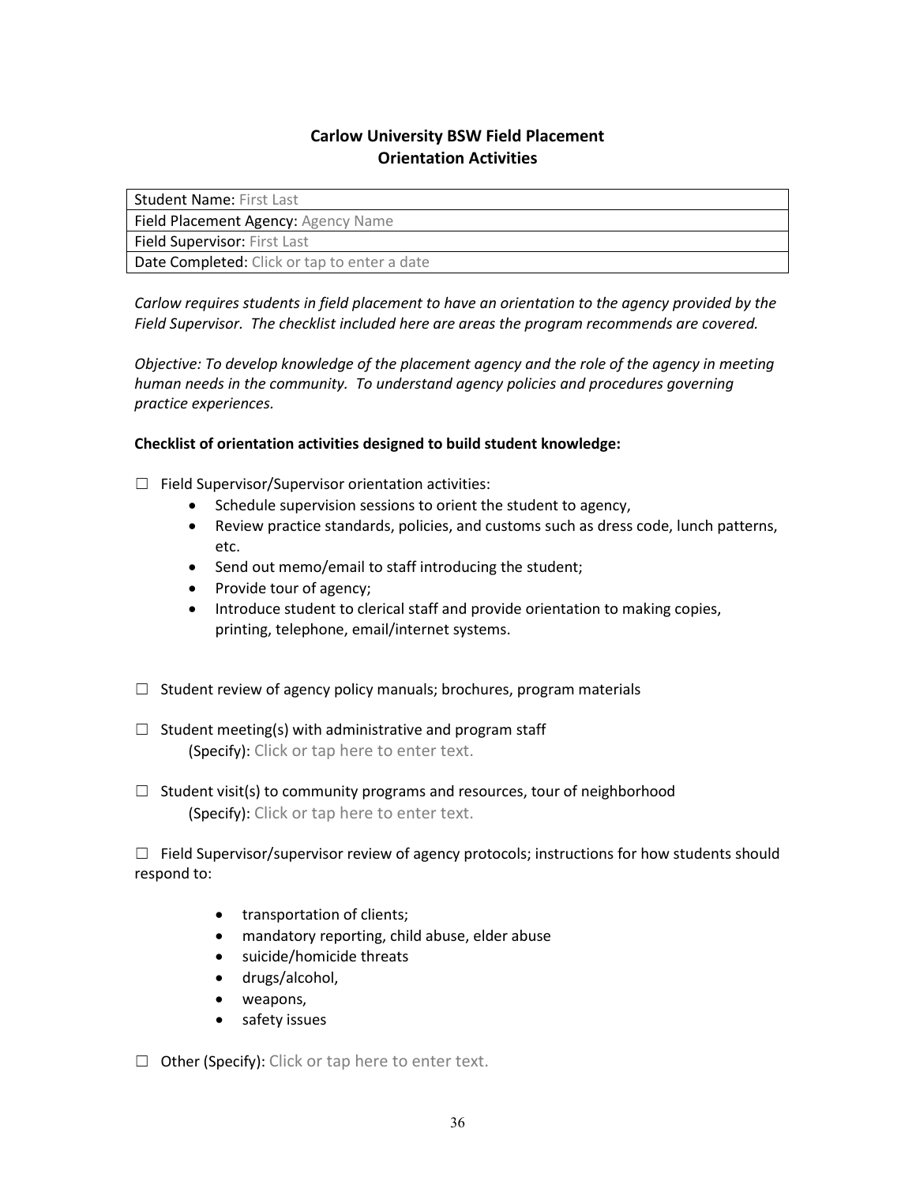## Carlow University BSW Field Placement
## Orientation Activities

| Student Name: First Last |
|---|
| Field Placement Agency: Agency Name |
| Field Supervisor: First Last |
| Date Completed: Click or tap to enter a date |

*Carlow requires students in field placement to have an orientation to the agency provided by the Field Supervisor. The checklist included here are areas the program recommends are covered.*

*Objective: To develop knowledge of the placement agency and the role of the agency in meeting human needs in the community. To understand agency policies and procedures governing practice experiences.*

**Checklist of orientation activities designed to build student knowledge:**

☐ Field Supervisor/Supervisor orientation activities:

- Schedule supervision sessions to orient the student to agency,
- Review practice standards, policies, and customs such as dress code, lunch patterns, etc.
- Send out memo/email to staff introducing the student;
- Provide tour of agency;
- Introduce student to clerical staff and provide orientation to making copies, printing, telephone, email/internet systems.

☐ Student review of agency policy manuals; brochures, program materials

☐ Student meeting(s) with administrative and program staff
(Specify): Click or tap here to enter text.

☐ Student visit(s) to community programs and resources, tour of neighborhood
(Specify): Click or tap here to enter text.

☐ Field Supervisor/supervisor review of agency protocols; instructions for how students should respond to:

- transportation of clients;
- mandatory reporting, child abuse, elder abuse
- suicide/homicide threats
- drugs/alcohol,
- weapons,
- safety issues

☐ Other (Specify): Click or tap here to enter text.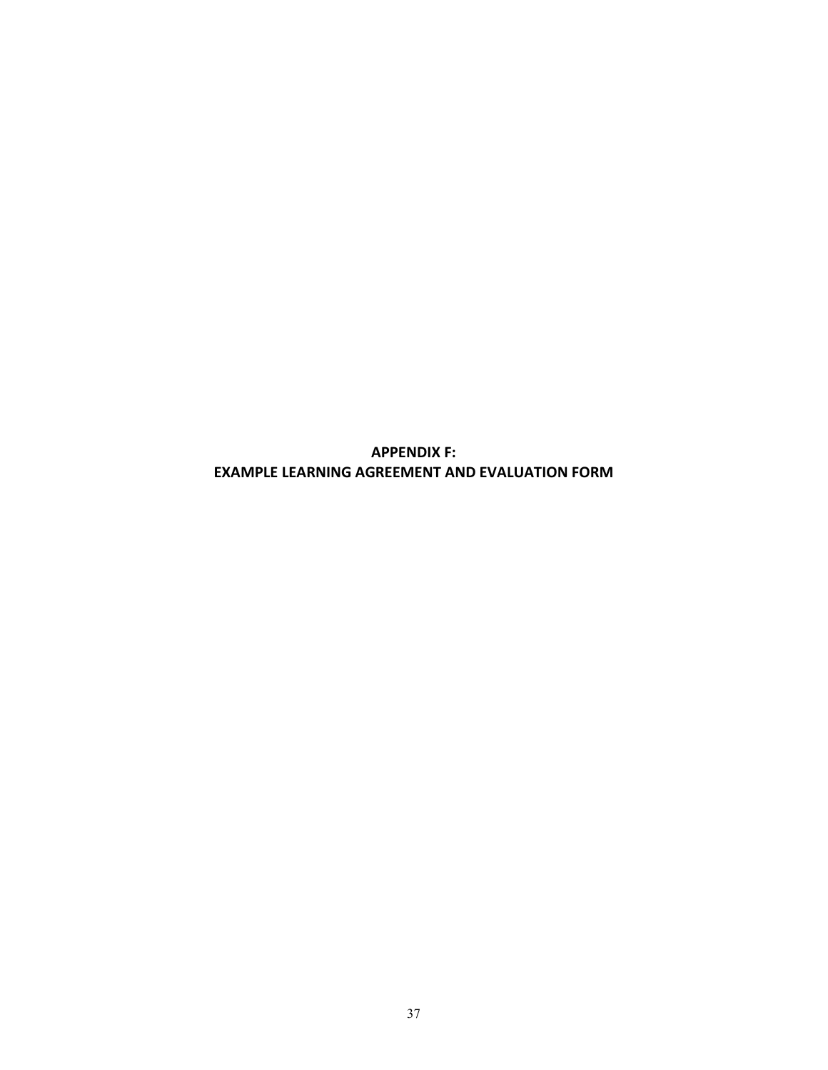# APPENDIX F:
# EXAMPLE LEARNING AGREEMENT AND EVALUATION FORM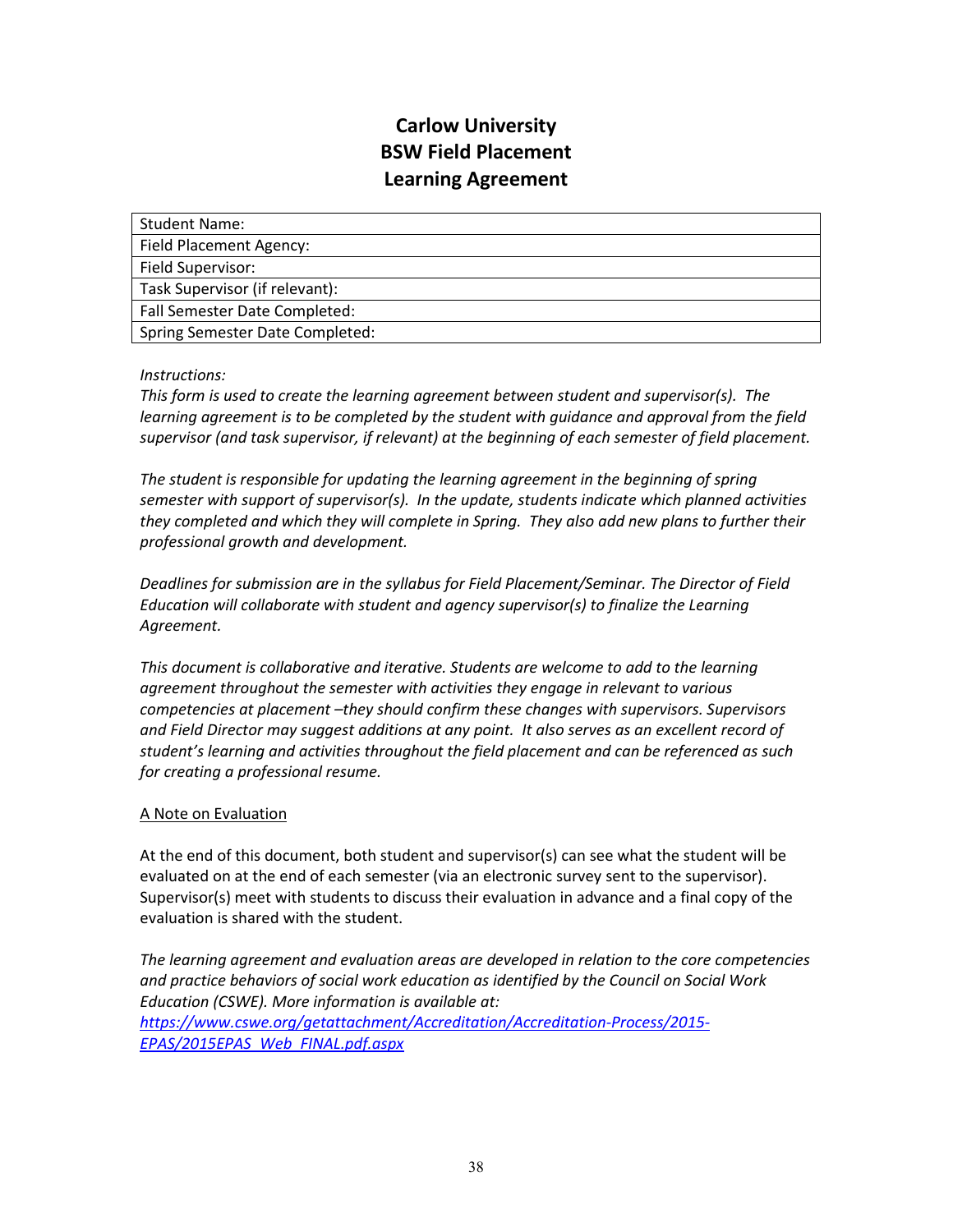# Carlow University
# BSW Field Placement
# Learning Agreement

| Student Name: |
|---|
| Field Placement Agency: |
| Field Supervisor: |
| Task Supervisor (if relevant): |
| Fall Semester Date Completed: |
| Spring Semester Date Completed: |

*Instructions:*
*This form is used to create the learning agreement between student and supervisor(s). The learning agreement is to be completed by the student with guidance and approval from the field supervisor (and task supervisor, if relevant) at the beginning of each semester of field placement.*

*The student is responsible for updating the learning agreement in the beginning of spring semester with support of supervisor(s). In the update, students indicate which planned activities they completed and which they will complete in Spring. They also add new plans to further their professional growth and development.*

*Deadlines for submission are in the syllabus for Field Placement/Seminar. The Director of Field Education will collaborate with student and agency supervisor(s) to finalize the Learning Agreement.*

*This document is collaborative and iterative. Students are welcome to add to the learning agreement throughout the semester with activities they engage in relevant to various competencies at placement –they should confirm these changes with supervisors. Supervisors and Field Director may suggest additions at any point. It also serves as an excellent record of student's learning and activities throughout the field placement and can be referenced as such for creating a professional resume.*

<u>A Note on Evaluation</u>

At the end of this document, both student and supervisor(s) can see what the student will be evaluated on at the end of each semester (via an electronic survey sent to the supervisor). Supervisor(s) meet with students to discuss their evaluation in advance and a final copy of the evaluation is shared with the student.

*The learning agreement and evaluation areas are developed in relation to the core competencies and practice behaviors of social work education as identified by the Council on Social Work Education (CSWE). More information is available at:*
*[https://www.cswe.org/getattachment/Accreditation/Accreditation-Process/2015-EPAS/2015EPAS_Web_FINAL.pdf.aspx](https://www.cswe.org/getattachment/Accreditation/Accreditation-Process/2015-EPAS/2015EPAS_Web_FINAL.pdf.aspx)*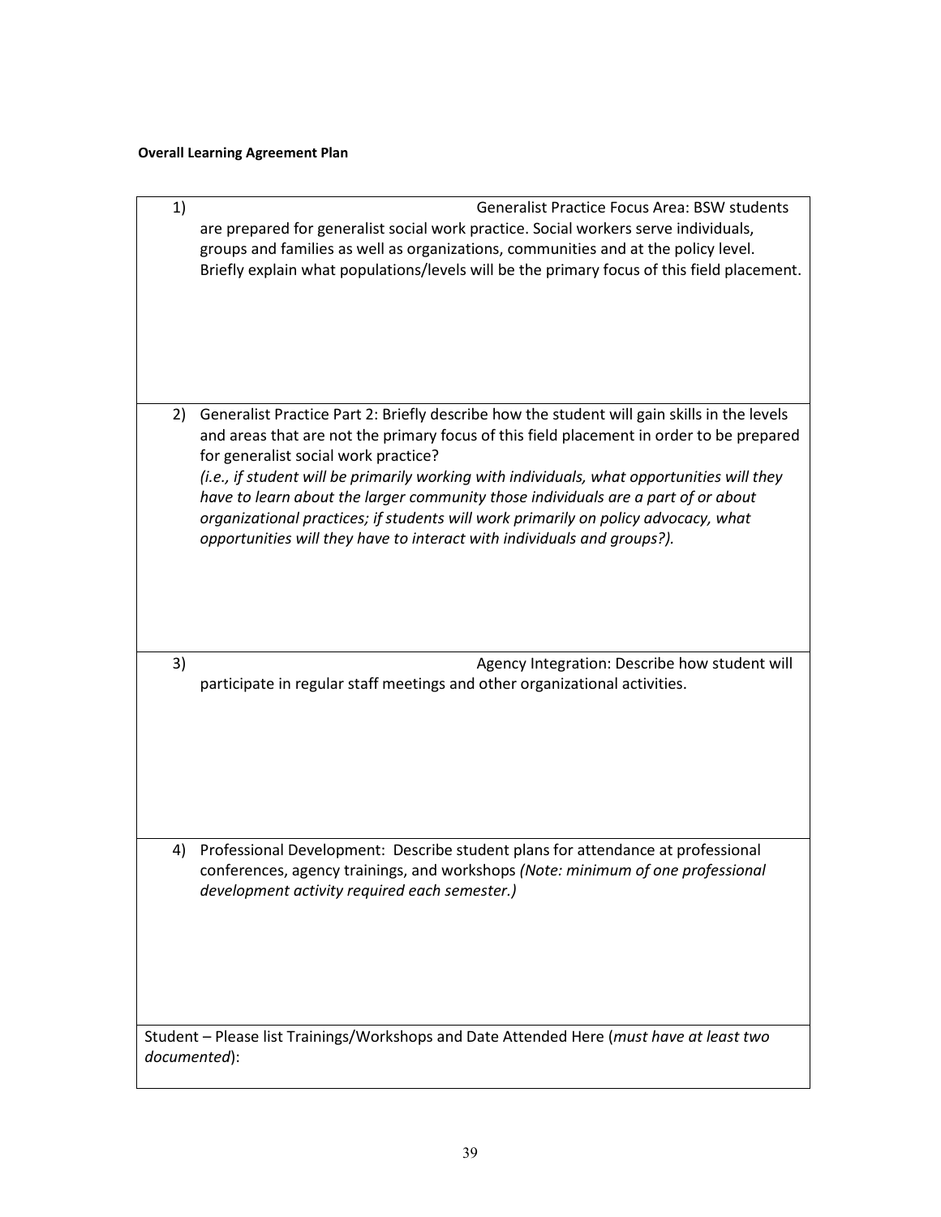**Overall Learning Agreement Plan**

| |
|---|
| 1) Generalist Practice Focus Area: BSW students are prepared for generalist social work practice. Social workers serve individuals, groups and families as well as organizations, communities and at the policy level. Briefly explain what populations/levels will be the primary focus of this field placement. |
| 2) Generalist Practice Part 2: Briefly describe how the student will gain skills in the levels and areas that are not the primary focus of this field placement in order to be prepared for generalist social work practice? *(i.e., if student will be primarily working with individuals, what opportunities will they have to learn about the larger community those individuals are a part of or about organizational practices; if students will work primarily on policy advocacy, what opportunities will they have to interact with individuals and groups?).* |
| 3) Agency Integration: Describe how student will participate in regular staff meetings and other organizational activities. |
| 4) Professional Development: Describe student plans for attendance at professional conferences, agency trainings, and workshops *(Note: minimum of one professional development activity required each semester.)* |
| Student – Please list Trainings/Workshops and Date Attended Here (*must have at least two documented*): |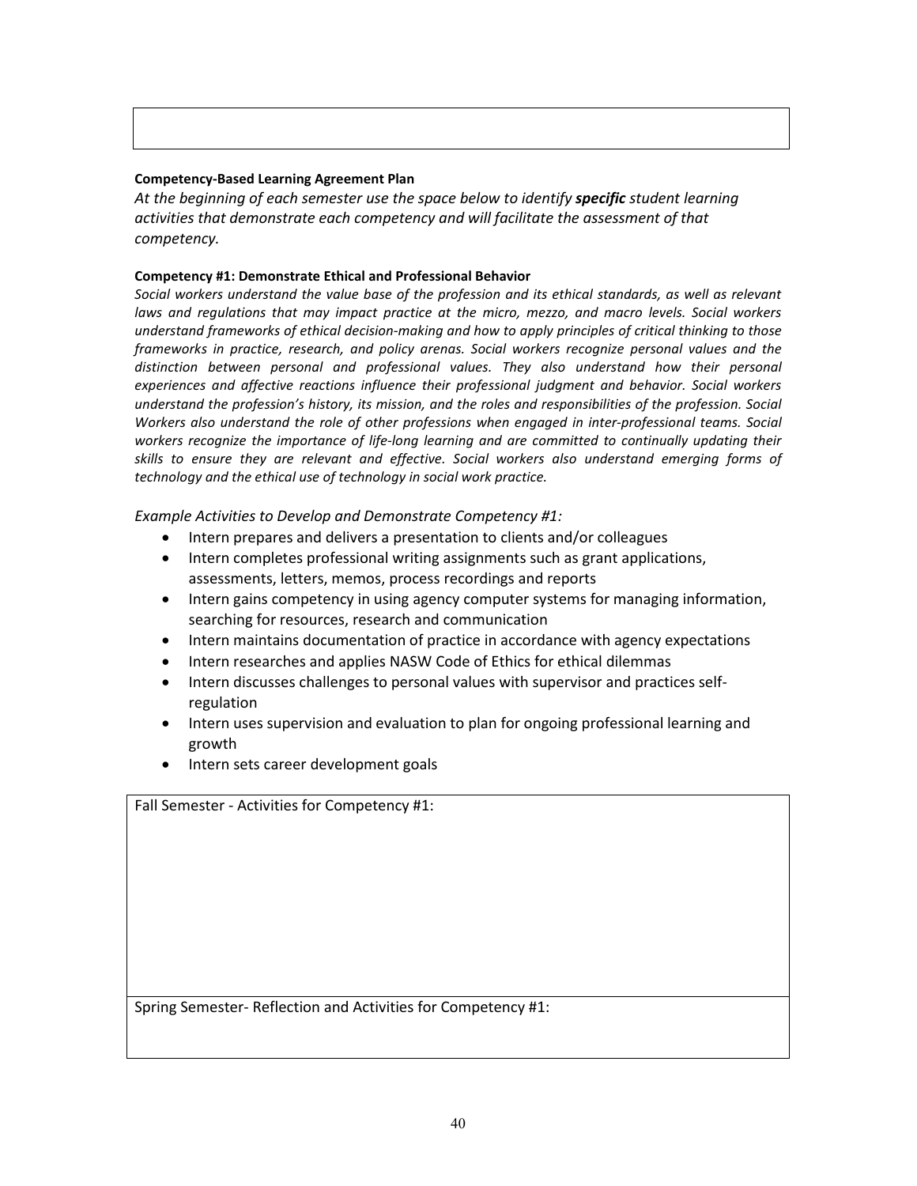**Competency-Based Learning Agreement Plan**

*At the beginning of each semester use the space below to identify **specific** student learning activities that demonstrate each competency and will facilitate the assessment of that competency.*

**Competency #1: Demonstrate Ethical and Professional Behavior**

*Social workers understand the value base of the profession and its ethical standards, as well as relevant laws and regulations that may impact practice at the micro, mezzo, and macro levels. Social workers understand frameworks of ethical decision-making and how to apply principles of critical thinking to those frameworks in practice, research, and policy arenas. Social workers recognize personal values and the distinction between personal and professional values. They also understand how their personal experiences and affective reactions influence their professional judgment and behavior. Social workers understand the profession's history, its mission, and the roles and responsibilities of the profession. Social Workers also understand the role of other professions when engaged in inter-professional teams. Social workers recognize the importance of life-long learning and are committed to continually updating their skills to ensure they are relevant and effective. Social workers also understand emerging forms of technology and the ethical use of technology in social work practice.*

*Example Activities to Develop and Demonstrate Competency #1:*

- Intern prepares and delivers a presentation to clients and/or colleagues
- Intern completes professional writing assignments such as grant applications, assessments, letters, memos, process recordings and reports
- Intern gains competency in using agency computer systems for managing information, searching for resources, research and communication
- Intern maintains documentation of practice in accordance with agency expectations
- Intern researches and applies NASW Code of Ethics for ethical dilemmas
- Intern discusses challenges to personal values with supervisor and practices self-regulation
- Intern uses supervision and evaluation to plan for ongoing professional learning and growth
- Intern sets career development goals

| Fall Semester - Activities for Competency #1: |
| --- |
| |
| **Spring Semester- Reflection and Activities for Competency #1:** |
| |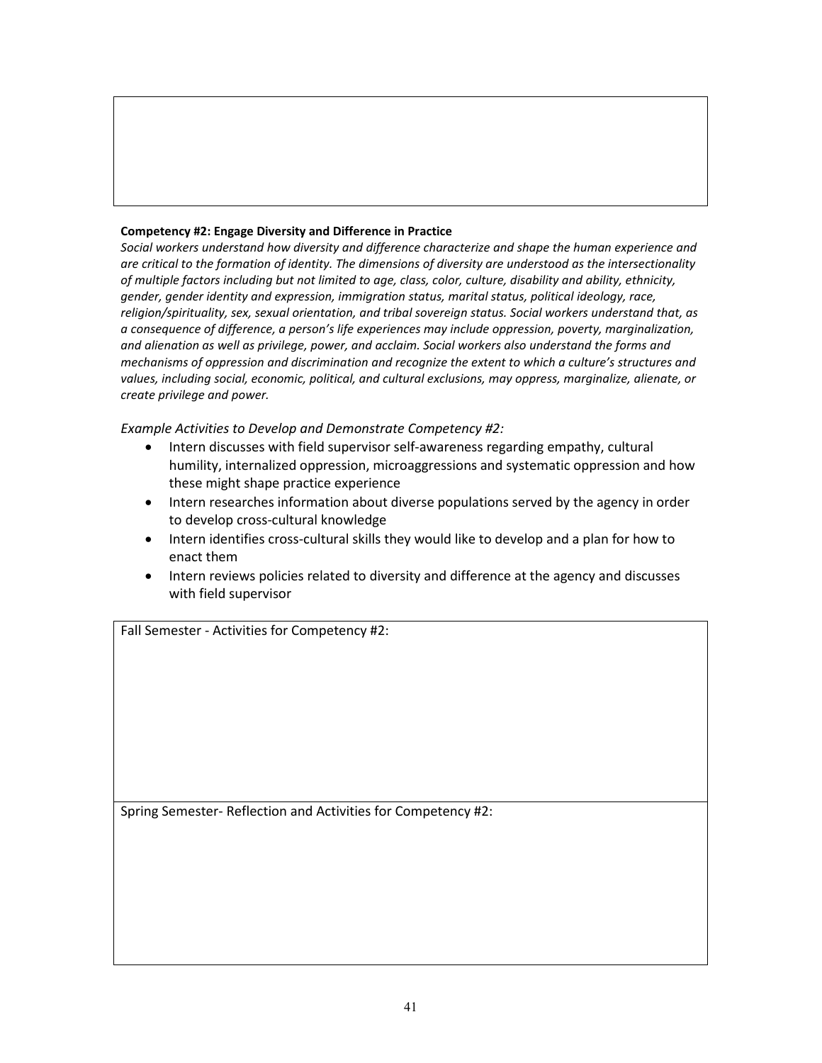**Competency #2: Engage Diversity and Difference in Practice**

*Social workers understand how diversity and difference characterize and shape the human experience and are critical to the formation of identity. The dimensions of diversity are understood as the intersectionality of multiple factors including but not limited to age, class, color, culture, disability and ability, ethnicity, gender, gender identity and expression, immigration status, marital status, political ideology, race, religion/spirituality, sex, sexual orientation, and tribal sovereign status. Social workers understand that, as a consequence of difference, a person's life experiences may include oppression, poverty, marginalization, and alienation as well as privilege, power, and acclaim. Social workers also understand the forms and mechanisms of oppression and discrimination and recognize the extent to which a culture's structures and values, including social, economic, political, and cultural exclusions, may oppress, marginalize, alienate, or create privilege and power.*

*Example Activities to Develop and Demonstrate Competency #2:*

- Intern discusses with field supervisor self-awareness regarding empathy, cultural humility, internalized oppression, microaggressions and systematic oppression and how these might shape practice experience
- Intern researches information about diverse populations served by the agency in order to develop cross-cultural knowledge
- Intern identifies cross-cultural skills they would like to develop and a plan for how to enact them
- Intern reviews policies related to diversity and difference at the agency and discusses with field supervisor

| Fall Semester - Activities for Competency #2: |
| --- |
| |

| Spring Semester- Reflection and Activities for Competency #2: |
| --- |
| |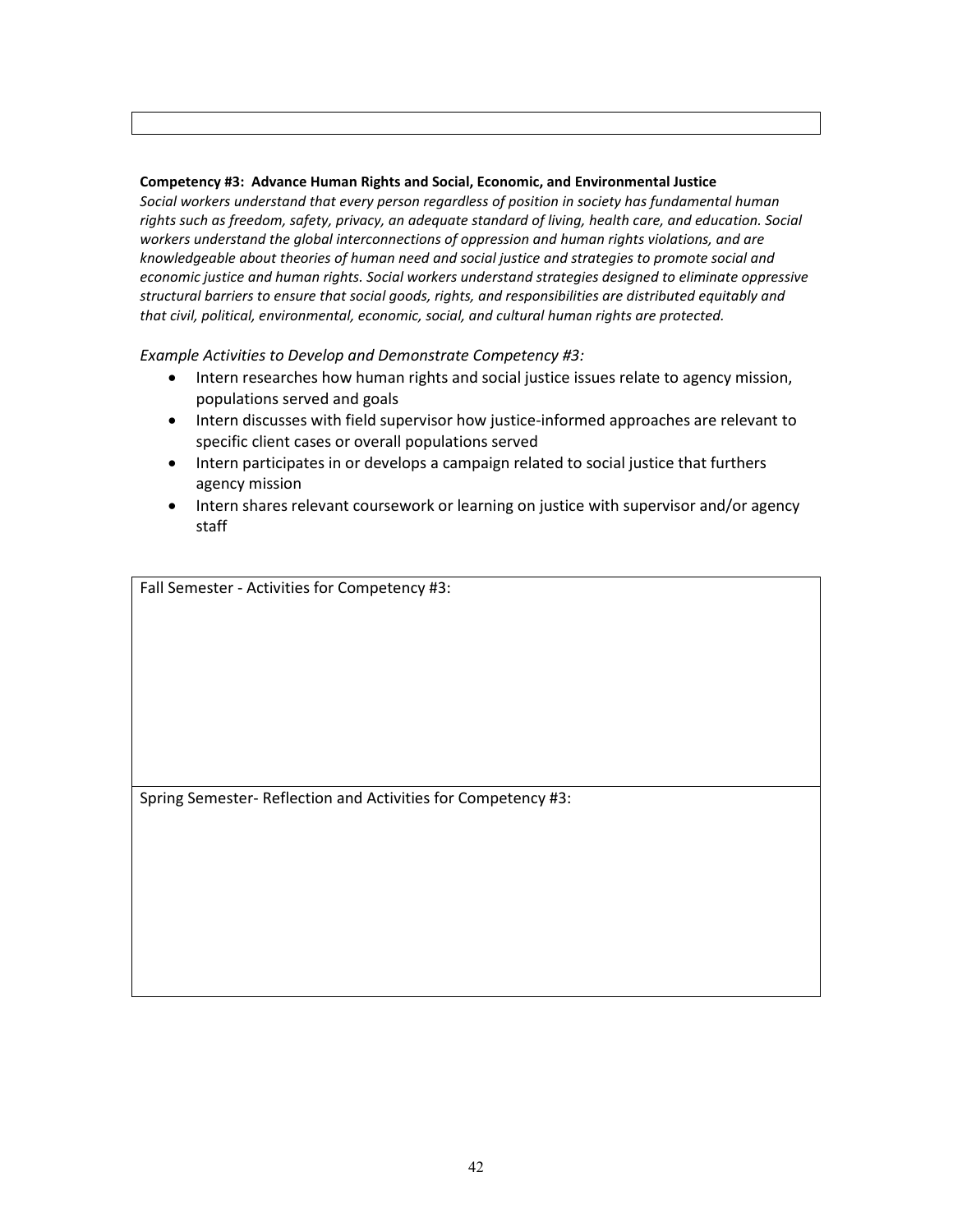**Competency #3: Advance Human Rights and Social, Economic, and Environmental Justice**

*Social workers understand that every person regardless of position in society has fundamental human rights such as freedom, safety, privacy, an adequate standard of living, health care, and education. Social workers understand the global interconnections of oppression and human rights violations, and are knowledgeable about theories of human need and social justice and strategies to promote social and economic justice and human rights. Social workers understand strategies designed to eliminate oppressive structural barriers to ensure that social goods, rights, and responsibilities are distributed equitably and that civil, political, environmental, economic, social, and cultural human rights are protected.*

*Example Activities to Develop and Demonstrate Competency #3:*

- Intern researches how human rights and social justice issues relate to agency mission, populations served and goals
- Intern discusses with field supervisor how justice-informed approaches are relevant to specific client cases or overall populations served
- Intern participates in or develops a campaign related to social justice that furthers agency mission
- Intern shares relevant coursework or learning on justice with supervisor and/or agency staff

| Fall Semester - Activities for Competency #3: |
| --- |
| |

| Spring Semester- Reflection and Activities for Competency #3: |
| --- |
| |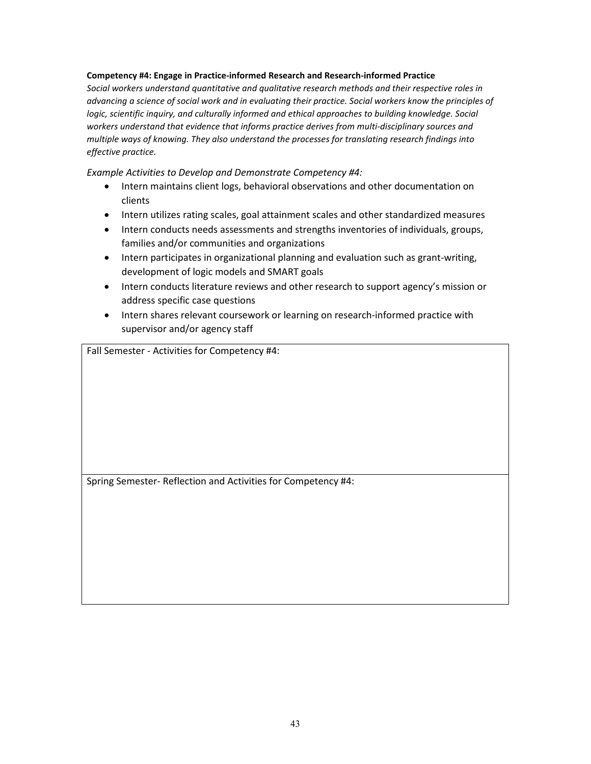**Competency #4: Engage in Practice-informed Research and Research-informed Practice**

*Social workers understand quantitative and qualitative research methods and their respective roles in advancing a science of social work and in evaluating their practice. Social workers know the principles of logic, scientific inquiry, and culturally informed and ethical approaches to building knowledge. Social workers understand that evidence that informs practice derives from multi-disciplinary sources and multiple ways of knowing. They also understand the processes for translating research findings into effective practice.*

*Example Activities to Develop and Demonstrate Competency #4:*

- Intern maintains client logs, behavioral observations and other documentation on clients
- Intern utilizes rating scales, goal attainment scales and other standardized measures
- Intern conducts needs assessments and strengths inventories of individuals, groups, families and/or communities and organizations
- Intern participates in organizational planning and evaluation such as grant-writing, development of logic models and SMART goals
- Intern conducts literature reviews and other research to support agency's mission or address specific case questions
- Intern shares relevant coursework or learning on research-informed practice with supervisor and/or agency staff

| Fall Semester - Activities for Competency #4: |
| --- |
| |
| Spring Semester- Reflection and Activities for Competency #4: |
| |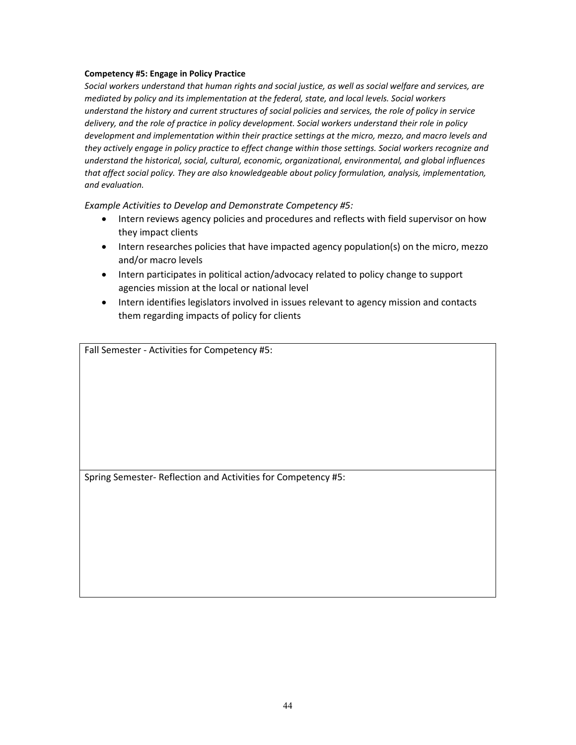**Competency #5: Engage in Policy Practice**

*Social workers understand that human rights and social justice, as well as social welfare and services, are mediated by policy and its implementation at the federal, state, and local levels. Social workers understand the history and current structures of social policies and services, the role of policy in service delivery, and the role of practice in policy development. Social workers understand their role in policy development and implementation within their practice settings at the micro, mezzo, and macro levels and they actively engage in policy practice to effect change within those settings. Social workers recognize and understand the historical, social, cultural, economic, organizational, environmental, and global influences that affect social policy. They are also knowledgeable about policy formulation, analysis, implementation, and evaluation.*

*Example Activities to Develop and Demonstrate Competency #5:*

- Intern reviews agency policies and procedures and reflects with field supervisor on how they impact clients
- Intern researches policies that have impacted agency population(s) on the micro, mezzo and/or macro levels
- Intern participates in political action/advocacy related to policy change to support agencies mission at the local or national level
- Intern identifies legislators involved in issues relevant to agency mission and contacts them regarding impacts of policy for clients

| Fall Semester - Activities for Competency #5: |
|---|
| |
| **Spring Semester- Reflection and Activities for Competency #5:** |
| |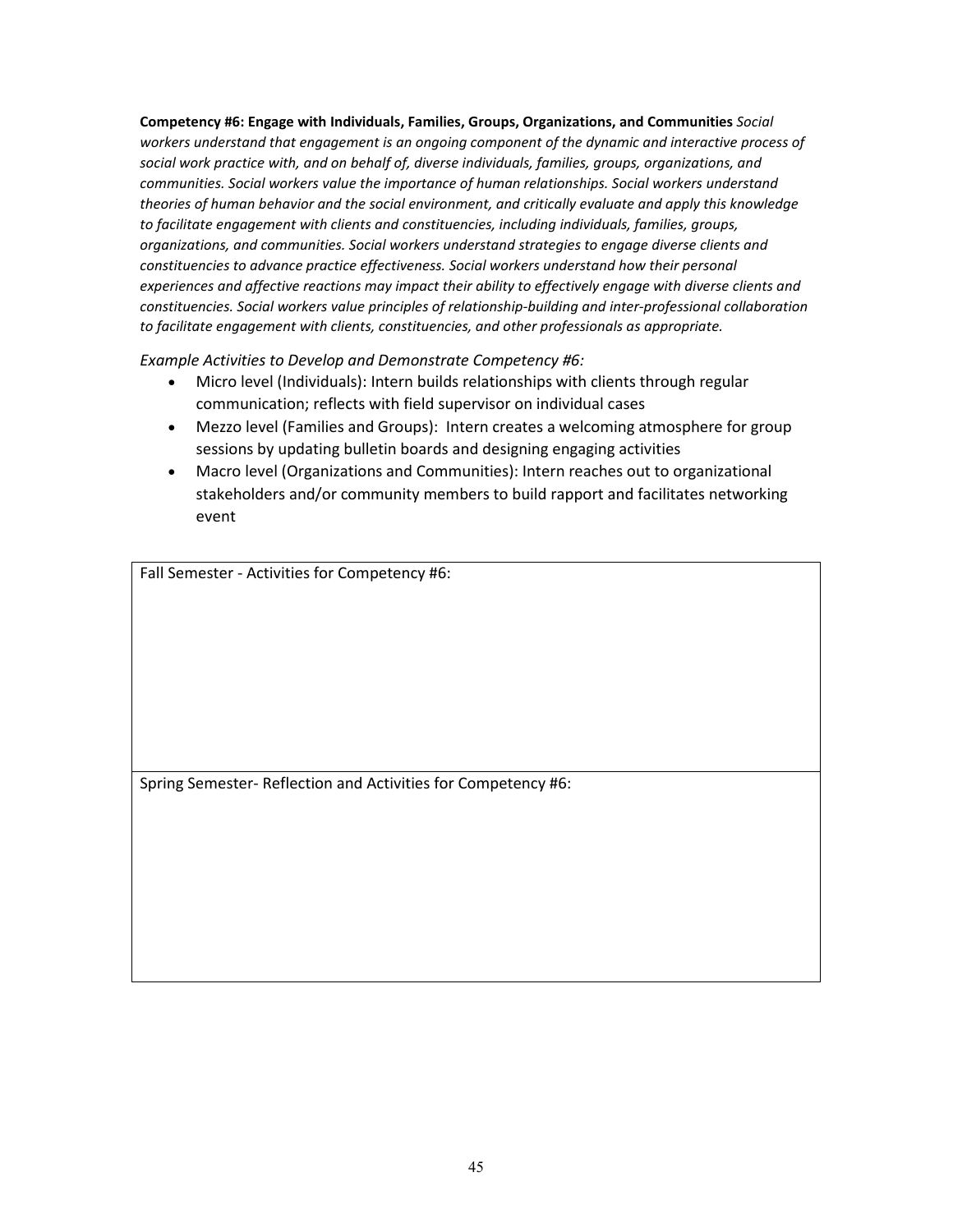**Competency #6: Engage with Individuals, Families, Groups, Organizations, and Communities** *Social workers understand that engagement is an ongoing component of the dynamic and interactive process of social work practice with, and on behalf of, diverse individuals, families, groups, organizations, and communities. Social workers value the importance of human relationships. Social workers understand theories of human behavior and the social environment, and critically evaluate and apply this knowledge to facilitate engagement with clients and constituencies, including individuals, families, groups, organizations, and communities. Social workers understand strategies to engage diverse clients and constituencies to advance practice effectiveness. Social workers understand how their personal experiences and affective reactions may impact their ability to effectively engage with diverse clients and constituencies. Social workers value principles of relationship-building and inter-professional collaboration to facilitate engagement with clients, constituencies, and other professionals as appropriate.*

*Example Activities to Develop and Demonstrate Competency #6:*

- Micro level (Individuals): Intern builds relationships with clients through regular communication; reflects with field supervisor on individual cases
- Mezzo level (Families and Groups): Intern creates a welcoming atmosphere for group sessions by updating bulletin boards and designing engaging activities
- Macro level (Organizations and Communities): Intern reaches out to organizational stakeholders and/or community members to build rapport and facilitates networking event

| Fall Semester - Activities for Competency #6: |
|---|
| |
| Spring Semester- Reflection and Activities for Competency #6: |
| |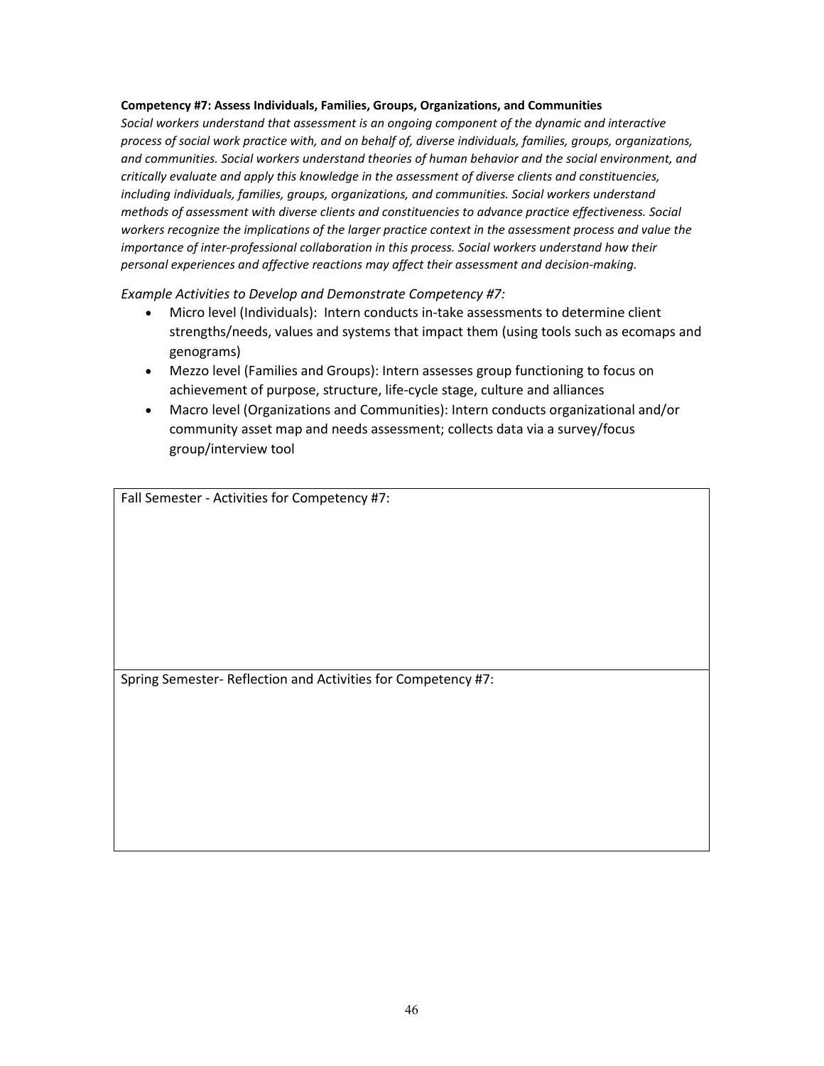**Competency #7: Assess Individuals, Families, Groups, Organizations, and Communities**

*Social workers understand that assessment is an ongoing component of the dynamic and interactive process of social work practice with, and on behalf of, diverse individuals, families, groups, organizations, and communities. Social workers understand theories of human behavior and the social environment, and critically evaluate and apply this knowledge in the assessment of diverse clients and constituencies, including individuals, families, groups, organizations, and communities. Social workers understand methods of assessment with diverse clients and constituencies to advance practice effectiveness. Social workers recognize the implications of the larger practice context in the assessment process and value the importance of inter-professional collaboration in this process. Social workers understand how their personal experiences and affective reactions may affect their assessment and decision-making.*

*Example Activities to Develop and Demonstrate Competency #7:*

- Micro level (Individuals): Intern conducts in-take assessments to determine client strengths/needs, values and systems that impact them (using tools such as ecomaps and genograms)
- Mezzo level (Families and Groups): Intern assesses group functioning to focus on achievement of purpose, structure, life-cycle stage, culture and alliances
- Macro level (Organizations and Communities): Intern conducts organizational and/or community asset map and needs assessment; collects data via a survey/focus group/interview tool

| Fall Semester - Activities for Competency #7: |
|---|
| |
| Spring Semester- Reflection and Activities for Competency #7: |
| |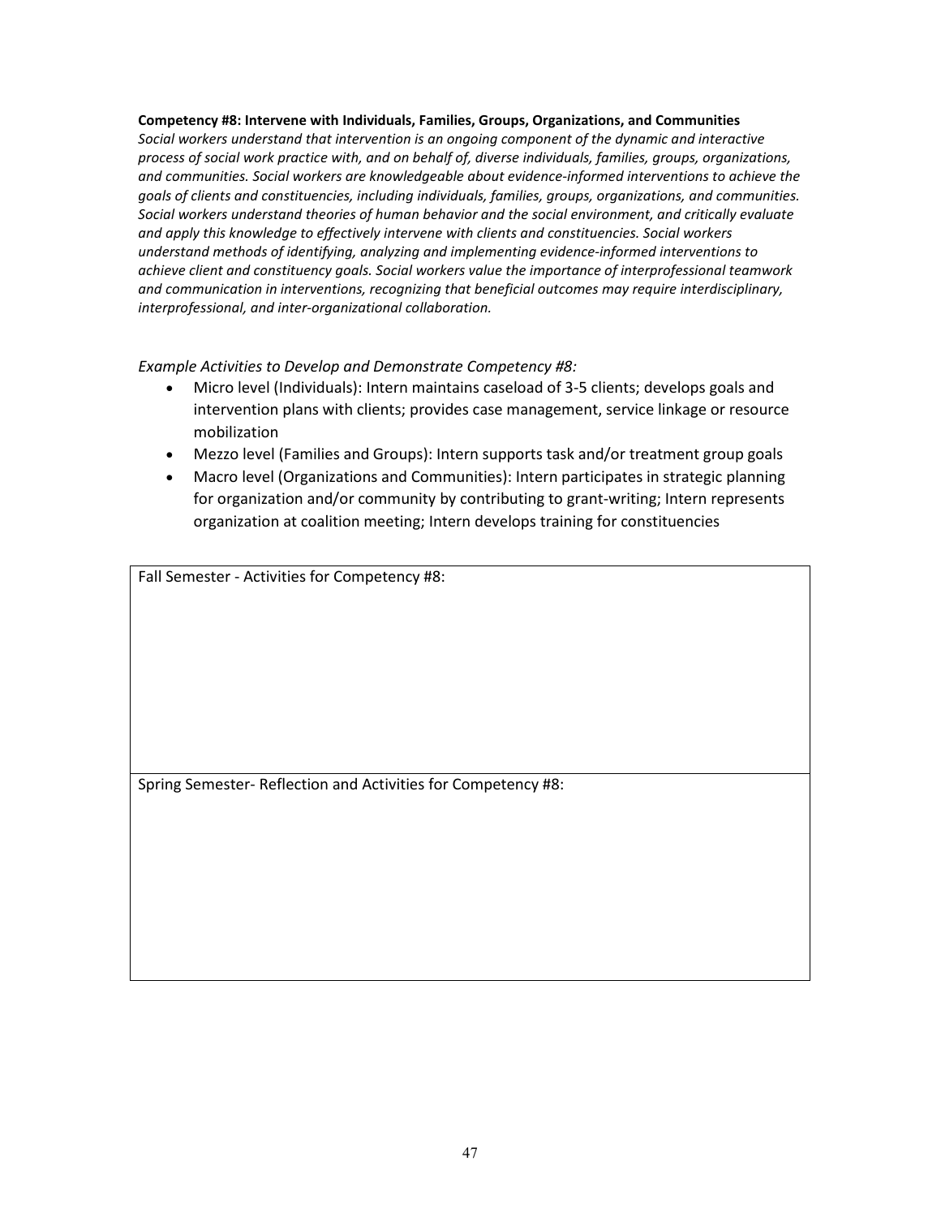**Competency #8: Intervene with Individuals, Families, Groups, Organizations, and Communities**

*Social workers understand that intervention is an ongoing component of the dynamic and interactive process of social work practice with, and on behalf of, diverse individuals, families, groups, organizations, and communities. Social workers are knowledgeable about evidence-informed interventions to achieve the goals of clients and constituencies, including individuals, families, groups, organizations, and communities. Social workers understand theories of human behavior and the social environment, and critically evaluate and apply this knowledge to effectively intervene with clients and constituencies. Social workers understand methods of identifying, analyzing and implementing evidence-informed interventions to achieve client and constituency goals. Social workers value the importance of interprofessional teamwork and communication in interventions, recognizing that beneficial outcomes may require interdisciplinary, interprofessional, and inter-organizational collaboration.*

*Example Activities to Develop and Demonstrate Competency #8:*

- Micro level (Individuals): Intern maintains caseload of 3-5 clients; develops goals and intervention plans with clients; provides case management, service linkage or resource mobilization
- Mezzo level (Families and Groups): Intern supports task and/or treatment group goals
- Macro level (Organizations and Communities): Intern participates in strategic planning for organization and/or community by contributing to grant-writing; Intern represents organization at coalition meeting; Intern develops training for constituencies

| Fall Semester - Activities for Competency #8: |
|---|
| |
| Spring Semester- Reflection and Activities for Competency #8: |
| |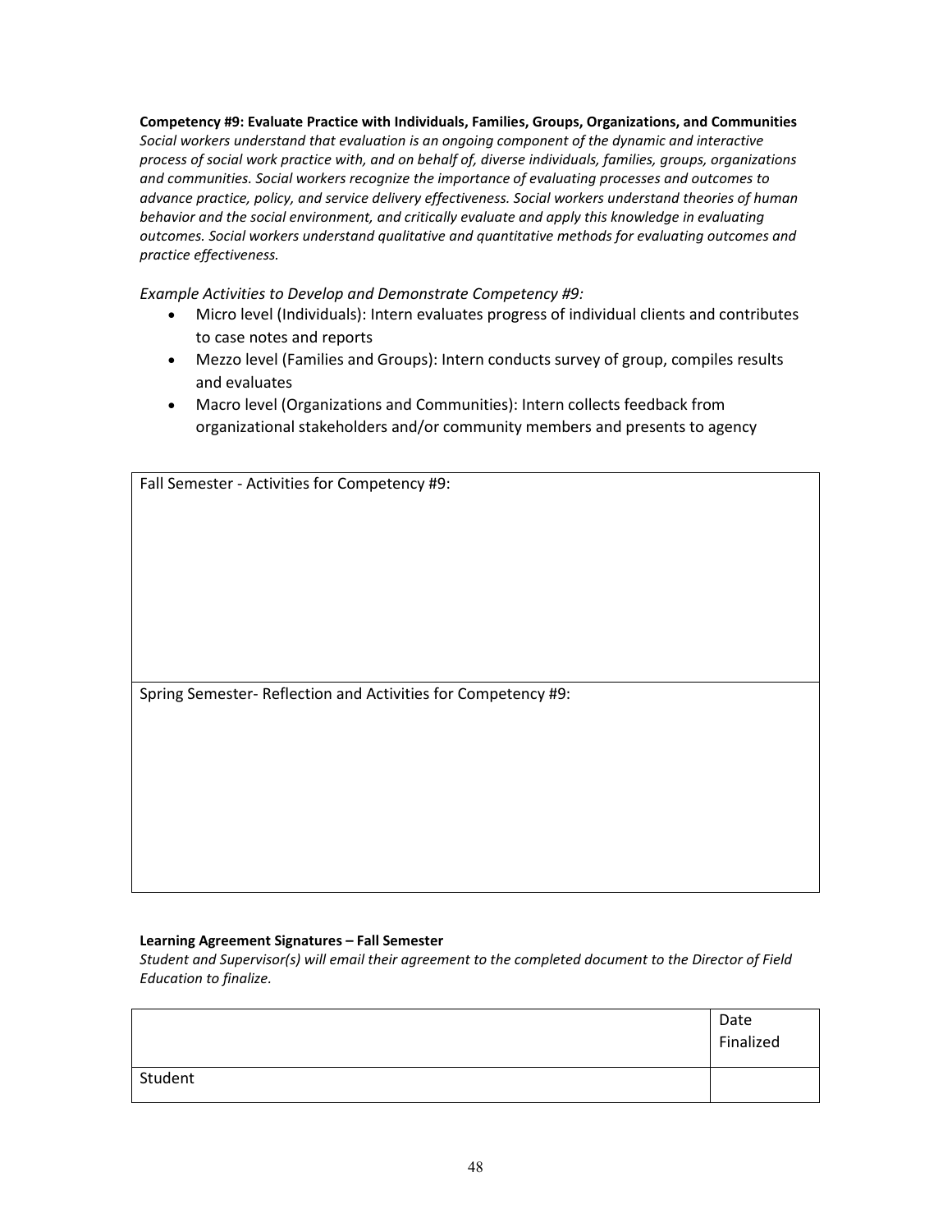**Competency #9: Evaluate Practice with Individuals, Families, Groups, Organizations, and Communities**

*Social workers understand that evaluation is an ongoing component of the dynamic and interactive process of social work practice with, and on behalf of, diverse individuals, families, groups, organizations and communities. Social workers recognize the importance of evaluating processes and outcomes to advance practice, policy, and service delivery effectiveness. Social workers understand theories of human behavior and the social environment, and critically evaluate and apply this knowledge in evaluating outcomes. Social workers understand qualitative and quantitative methods for evaluating outcomes and practice effectiveness.*

*Example Activities to Develop and Demonstrate Competency #9:*

- Micro level (Individuals): Intern evaluates progress of individual clients and contributes to case notes and reports
- Mezzo level (Families and Groups): Intern conducts survey of group, compiles results and evaluates
- Macro level (Organizations and Communities): Intern collects feedback from organizational stakeholders and/or community members and presents to agency

| Fall Semester - Activities for Competency #9: |
|---|
| Spring Semester- Reflection and Activities for Competency #9: |

**Learning Agreement Signatures – Fall Semester**

*Student and Supervisor(s) will email their agreement to the completed document to the Director of Field Education to finalize.*

| | Date Finalized |
|---|---|
| Student | |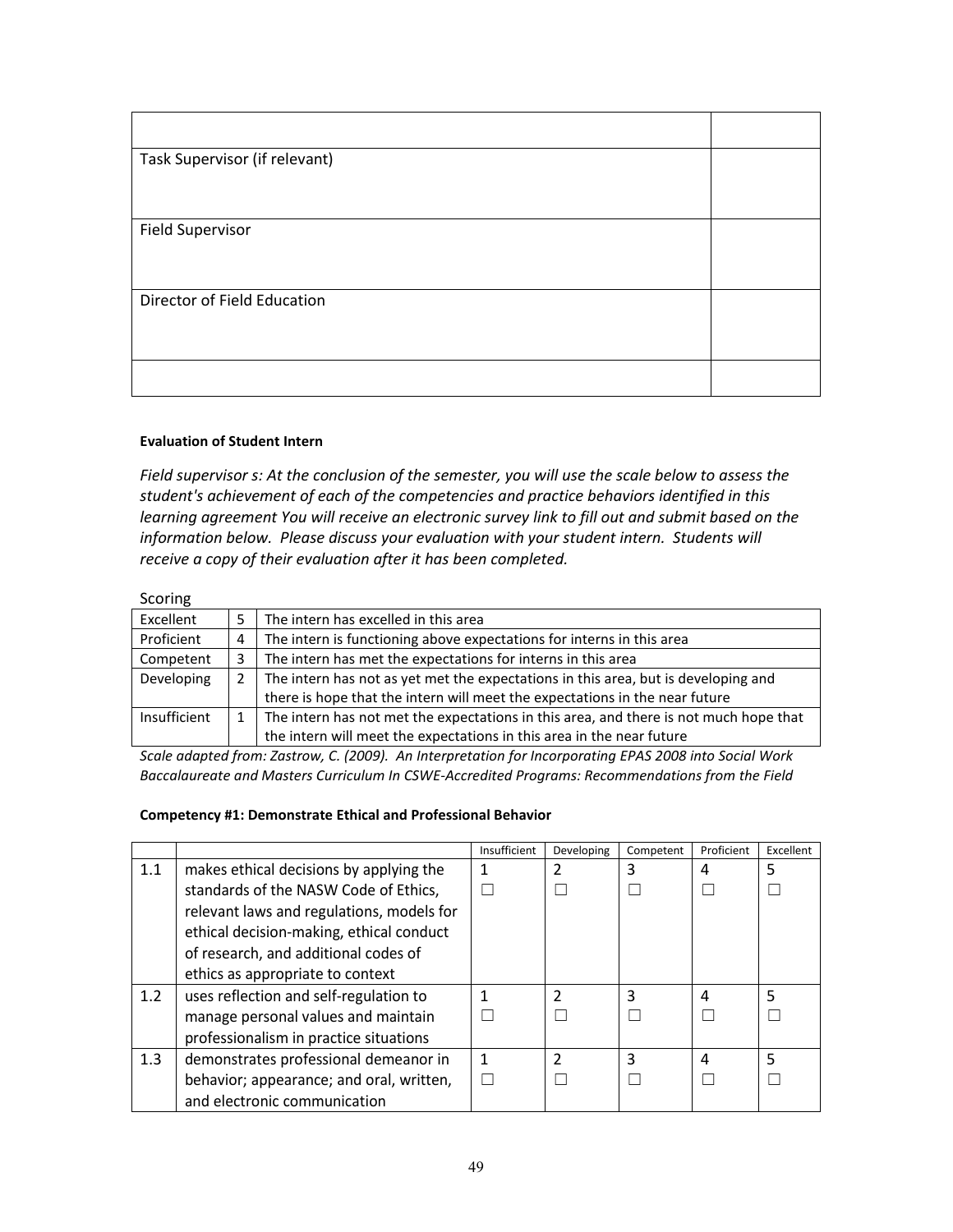| | |
|---|---|
| | |
| Task Supervisor (if relevant) | |
| Field Supervisor | |
| Director of Field Education | |
| | |

**Evaluation of Student Intern**

*Field supervisor s: At the conclusion of the semester, you will use the scale below to assess the student's achievement of each of the competencies and practice behaviors identified in this learning agreement You will receive an electronic survey link to fill out and submit based on the information below. Please discuss your evaluation with your student intern. Students will receive a copy of their evaluation after it has been completed.*

Scoring

| | | |
|---|---|---|
| Excellent | 5 | The intern has excelled in this area |
| Proficient | 4 | The intern is functioning above expectations for interns in this area |
| Competent | 3 | The intern has met the expectations for interns in this area |
| Developing | 2 | The intern has not as yet met the expectations in this area, but is developing and there is hope that the intern will meet the expectations in the near future |
| Insufficient | 1 | The intern has not met the expectations in this area, and there is not much hope that the intern will meet the expectations in the near future |

*Scale adapted from: Zastrow, C. (2009). An Interpretation for Incorporating EPAS 2008 into Social Work Baccalaureate and Masters Curriculum In CSWE-Accredited Programs: Recommendations from the Field*

**Competency #1: Demonstrate Ethical and Professional Behavior**

| | | Insufficient | Developing | Competent | Proficient | Excellent |
|---|---|---|---|---|---|---|
| 1.1 | makes ethical decisions by applying the standards of the NASW Code of Ethics, relevant laws and regulations, models for ethical decision-making, ethical conduct of research, and additional codes of ethics as appropriate to context | 1 ☐ | 2 ☐ | 3 ☐ | 4 ☐ | 5 ☐ |
| 1.2 | uses reflection and self-regulation to manage personal values and maintain professionalism in practice situations | 1 ☐ | 2 ☐ | 3 ☐ | 4 ☐ | 5 ☐ |
| 1.3 | demonstrates professional demeanor in behavior; appearance; and oral, written, and electronic communication | 1 ☐ | 2 ☐ | 3 ☐ | 4 ☐ | 5 ☐ |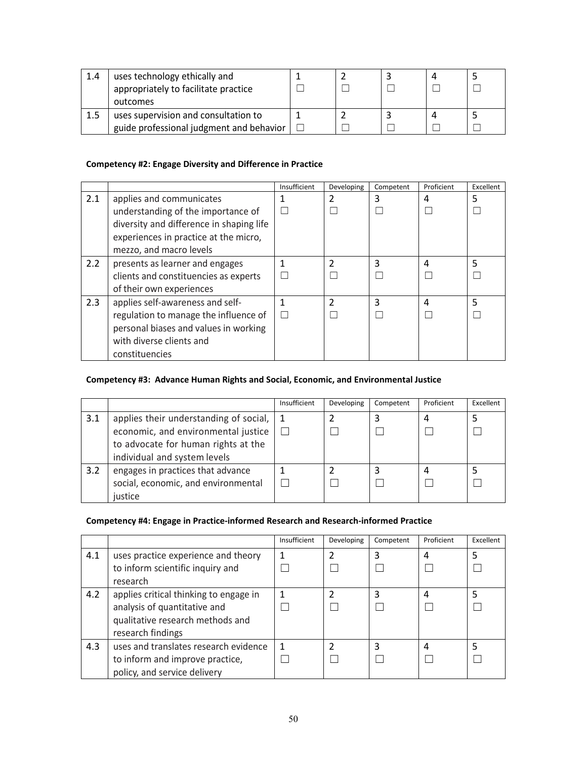| 1.4 | uses technology ethically and appropriately to facilitate practice outcomes | 1 ☐ | 2 ☐ | 3 ☐ | 4 ☐ | 5 ☐ |
|---|---|---|---|---|---|---|
| 1.5 | uses supervision and consultation to guide professional judgment and behavior | 1 ☐ | 2 ☐ | 3 ☐ | 4 ☐ | 5 ☐ |

**Competency #2: Engage Diversity and Difference in Practice**

| | | Insufficient | Developing | Competent | Proficient | Excellent |
|---|---|---|---|---|---|---|
| 2.1 | applies and communicates understanding of the importance of diversity and difference in shaping life experiences in practice at the micro, mezzo, and macro levels | 1 ☐ | 2 ☐ | 3 ☐ | 4 ☐ | 5 ☐ |
| 2.2 | presents as learner and engages clients and constituencies as experts of their own experiences | 1 ☐ | 2 ☐ | 3 ☐ | 4 ☐ | 5 ☐ |
| 2.3 | applies self-awareness and self-regulation to manage the influence of personal biases and values in working with diverse clients and constituencies | 1 ☐ | 2 ☐ | 3 ☐ | 4 ☐ | 5 ☐ |

**Competency #3: Advance Human Rights and Social, Economic, and Environmental Justice**

| | | Insufficient | Developing | Competent | Proficient | Excellent |
|---|---|---|---|---|---|---|
| 3.1 | applies their understanding of social, economic, and environmental justice to advocate for human rights at the individual and system levels | 1 ☐ | 2 ☐ | 3 ☐ | 4 ☐ | 5 ☐ |
| 3.2 | engages in practices that advance social, economic, and environmental justice | 1 ☐ | 2 ☐ | 3 ☐ | 4 ☐ | 5 ☐ |

**Competency #4: Engage in Practice-informed Research and Research-informed Practice**

| | | Insufficient | Developing | Competent | Proficient | Excellent |
|---|---|---|---|---|---|---|
| 4.1 | uses practice experience and theory to inform scientific inquiry and research | 1 ☐ | 2 ☐ | 3 ☐ | 4 ☐ | 5 ☐ |
| 4.2 | applies critical thinking to engage in analysis of quantitative and qualitative research methods and research findings | 1 ☐ | 2 ☐ | 3 ☐ | 4 ☐ | 5 ☐ |
| 4.3 | uses and translates research evidence to inform and improve practice, policy, and service delivery | 1 ☐ | 2 ☐ | 3 ☐ | 4 ☐ | 5 ☐ |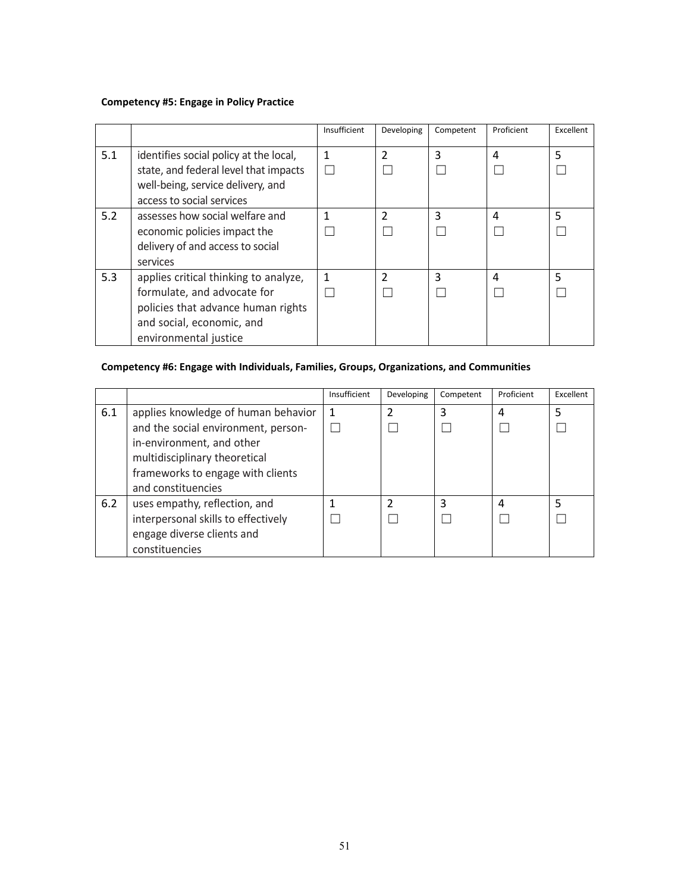**Competency #5: Engage in Policy Practice**

| | | Insufficient | Developing | Competent | Proficient | Excellent |
|---|---|---|---|---|---|---|
| 5.1 | identifies social policy at the local, state, and federal level that impacts well-being, service delivery, and access to social services | 1 ☐ | 2 ☐ | 3 ☐ | 4 ☐ | 5 ☐ |
| 5.2 | assesses how social welfare and economic policies impact the delivery of and access to social services | 1 ☐ | 2 ☐ | 3 ☐ | 4 ☐ | 5 ☐ |
| 5.3 | applies critical thinking to analyze, formulate, and advocate for policies that advance human rights and social, economic, and environmental justice | 1 ☐ | 2 ☐ | 3 ☐ | 4 ☐ | 5 ☐ |

**Competency #6: Engage with Individuals, Families, Groups, Organizations, and Communities**

| | | Insufficient | Developing | Competent | Proficient | Excellent |
|---|---|---|---|---|---|---|
| 6.1 | applies knowledge of human behavior and the social environment, person-in-environment, and other multidisciplinary theoretical frameworks to engage with clients and constituencies | 1 ☐ | 2 ☐ | 3 ☐ | 4 ☐ | 5 ☐ |
| 6.2 | uses empathy, reflection, and interpersonal skills to effectively engage diverse clients and constituencies | 1 ☐ | 2 ☐ | 3 ☐ | 4 ☐ | 5 ☐ |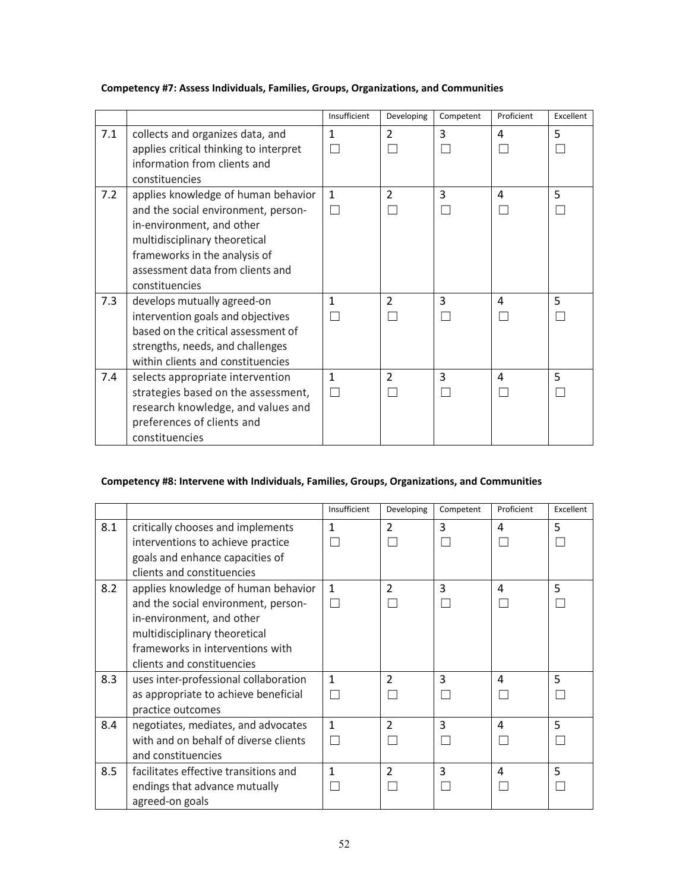**Competency #7: Assess Individuals, Families, Groups, Organizations, and Communities**

| | | Insufficient | Developing | Competent | Proficient | Excellent |
|---|---|---|---|---|---|---|
| 7.1 | collects and organizes data, and applies critical thinking to interpret information from clients and constituencies | 1 ☐ | 2 ☐ | 3 ☐ | 4 ☐ | 5 ☐ |
| 7.2 | applies knowledge of human behavior and the social environment, person-in-environment, and other multidisciplinary theoretical frameworks in the analysis of assessment data from clients and constituencies | 1 ☐ | 2 ☐ | 3 ☐ | 4 ☐ | 5 ☐ |
| 7.3 | develops mutually agreed-on intervention goals and objectives based on the critical assessment of strengths, needs, and challenges within clients and constituencies | 1 ☐ | 2 ☐ | 3 ☐ | 4 ☐ | 5 ☐ |
| 7.4 | selects appropriate intervention strategies based on the assessment, research knowledge, and values and preferences of clients and constituencies | 1 ☐ | 2 ☐ | 3 ☐ | 4 ☐ | 5 ☐ |

**Competency #8: Intervene with Individuals, Families, Groups, Organizations, and Communities**

| | | Insufficient | Developing | Competent | Proficient | Excellent |
|---|---|---|---|---|---|---|
| 8.1 | critically chooses and implements interventions to achieve practice goals and enhance capacities of clients and constituencies | 1 ☐ | 2 ☐ | 3 ☐ | 4 ☐ | 5 ☐ |
| 8.2 | applies knowledge of human behavior and the social environment, person-in-environment, and other multidisciplinary theoretical frameworks in interventions with clients and constituencies | 1 ☐ | 2 ☐ | 3 ☐ | 4 ☐ | 5 ☐ |
| 8.3 | uses inter-professional collaboration as appropriate to achieve beneficial practice outcomes | 1 ☐ | 2 ☐ | 3 ☐ | 4 ☐ | 5 ☐ |
| 8.4 | negotiates, mediates, and advocates with and on behalf of diverse clients and constituencies | 1 ☐ | 2 ☐ | 3 ☐ | 4 ☐ | 5 ☐ |
| 8.5 | facilitates effective transitions and endings that advance mutually agreed-on goals | 1 ☐ | 2 ☐ | 3 ☐ | 4 ☐ | 5 ☐ |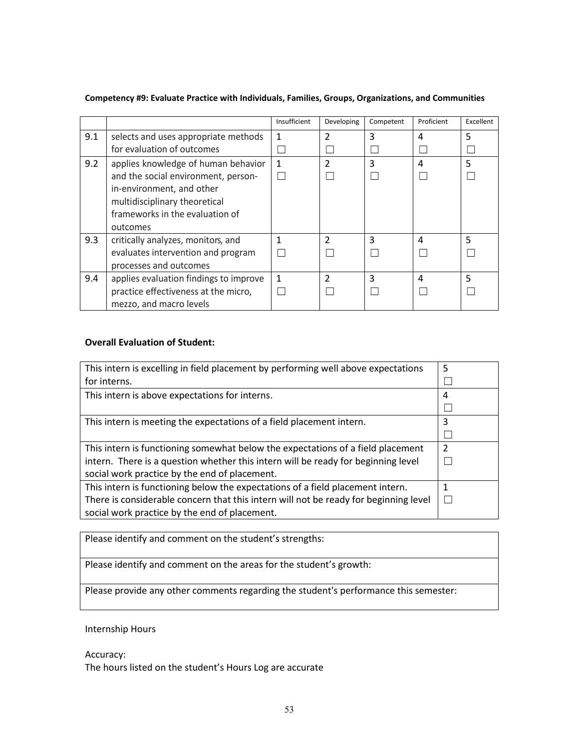**Competency #9: Evaluate Practice with Individuals, Families, Groups, Organizations, and Communities**

| | | Insufficient | Developing | Competent | Proficient | Excellent |
|---|---|---|---|---|---|---|
| 9.1 | selects and uses appropriate methods for evaluation of outcomes | 1 ☐ | 2 ☐ | 3 ☐ | 4 ☐ | 5 ☐ |
| 9.2 | applies knowledge of human behavior and the social environment, person-in-environment, and other multidisciplinary theoretical frameworks in the evaluation of outcomes | 1 ☐ | 2 ☐ | 3 ☐ | 4 ☐ | 5 ☐ |
| 9.3 | critically analyzes, monitors, and evaluates intervention and program processes and outcomes | 1 ☐ | 2 ☐ | 3 ☐ | 4 ☐ | 5 ☐ |
| 9.4 | applies evaluation findings to improve practice effectiveness at the micro, mezzo, and macro levels | 1 ☐ | 2 ☐ | 3 ☐ | 4 ☐ | 5 ☐ |

**Overall Evaluation of Student:**

| | |
|---|---|
| This intern is excelling in field placement by performing well above expectations for interns. | 5 ☐ |
| This intern is above expectations for interns. | 4 ☐ |
| This intern is meeting the expectations of a field placement intern. | 3 ☐ |
| This intern is functioning somewhat below the expectations of a field placement intern. There is a question whether this intern will be ready for beginning level social work practice by the end of placement. | 2 ☐ |
| This intern is functioning below the expectations of a field placement intern. There is considerable concern that this intern will not be ready for beginning level social work practice by the end of placement. | 1 ☐ |

| |
|---|
| Please identify and comment on the student's strengths: |
| Please identify and comment on the areas for the student's growth: |
| Please provide any other comments regarding the student's performance this semester: |

Internship Hours

Accuracy:
The hours listed on the student's Hours Log are accurate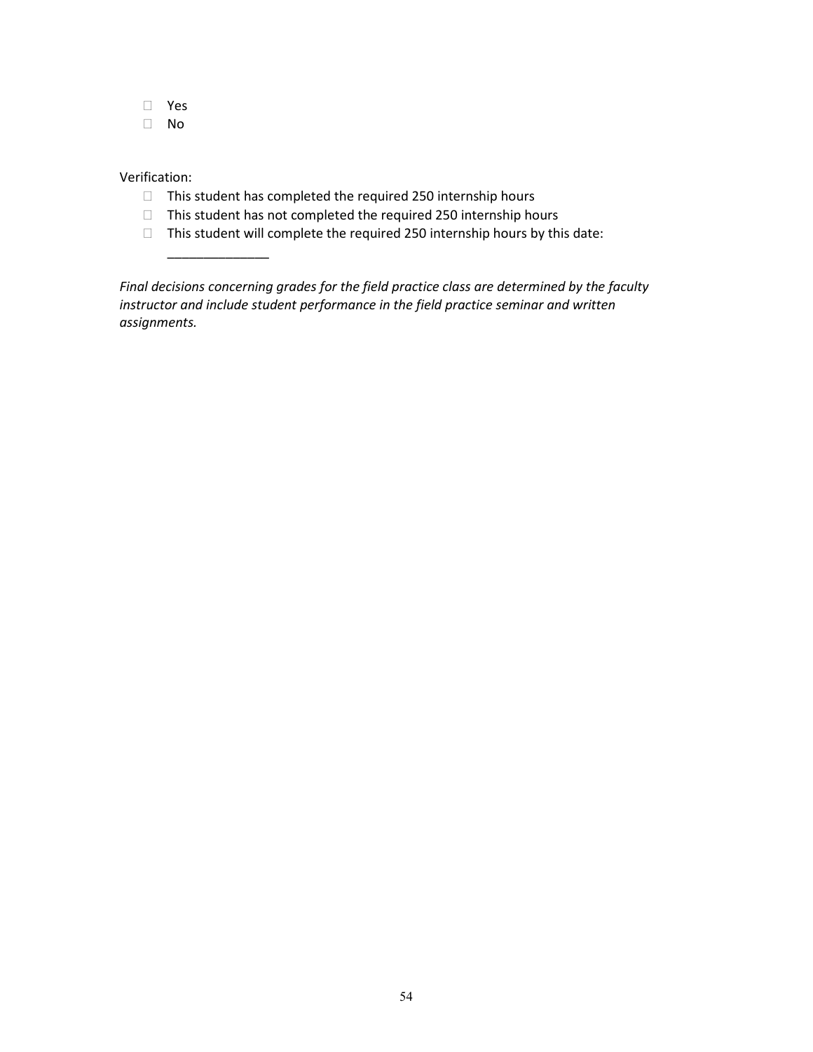- ☐ Yes
- ☐ No

Verification:

- ☐ This student has completed the required 250 internship hours
- ☐ This student has not completed the required 250 internship hours
- ☐ This student will complete the required 250 internship hours by this date: ______________

*Final decisions concerning grades for the field practice class are determined by the faculty instructor and include student performance in the field practice seminar and written assignments.*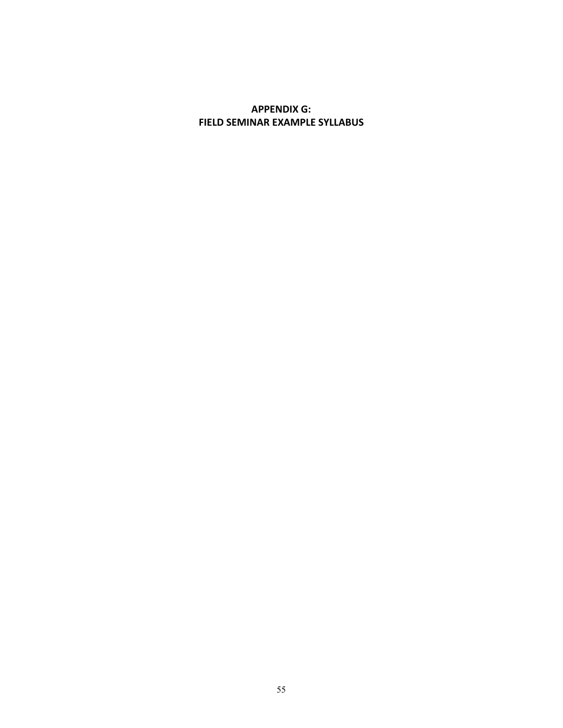# APPENDIX G:
# FIELD SEMINAR EXAMPLE SYLLABUS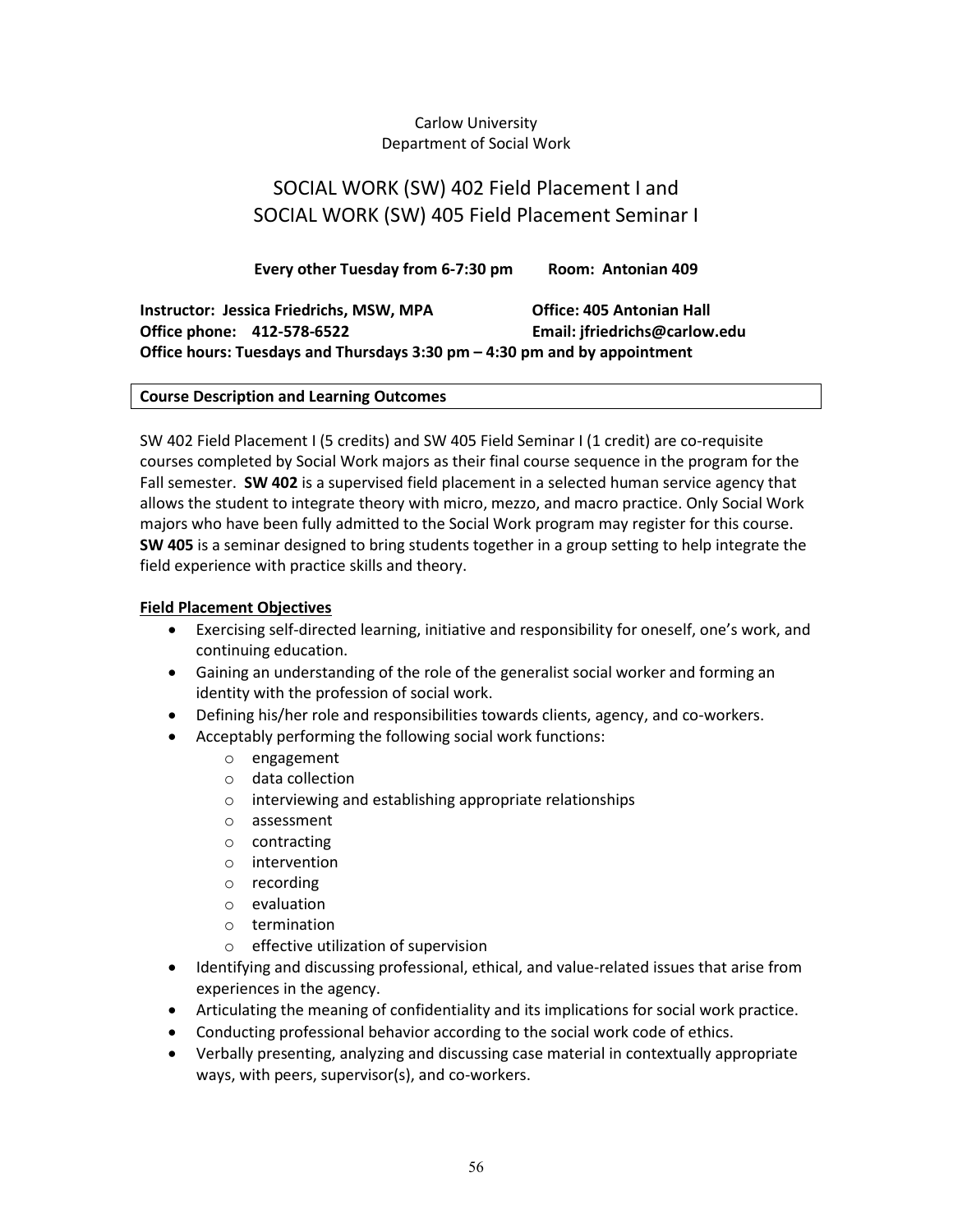Carlow University
Department of Social Work

# SOCIAL WORK (SW) 402 Field Placement I and SOCIAL WORK (SW) 405 Field Placement Seminar I

**Every other Tuesday from 6-7:30 pm        Room: Antonian 409**

**Instructor: Jessica Friedrichs, MSW, MPA**
**Office: 405 Antonian Hall**
**Office phone: 412-578-6522**
**Email: jfriedrichs@carlow.edu**
**Office hours: Tuesdays and Thursdays 3:30 pm – 4:30 pm and by appointment**

## Course Description and Learning Outcomes

SW 402 Field Placement I (5 credits) and SW 405 Field Seminar I (1 credit) are co-requisite courses completed by Social Work majors as their final course sequence in the program for the Fall semester. **SW 402** is a supervised field placement in a selected human service agency that allows the student to integrate theory with micro, mezzo, and macro practice. Only Social Work majors who have been fully admitted to the Social Work program may register for this course. **SW 405** is a seminar designed to bring students together in a group setting to help integrate the field experience with practice skills and theory.

### Field Placement Objectives

- Exercising self-directed learning, initiative and responsibility for oneself, one's work, and continuing education.
- Gaining an understanding of the role of the generalist social worker and forming an identity with the profession of social work.
- Defining his/her role and responsibilities towards clients, agency, and co-workers.
- Acceptably performing the following social work functions:
  - engagement
  - data collection
  - interviewing and establishing appropriate relationships
  - assessment
  - contracting
  - intervention
  - recording
  - evaluation
  - termination
  - effective utilization of supervision
- Identifying and discussing professional, ethical, and value-related issues that arise from experiences in the agency.
- Articulating the meaning of confidentiality and its implications for social work practice.
- Conducting professional behavior according to the social work code of ethics.
- Verbally presenting, analyzing and discussing case material in contextually appropriate ways, with peers, supervisor(s), and co-workers.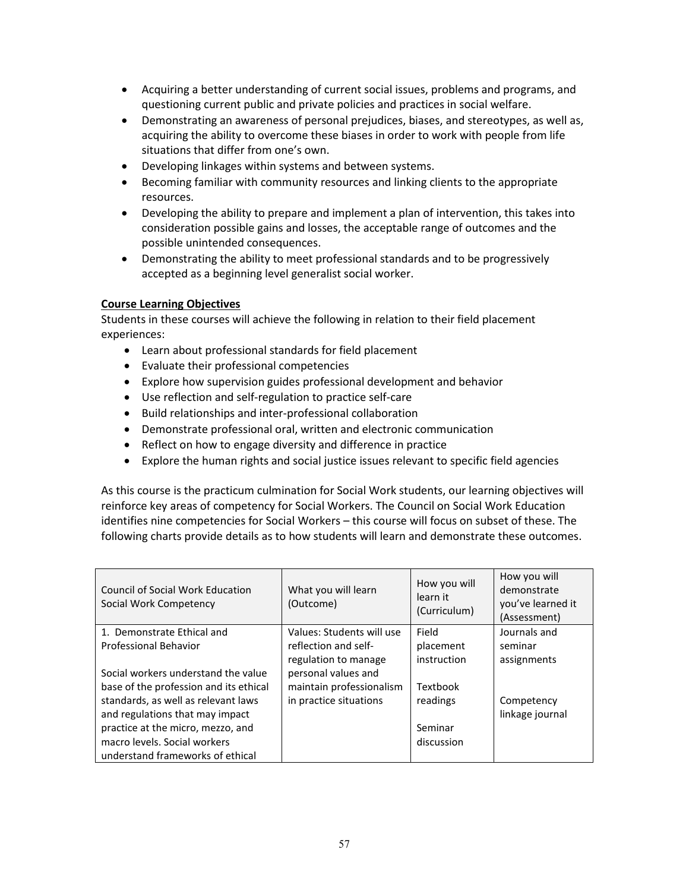- Acquiring a better understanding of current social issues, problems and programs, and questioning current public and private policies and practices in social welfare.
- Demonstrating an awareness of personal prejudices, biases, and stereotypes, as well as, acquiring the ability to overcome these biases in order to work with people from life situations that differ from one's own.
- Developing linkages within systems and between systems.
- Becoming familiar with community resources and linking clients to the appropriate resources.
- Developing the ability to prepare and implement a plan of intervention, this takes into consideration possible gains and losses, the acceptable range of outcomes and the possible unintended consequences.
- Demonstrating the ability to meet professional standards and to be progressively accepted as a beginning level generalist social worker.

**Course Learning Objectives**

Students in these courses will achieve the following in relation to their field placement experiences:

- Learn about professional standards for field placement
- Evaluate their professional competencies
- Explore how supervision guides professional development and behavior
- Use reflection and self-regulation to practice self-care
- Build relationships and inter-professional collaboration
- Demonstrate professional oral, written and electronic communication
- Reflect on how to engage diversity and difference in practice
- Explore the human rights and social justice issues relevant to specific field agencies

As this course is the practicum culmination for Social Work students, our learning objectives will reinforce key areas of competency for Social Workers. The Council on Social Work Education identifies nine competencies for Social Workers – this course will focus on subset of these. The following charts provide details as to how students will learn and demonstrate these outcomes.

| Council of Social Work Education Social Work Competency | What you will learn (Outcome) | How you will learn it (Curriculum) | How you will demonstrate you've learned it (Assessment) |
|---|---|---|---|
| 1. Demonstrate Ethical and Professional Behavior<br><br>Social workers understand the value base of the profession and its ethical standards, as well as relevant laws and regulations that may impact practice at the micro, mezzo, and macro levels. Social workers understand frameworks of ethical | Values: Students will use reflection and self-regulation to manage personal values and maintain professionalism in practice situations | Field placement instruction<br><br>Textbook readings<br><br>Seminar discussion | Journals and seminar assignments<br><br>Competency linkage journal |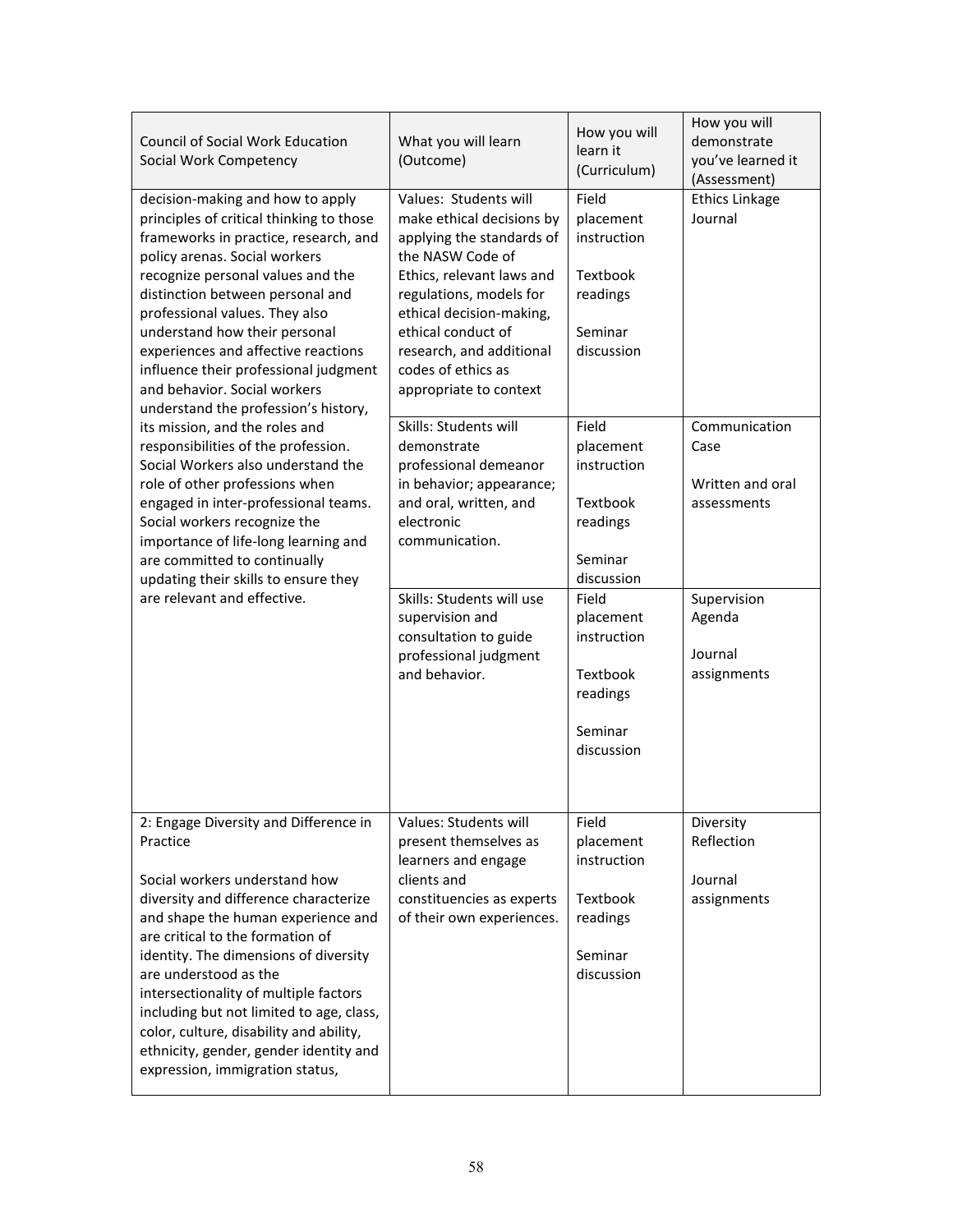| Council of Social Work Education Social Work Competency | What you will learn (Outcome) | How you will learn it (Curriculum) | How you will demonstrate you've learned it (Assessment) |
|---|---|---|---|
| decision-making and how to apply principles of critical thinking to those frameworks in practice, research, and policy arenas. Social workers recognize personal values and the distinction between personal and professional values. They also understand how their personal experiences and affective reactions influence their professional judgment and behavior. Social workers understand the profession's history, its mission, and the roles and responsibilities of the profession. Social Workers also understand the role of other professions when engaged in inter-professional teams. Social workers recognize the importance of life-long learning and are committed to continually updating their skills to ensure they are relevant and effective. | Values: Students will make ethical decisions by applying the standards of the NASW Code of Ethics, relevant laws and regulations, models for ethical decision-making, ethical conduct of research, and additional codes of ethics as appropriate to context | Field placement instruction<br><br>Textbook readings<br><br>Seminar discussion | Ethics Linkage Journal |
| | Skills: Students will demonstrate professional demeanor in behavior; appearance; and oral, written, and electronic communication. | Field placement instruction<br><br>Textbook readings<br><br>Seminar discussion | Communication Case<br><br>Written and oral assessments |
| | Skills: Students will use supervision and consultation to guide professional judgment and behavior. | Field placement instruction<br><br>Textbook readings<br><br>Seminar discussion | Supervision Agenda<br><br>Journal assignments |
| 2: Engage Diversity and Difference in Practice<br><br>Social workers understand how diversity and difference characterize and shape the human experience and are critical to the formation of identity. The dimensions of diversity are understood as the intersectionality of multiple factors including but not limited to age, class, color, culture, disability and ability, ethnicity, gender, gender identity and expression, immigration status, | Values: Students will present themselves as learners and engage clients and constituencies as experts of their own experiences. | Field placement instruction<br><br>Textbook readings<br><br>Seminar discussion | Diversity Reflection<br><br>Journal assignments |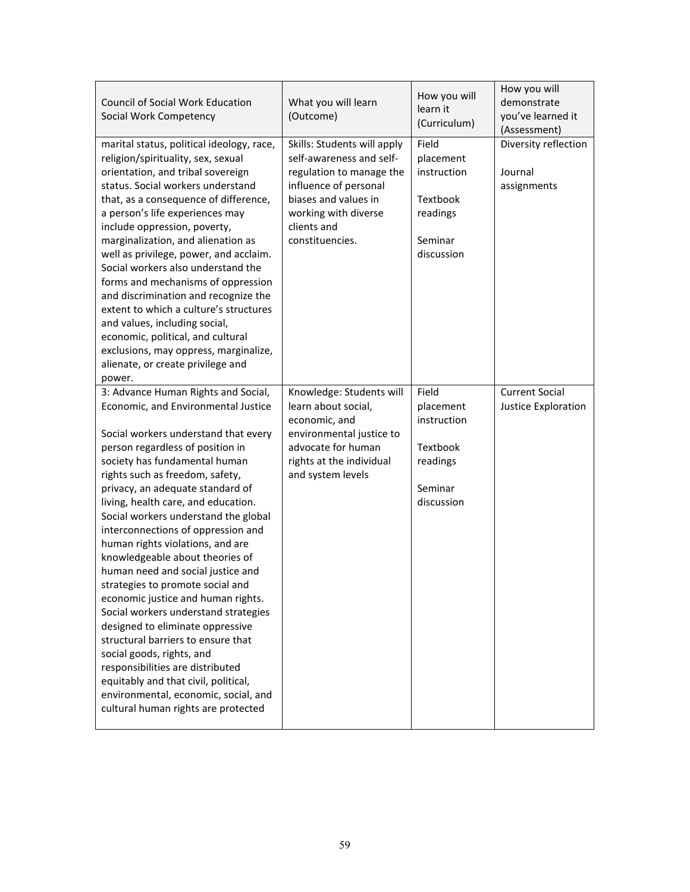| Council of Social Work Education Social Work Competency | What you will learn (Outcome) | How you will learn it (Curriculum) | How you will demonstrate you've learned it (Assessment) |
|---|---|---|---|
| marital status, political ideology, race, religion/spirituality, sex, sexual orientation, and tribal sovereign status. Social workers understand that, as a consequence of difference, a person's life experiences may include oppression, poverty, marginalization, and alienation as well as privilege, power, and acclaim. Social workers also understand the forms and mechanisms of oppression and discrimination and recognize the extent to which a culture's structures and values, including social, economic, political, and cultural exclusions, may oppress, marginalize, alienate, or create privilege and power. | Skills: Students will apply self-awareness and self-regulation to manage the influence of personal biases and values in working with diverse clients and constituencies. | Field placement instruction<br><br>Textbook readings<br><br>Seminar discussion | Diversity reflection<br><br>Journal assignments |
| 3: Advance Human Rights and Social, Economic, and Environmental Justice<br><br>Social workers understand that every person regardless of position in society has fundamental human rights such as freedom, safety, privacy, an adequate standard of living, health care, and education. Social workers understand the global interconnections of oppression and human rights violations, and are knowledgeable about theories of human need and social justice and strategies to promote social and economic justice and human rights. Social workers understand strategies designed to eliminate oppressive structural barriers to ensure that social goods, rights, and responsibilities are distributed equitably and that civil, political, environmental, economic, social, and cultural human rights are protected | Knowledge: Students will learn about social, economic, and environmental justice to advocate for human rights at the individual and system levels | Field placement instruction<br><br>Textbook readings<br><br>Seminar discussion | Current Social Justice Exploration |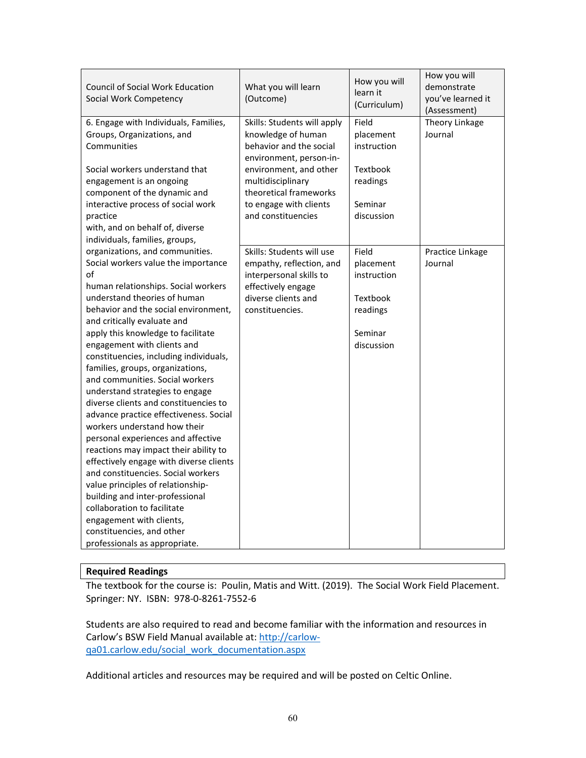| Council of Social Work Education Social Work Competency | What you will learn (Outcome) | How you will learn it (Curriculum) | How you will demonstrate you've learned it (Assessment) |
|---|---|---|---|
| 6. Engage with Individuals, Families, Groups, Organizations, and Communities<br><br>Social workers understand that engagement is an ongoing component of the dynamic and interactive process of social work practice with, and on behalf of, diverse individuals, families, groups, organizations, and communities. Social workers value the importance of human relationships. Social workers understand theories of human behavior and the social environment, and critically evaluate and apply this knowledge to facilitate engagement with clients and constituencies, including individuals, families, groups, organizations, and communities. Social workers understand strategies to engage diverse clients and constituencies to advance practice effectiveness. Social workers understand how their personal experiences and affective reactions may impact their ability to effectively engage with diverse clients and constituencies. Social workers value principles of relationship-building and inter-professional collaboration to facilitate engagement with clients, constituencies, and other professionals as appropriate. | Skills: Students will apply knowledge of human behavior and the social environment, person-in-environment, and other multidisciplinary theoretical frameworks to engage with clients and constituencies | Field placement instruction<br><br>Textbook readings<br><br>Seminar discussion | Theory Linkage Journal |
| | Skills: Students will use empathy, reflection, and interpersonal skills to effectively engage diverse clients and constituencies. | Field placement instruction<br><br>Textbook readings<br><br>Seminar discussion | Practice Linkage Journal |

**Required Readings**

The textbook for the course is: Poulin, Matis and Witt. (2019). The Social Work Field Placement. Springer: NY. ISBN: 978-0-8261-7552-6

Students are also required to read and become familiar with the information and resources in Carlow's BSW Field Manual available at: http://carlow-qa01.carlow.edu/social_work_documentation.aspx

Additional articles and resources may be required and will be posted on Celtic Online.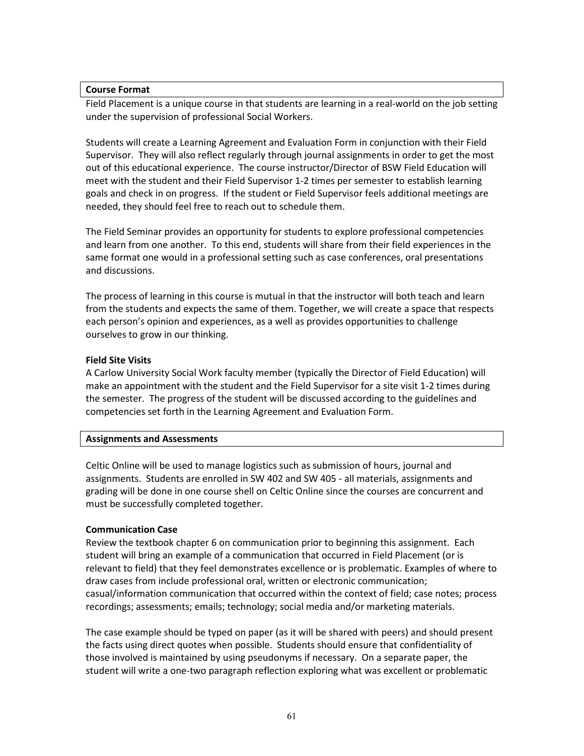## Course Format

Field Placement is a unique course in that students are learning in a real-world on the job setting under the supervision of professional Social Workers.

Students will create a Learning Agreement and Evaluation Form in conjunction with their Field Supervisor. They will also reflect regularly through journal assignments in order to get the most out of this educational experience. The course instructor/Director of BSW Field Education will meet with the student and their Field Supervisor 1-2 times per semester to establish learning goals and check in on progress. If the student or Field Supervisor feels additional meetings are needed, they should feel free to reach out to schedule them.

The Field Seminar provides an opportunity for students to explore professional competencies and learn from one another. To this end, students will share from their field experiences in the same format one would in a professional setting such as case conferences, oral presentations and discussions.

The process of learning in this course is mutual in that the instructor will both teach and learn from the students and expects the same of them. Together, we will create a space that respects each person's opinion and experiences, as a well as provides opportunities to challenge ourselves to grow in our thinking.

### Field Site Visits

A Carlow University Social Work faculty member (typically the Director of Field Education) will make an appointment with the student and the Field Supervisor for a site visit 1-2 times during the semester. The progress of the student will be discussed according to the guidelines and competencies set forth in the Learning Agreement and Evaluation Form.

## Assignments and Assessments

Celtic Online will be used to manage logistics such as submission of hours, journal and assignments. Students are enrolled in SW 402 and SW 405 - all materials, assignments and grading will be done in one course shell on Celtic Online since the courses are concurrent and must be successfully completed together.

### Communication Case

Review the textbook chapter 6 on communication prior to beginning this assignment. Each student will bring an example of a communication that occurred in Field Placement (or is relevant to field) that they feel demonstrates excellence or is problematic. Examples of where to draw cases from include professional oral, written or electronic communication; casual/information communication that occurred within the context of field; case notes; process recordings; assessments; emails; technology; social media and/or marketing materials.

The case example should be typed on paper (as it will be shared with peers) and should present the facts using direct quotes when possible. Students should ensure that confidentiality of those involved is maintained by using pseudonyms if necessary. On a separate paper, the student will write a one-two paragraph reflection exploring what was excellent or problematic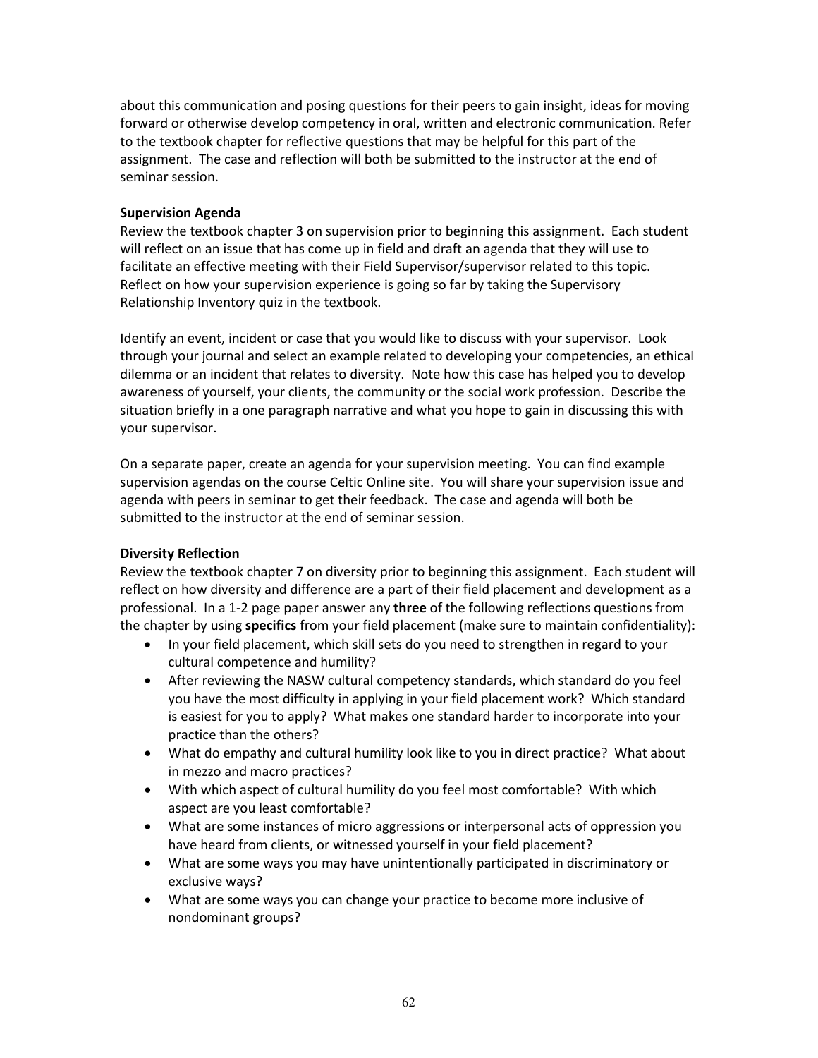about this communication and posing questions for their peers to gain insight, ideas for moving forward or otherwise develop competency in oral, written and electronic communication. Refer to the textbook chapter for reflective questions that may be helpful for this part of the assignment. The case and reflection will both be submitted to the instructor at the end of seminar session.

**Supervision Agenda**

Review the textbook chapter 3 on supervision prior to beginning this assignment. Each student will reflect on an issue that has come up in field and draft an agenda that they will use to facilitate an effective meeting with their Field Supervisor/supervisor related to this topic. Reflect on how your supervision experience is going so far by taking the Supervisory Relationship Inventory quiz in the textbook.

Identify an event, incident or case that you would like to discuss with your supervisor. Look through your journal and select an example related to developing your competencies, an ethical dilemma or an incident that relates to diversity. Note how this case has helped you to develop awareness of yourself, your clients, the community or the social work profession. Describe the situation briefly in a one paragraph narrative and what you hope to gain in discussing this with your supervisor.

On a separate paper, create an agenda for your supervision meeting. You can find example supervision agendas on the course Celtic Online site. You will share your supervision issue and agenda with peers in seminar to get their feedback. The case and agenda will both be submitted to the instructor at the end of seminar session.

**Diversity Reflection**

Review the textbook chapter 7 on diversity prior to beginning this assignment. Each student will reflect on how diversity and difference are a part of their field placement and development as a professional. In a 1-2 page paper answer any **three** of the following reflections questions from the chapter by using **specifics** from your field placement (make sure to maintain confidentiality):

- In your field placement, which skill sets do you need to strengthen in regard to your cultural competence and humility?
- After reviewing the NASW cultural competency standards, which standard do you feel you have the most difficulty in applying in your field placement work? Which standard is easiest for you to apply? What makes one standard harder to incorporate into your practice than the others?
- What do empathy and cultural humility look like to you in direct practice? What about in mezzo and macro practices?
- With which aspect of cultural humility do you feel most comfortable? With which aspect are you least comfortable?
- What are some instances of micro aggressions or interpersonal acts of oppression you have heard from clients, or witnessed yourself in your field placement?
- What are some ways you may have unintentionally participated in discriminatory or exclusive ways?
- What are some ways you can change your practice to become more inclusive of nondominant groups?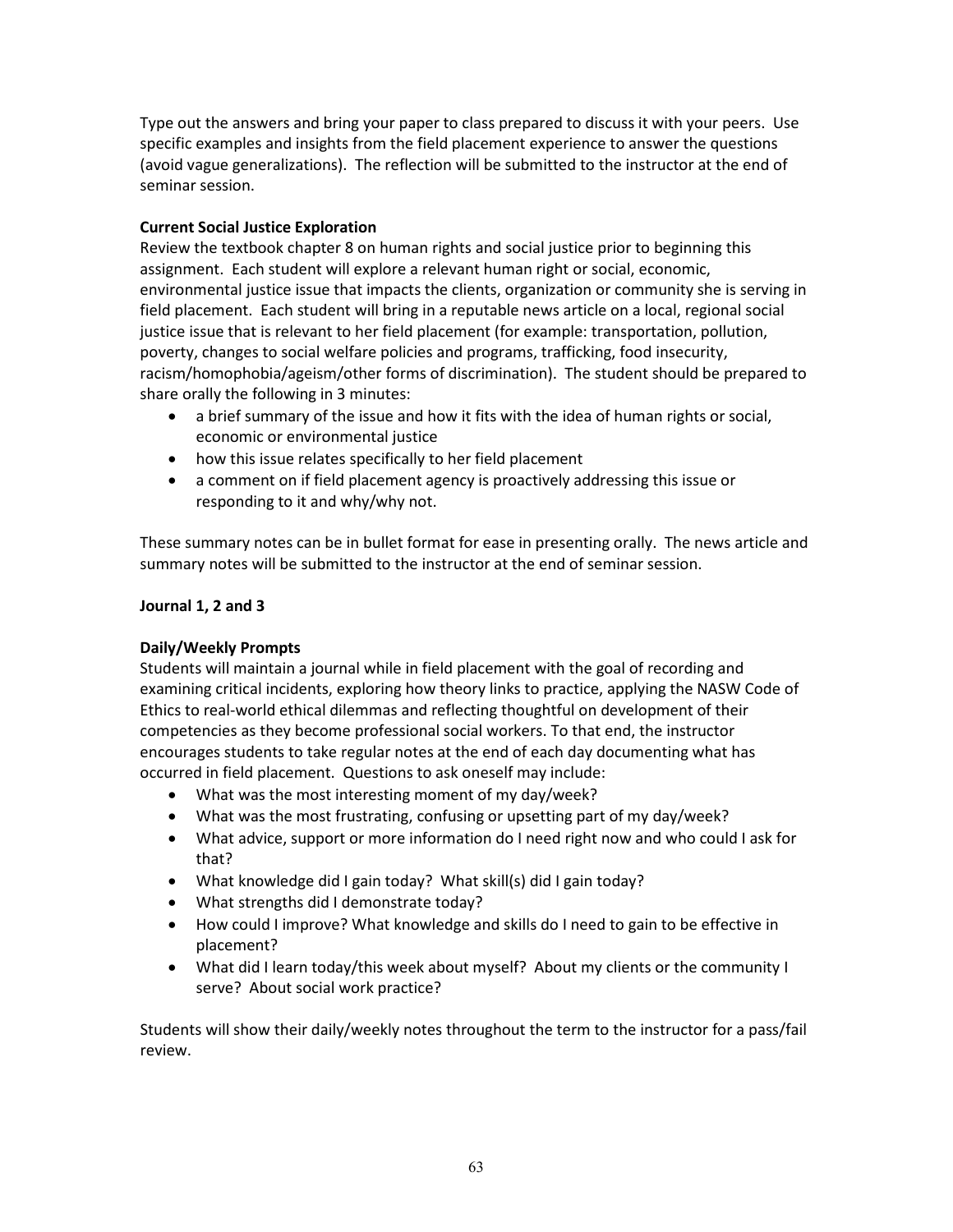Type out the answers and bring your paper to class prepared to discuss it with your peers. Use specific examples and insights from the field placement experience to answer the questions (avoid vague generalizations). The reflection will be submitted to the instructor at the end of seminar session.

**Current Social Justice Exploration**

Review the textbook chapter 8 on human rights and social justice prior to beginning this assignment. Each student will explore a relevant human right or social, economic, environmental justice issue that impacts the clients, organization or community she is serving in field placement. Each student will bring in a reputable news article on a local, regional social justice issue that is relevant to her field placement (for example: transportation, pollution, poverty, changes to social welfare policies and programs, trafficking, food insecurity, racism/homophobia/ageism/other forms of discrimination). The student should be prepared to share orally the following in 3 minutes:

- a brief summary of the issue and how it fits with the idea of human rights or social, economic or environmental justice
- how this issue relates specifically to her field placement
- a comment on if field placement agency is proactively addressing this issue or responding to it and why/why not.

These summary notes can be in bullet format for ease in presenting orally. The news article and summary notes will be submitted to the instructor at the end of seminar session.

**Journal 1, 2 and 3**

**Daily/Weekly Prompts**

Students will maintain a journal while in field placement with the goal of recording and examining critical incidents, exploring how theory links to practice, applying the NASW Code of Ethics to real-world ethical dilemmas and reflecting thoughtful on development of their competencies as they become professional social workers. To that end, the instructor encourages students to take regular notes at the end of each day documenting what has occurred in field placement. Questions to ask oneself may include:

- What was the most interesting moment of my day/week?
- What was the most frustrating, confusing or upsetting part of my day/week?
- What advice, support or more information do I need right now and who could I ask for that?
- What knowledge did I gain today? What skill(s) did I gain today?
- What strengths did I demonstrate today?
- How could I improve? What knowledge and skills do I need to gain to be effective in placement?
- What did I learn today/this week about myself? About my clients or the community I serve? About social work practice?

Students will show their daily/weekly notes throughout the term to the instructor for a pass/fail review.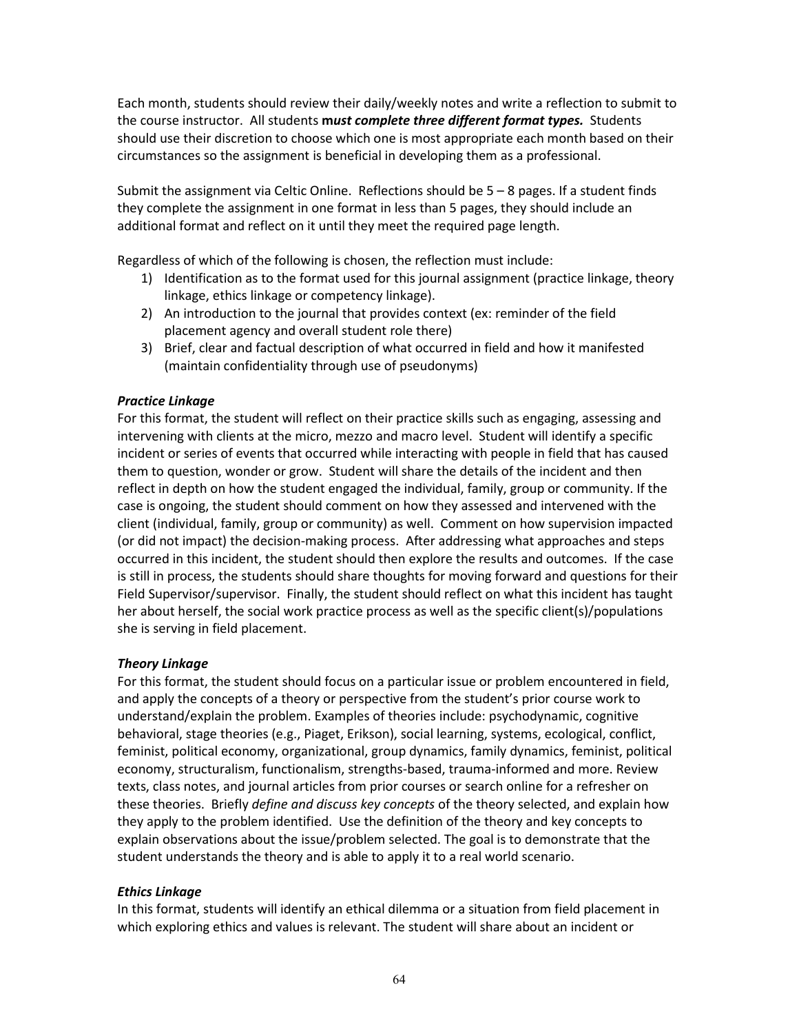Each month, students should review their daily/weekly notes and write a reflection to submit to the course instructor. All students **m*ust complete three different format types.*** Students should use their discretion to choose which one is most appropriate each month based on their circumstances so the assignment is beneficial in developing them as a professional.

Submit the assignment via Celtic Online. Reflections should be 5 – 8 pages. If a student finds they complete the assignment in one format in less than 5 pages, they should include an additional format and reflect on it until they meet the required page length.

Regardless of which of the following is chosen, the reflection must include:

1) Identification as to the format used for this journal assignment (practice linkage, theory linkage, ethics linkage or competency linkage).
2) An introduction to the journal that provides context (ex: reminder of the field placement agency and overall student role there)
3) Brief, clear and factual description of what occurred in field and how it manifested (maintain confidentiality through use of pseudonyms)

***Practice Linkage***

For this format, the student will reflect on their practice skills such as engaging, assessing and intervening with clients at the micro, mezzo and macro level. Student will identify a specific incident or series of events that occurred while interacting with people in field that has caused them to question, wonder or grow. Student will share the details of the incident and then reflect in depth on how the student engaged the individual, family, group or community. If the case is ongoing, the student should comment on how they assessed and intervened with the client (individual, family, group or community) as well. Comment on how supervision impacted (or did not impact) the decision-making process. After addressing what approaches and steps occurred in this incident, the student should then explore the results and outcomes. If the case is still in process, the students should share thoughts for moving forward and questions for their Field Supervisor/supervisor. Finally, the student should reflect on what this incident has taught her about herself, the social work practice process as well as the specific client(s)/populations she is serving in field placement.

***Theory Linkage***

For this format, the student should focus on a particular issue or problem encountered in field, and apply the concepts of a theory or perspective from the student's prior course work to understand/explain the problem. Examples of theories include: psychodynamic, cognitive behavioral, stage theories (e.g., Piaget, Erikson), social learning, systems, ecological, conflict, feminist, political economy, organizational, group dynamics, family dynamics, feminist, political economy, structuralism, functionalism, strengths-based, trauma-informed and more. Review texts, class notes, and journal articles from prior courses or search online for a refresher on these theories. Briefly *define and discuss key concepts* of the theory selected, and explain how they apply to the problem identified. Use the definition of the theory and key concepts to explain observations about the issue/problem selected. The goal is to demonstrate that the student understands the theory and is able to apply it to a real world scenario.

***Ethics Linkage***

In this format, students will identify an ethical dilemma or a situation from field placement in which exploring ethics and values is relevant. The student will share about an incident or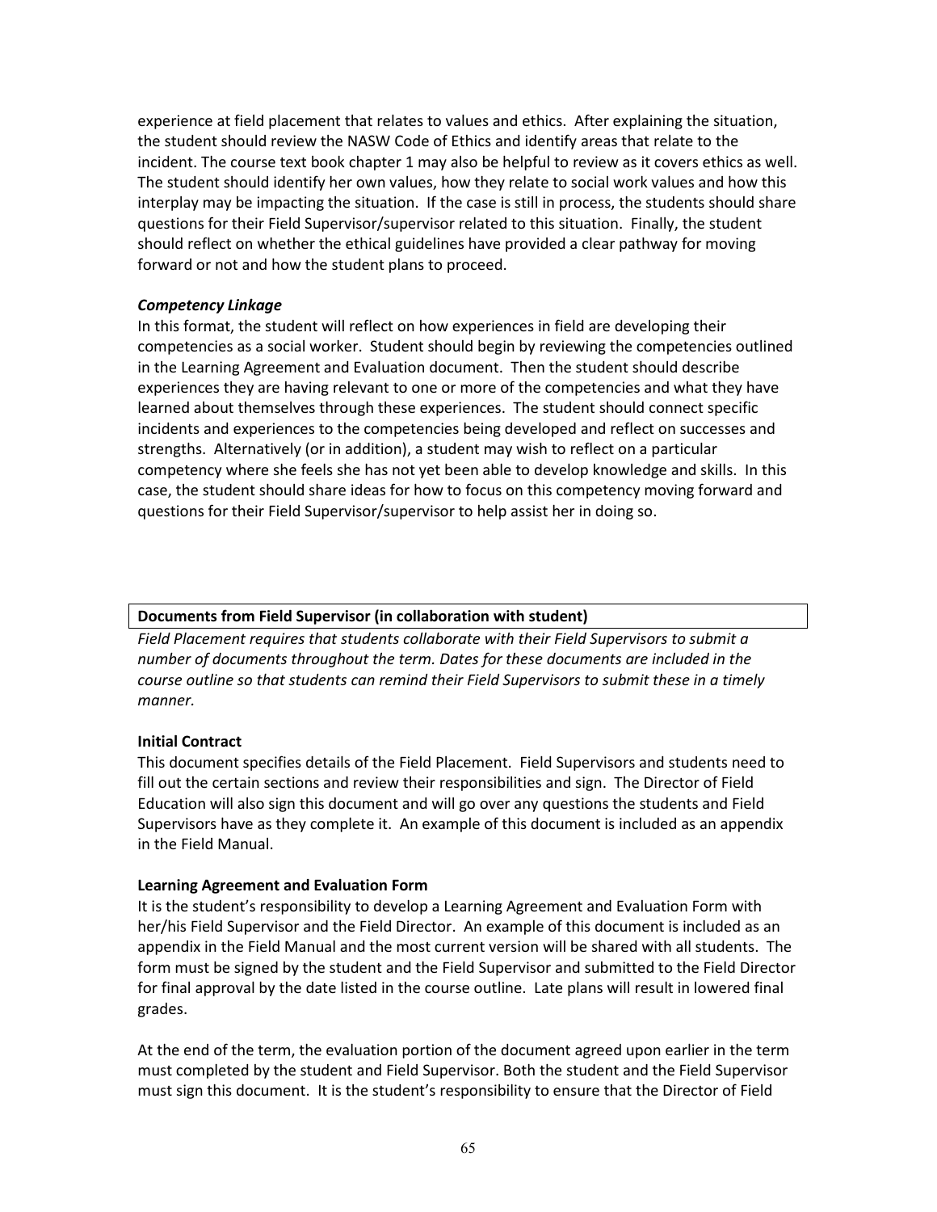experience at field placement that relates to values and ethics. After explaining the situation, the student should review the NASW Code of Ethics and identify areas that relate to the incident. The course text book chapter 1 may also be helpful to review as it covers ethics as well. The student should identify her own values, how they relate to social work values and how this interplay may be impacting the situation. If the case is still in process, the students should share questions for their Field Supervisor/supervisor related to this situation. Finally, the student should reflect on whether the ethical guidelines have provided a clear pathway for moving forward or not and how the student plans to proceed.

***Competency Linkage***

In this format, the student will reflect on how experiences in field are developing their competencies as a social worker. Student should begin by reviewing the competencies outlined in the Learning Agreement and Evaluation document. Then the student should describe experiences they are having relevant to one or more of the competencies and what they have learned about themselves through these experiences. The student should connect specific incidents and experiences to the competencies being developed and reflect on successes and strengths. Alternatively (or in addition), a student may wish to reflect on a particular competency where she feels she has not yet been able to develop knowledge and skills. In this case, the student should share ideas for how to focus on this competency moving forward and questions for their Field Supervisor/supervisor to help assist her in doing so.

**Documents from Field Supervisor (in collaboration with student)**

*Field Placement requires that students collaborate with their Field Supervisors to submit a number of documents throughout the term. Dates for these documents are included in the course outline so that students can remind their Field Supervisors to submit these in a timely manner.*

**Initial Contract**

This document specifies details of the Field Placement. Field Supervisors and students need to fill out the certain sections and review their responsibilities and sign. The Director of Field Education will also sign this document and will go over any questions the students and Field Supervisors have as they complete it. An example of this document is included as an appendix in the Field Manual.

**Learning Agreement and Evaluation Form**

It is the student's responsibility to develop a Learning Agreement and Evaluation Form with her/his Field Supervisor and the Field Director. An example of this document is included as an appendix in the Field Manual and the most current version will be shared with all students. The form must be signed by the student and the Field Supervisor and submitted to the Field Director for final approval by the date listed in the course outline. Late plans will result in lowered final grades.

At the end of the term, the evaluation portion of the document agreed upon earlier in the term must completed by the student and Field Supervisor. Both the student and the Field Supervisor must sign this document. It is the student's responsibility to ensure that the Director of Field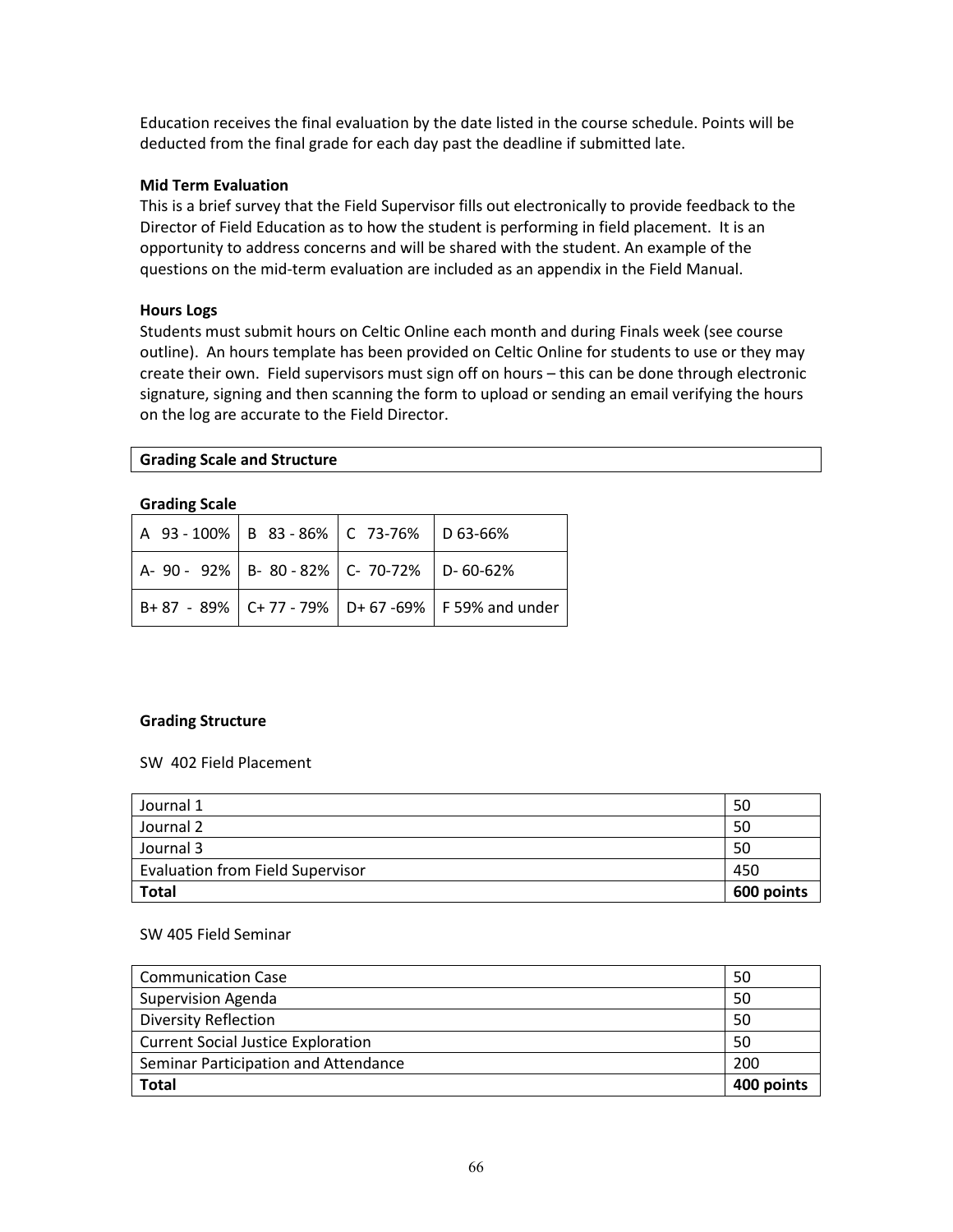Education receives the final evaluation by the date listed in the course schedule. Points will be deducted from the final grade for each day past the deadline if submitted late.

**Mid Term Evaluation**
This is a brief survey that the Field Supervisor fills out electronically to provide feedback to the Director of Field Education as to how the student is performing in field placement. It is an opportunity to address concerns and will be shared with the student. An example of the questions on the mid-term evaluation are included as an appendix in the Field Manual.

**Hours Logs**
Students must submit hours on Celtic Online each month and during Finals week (see course outline). An hours template has been provided on Celtic Online for students to use or they may create their own. Field supervisors must sign off on hours – this can be done through electronic signature, signing and then scanning the form to upload or sending an email verifying the hours on the log are accurate to the Field Director.

## Grading Scale and Structure

**Grading Scale**

| | | | |
|---|---|---|---|
| A 93 - 100% | B 83 - 86% | C 73-76% | D 63-66% |
| A- 90 - 92% | B- 80 - 82% | C- 70-72% | D- 60-62% |
| B+ 87 - 89% | C+ 77 - 79% | D+ 67 -69% | F 59% and under |

**Grading Structure**

SW 402 Field Placement

| | |
|---|---|
| Journal 1 | 50 |
| Journal 2 | 50 |
| Journal 3 | 50 |
| Evaluation from Field Supervisor | 450 |
| **Total** | **600 points** |

SW 405 Field Seminar

| | |
|---|---|
| Communication Case | 50 |
| Supervision Agenda | 50 |
| Diversity Reflection | 50 |
| Current Social Justice Exploration | 50 |
| Seminar Participation and Attendance | 200 |
| **Total** | **400 points** |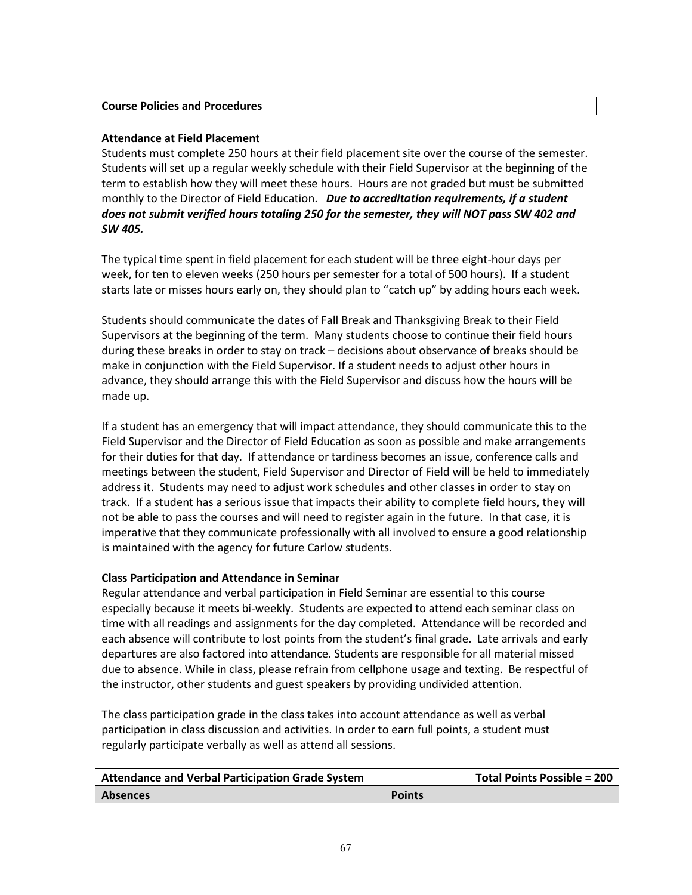## Course Policies and Procedures

**Attendance at Field Placement**
Students must complete 250 hours at their field placement site over the course of the semester. Students will set up a regular weekly schedule with their Field Supervisor at the beginning of the term to establish how they will meet these hours. Hours are not graded but must be submitted monthly to the Director of Field Education. ***Due to accreditation requirements, if a student does not submit verified hours totaling 250 for the semester, they will NOT pass SW 402 and SW 405.***

The typical time spent in field placement for each student will be three eight-hour days per week, for ten to eleven weeks (250 hours per semester for a total of 500 hours). If a student starts late or misses hours early on, they should plan to "catch up" by adding hours each week.

Students should communicate the dates of Fall Break and Thanksgiving Break to their Field Supervisors at the beginning of the term. Many students choose to continue their field hours during these breaks in order to stay on track – decisions about observance of breaks should be make in conjunction with the Field Supervisor. If a student needs to adjust other hours in advance, they should arrange this with the Field Supervisor and discuss how the hours will be made up.

If a student has an emergency that will impact attendance, they should communicate this to the Field Supervisor and the Director of Field Education as soon as possible and make arrangements for their duties for that day. If attendance or tardiness becomes an issue, conference calls and meetings between the student, Field Supervisor and Director of Field will be held to immediately address it. Students may need to adjust work schedules and other classes in order to stay on track. If a student has a serious issue that impacts their ability to complete field hours, they will not be able to pass the courses and will need to register again in the future. In that case, it is imperative that they communicate professionally with all involved to ensure a good relationship is maintained with the agency for future Carlow students.

**Class Participation and Attendance in Seminar**
Regular attendance and verbal participation in Field Seminar are essential to this course especially because it meets bi-weekly. Students are expected to attend each seminar class on time with all readings and assignments for the day completed. Attendance will be recorded and each absence will contribute to lost points from the student's final grade. Late arrivals and early departures are also factored into attendance. Students are responsible for all material missed due to absence. While in class, please refrain from cellphone usage and texting. Be respectful of the instructor, other students and guest speakers by providing undivided attention.

The class participation grade in the class takes into account attendance as well as verbal participation in class discussion and activities. In order to earn full points, a student must regularly participate verbally as well as attend all sessions.

| Attendance and Verbal Participation Grade System | Total Points Possible = 200 |
|---|---|
| **Absences** | **Points** |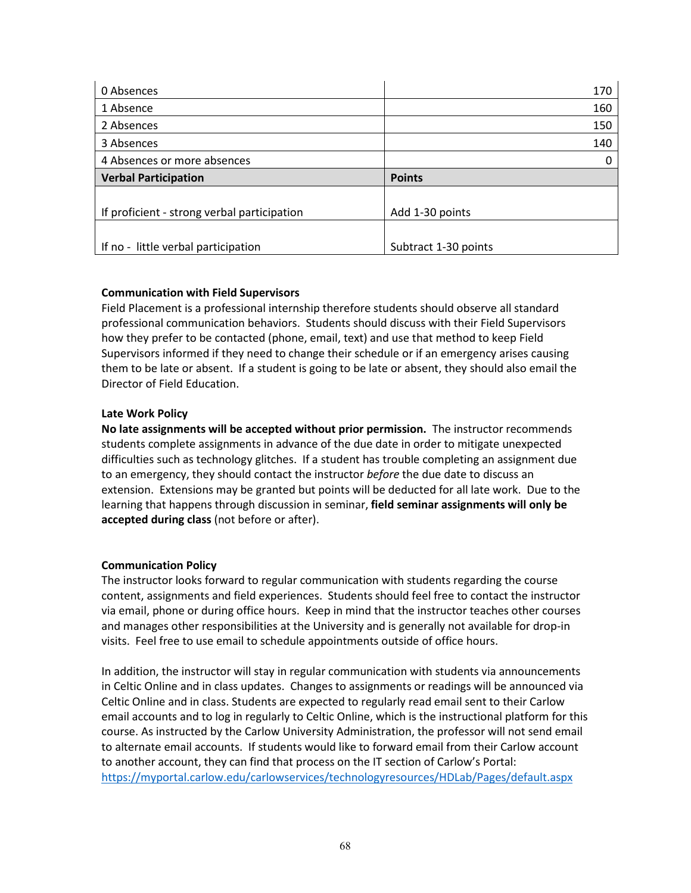| 0 Absences | 170 |
| --- | --- |
| 1 Absence | 160 |
| 2 Absences | 150 |
| 3 Absences | 140 |
| 4 Absences or more absences | 0 |
| **Verbal Participation** | **Points** |
| If proficient - strong verbal participation | Add 1-30 points |
| If no - little verbal participation | Subtract 1-30 points |

**Communication with Field Supervisors**

Field Placement is a professional internship therefore students should observe all standard professional communication behaviors. Students should discuss with their Field Supervisors how they prefer to be contacted (phone, email, text) and use that method to keep Field Supervisors informed if they need to change their schedule or if an emergency arises causing them to be late or absent. If a student is going to be late or absent, they should also email the Director of Field Education.

**Late Work Policy**

**No late assignments will be accepted without prior permission.** The instructor recommends students complete assignments in advance of the due date in order to mitigate unexpected difficulties such as technology glitches. If a student has trouble completing an assignment due to an emergency, they should contact the instructor *before* the due date to discuss an extension. Extensions may be granted but points will be deducted for all late work. Due to the learning that happens through discussion in seminar, **field seminar assignments will only be accepted during class** (not before or after).

**Communication Policy**

The instructor looks forward to regular communication with students regarding the course content, assignments and field experiences. Students should feel free to contact the instructor via email, phone or during office hours. Keep in mind that the instructor teaches other courses and manages other responsibilities at the University and is generally not available for drop-in visits. Feel free to use email to schedule appointments outside of office hours.

In addition, the instructor will stay in regular communication with students via announcements in Celtic Online and in class updates. Changes to assignments or readings will be announced via Celtic Online and in class. Students are expected to regularly read email sent to their Carlow email accounts and to log in regularly to Celtic Online, which is the instructional platform for this course. As instructed by the Carlow University Administration, the professor will not send email to alternate email accounts. If students would like to forward email from their Carlow account to another account, they can find that process on the IT section of Carlow's Portal: https://myportal.carlow.edu/carlowservices/technologyresources/HDLab/Pages/default.aspx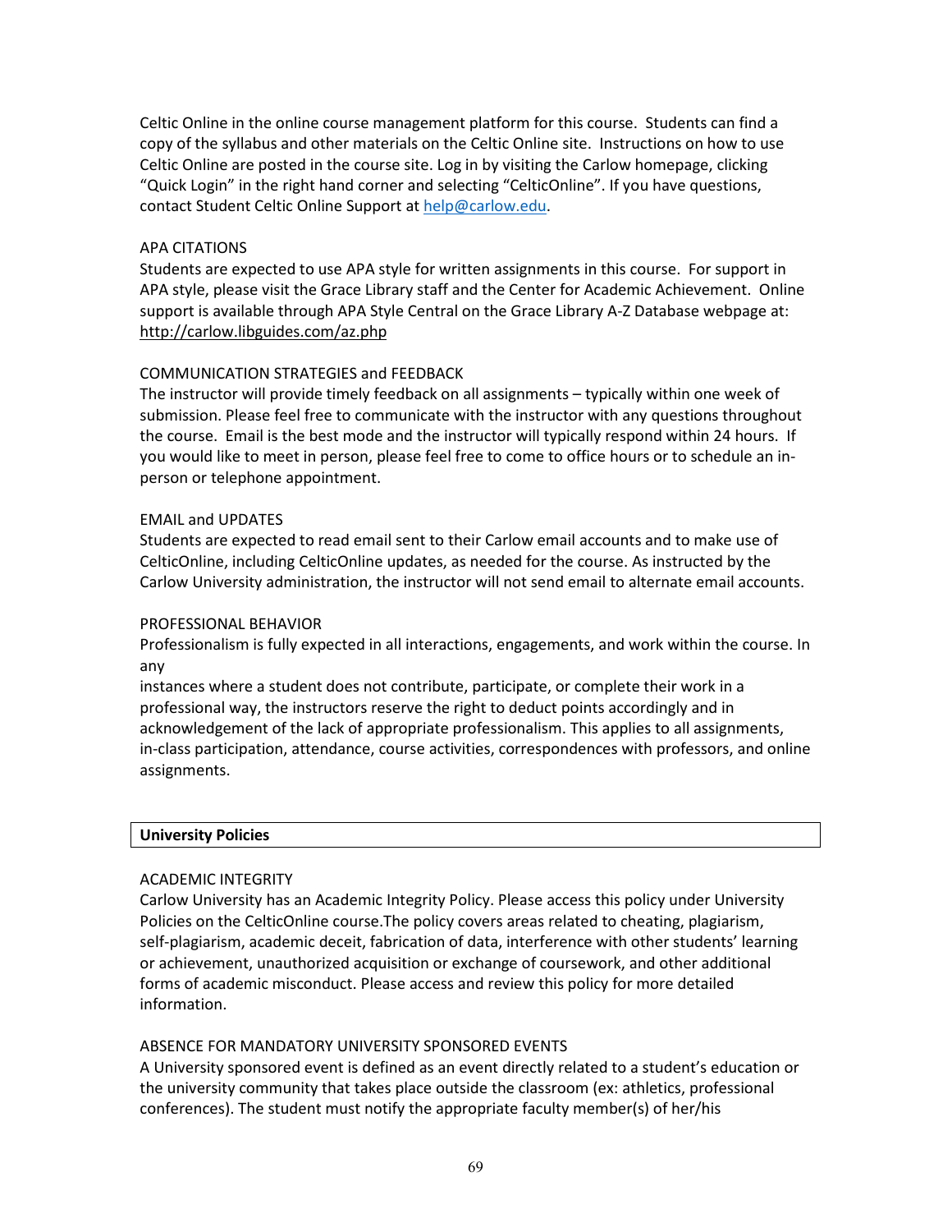Celtic Online in the online course management platform for this course. Students can find a copy of the syllabus and other materials on the Celtic Online site. Instructions on how to use Celtic Online are posted in the course site. Log in by visiting the Carlow homepage, clicking "Quick Login" in the right hand corner and selecting "CelticOnline". If you have questions, contact Student Celtic Online Support at help@carlow.edu.

APA CITATIONS

Students are expected to use APA style for written assignments in this course. For support in APA style, please visit the Grace Library staff and the Center for Academic Achievement. Online support is available through APA Style Central on the Grace Library A-Z Database webpage at: http://carlow.libguides.com/az.php

COMMUNICATION STRATEGIES and FEEDBACK

The instructor will provide timely feedback on all assignments – typically within one week of submission. Please feel free to communicate with the instructor with any questions throughout the course. Email is the best mode and the instructor will typically respond within 24 hours. If you would like to meet in person, please feel free to come to office hours or to schedule an in-person or telephone appointment.

EMAIL and UPDATES

Students are expected to read email sent to their Carlow email accounts and to make use of CelticOnline, including CelticOnline updates, as needed for the course. As instructed by the Carlow University administration, the instructor will not send email to alternate email accounts.

PROFESSIONAL BEHAVIOR

Professionalism is fully expected in all interactions, engagements, and work within the course. In any instances where a student does not contribute, participate, or complete their work in a professional way, the instructors reserve the right to deduct points accordingly and in acknowledgement of the lack of appropriate professionalism. This applies to all assignments, in-class participation, attendance, course activities, correspondences with professors, and online assignments.

**University Policies**

ACADEMIC INTEGRITY

Carlow University has an Academic Integrity Policy. Please access this policy under University Policies on the CelticOnline course.The policy covers areas related to cheating, plagiarism, self-plagiarism, academic deceit, fabrication of data, interference with other students' learning or achievement, unauthorized acquisition or exchange of coursework, and other additional forms of academic misconduct. Please access and review this policy for more detailed information.

ABSENCE FOR MANDATORY UNIVERSITY SPONSORED EVENTS

A University sponsored event is defined as an event directly related to a student's education or the university community that takes place outside the classroom (ex: athletics, professional conferences). The student must notify the appropriate faculty member(s) of her/his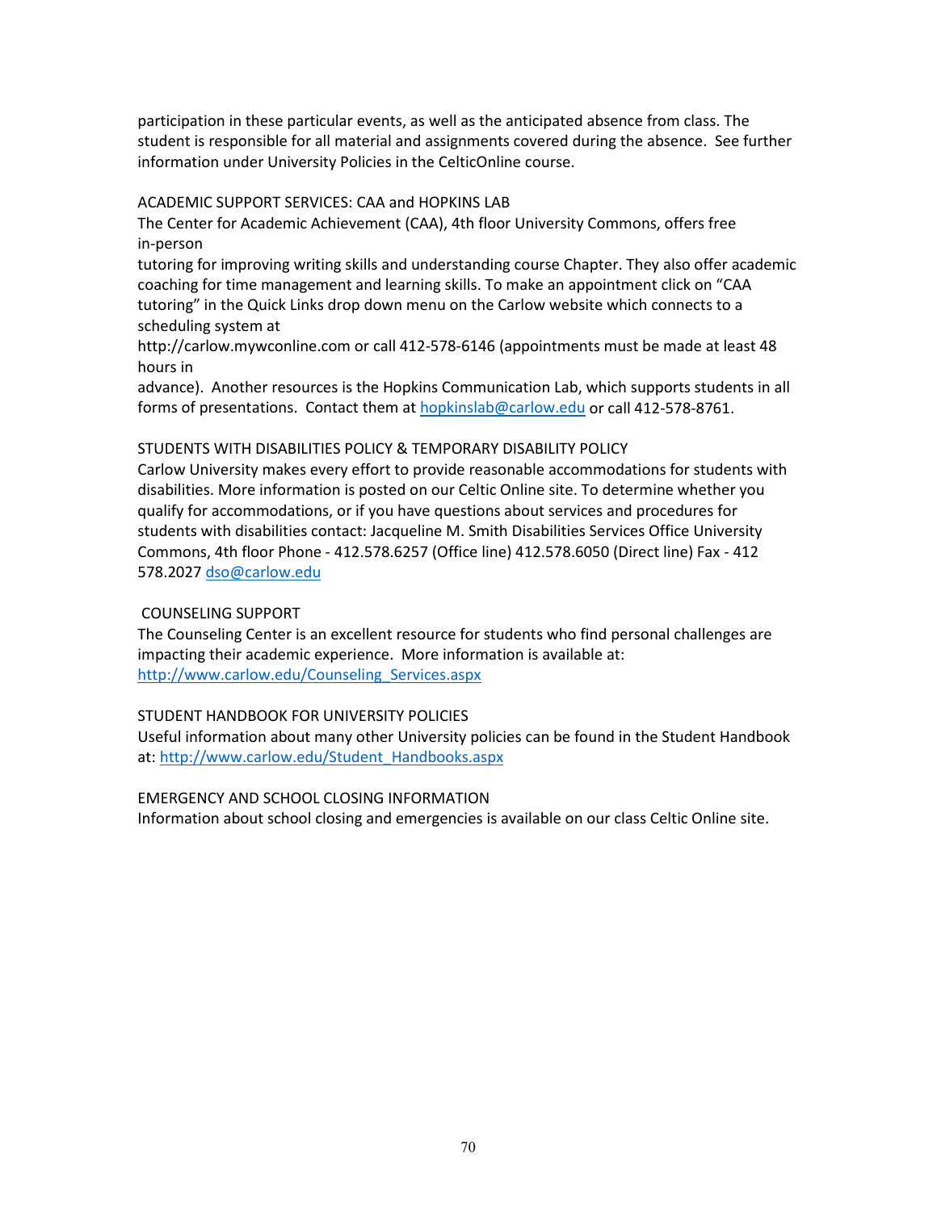participation in these particular events, as well as the anticipated absence from class. The student is responsible for all material and assignments covered during the absence. See further information under University Policies in the CelticOnline course.

ACADEMIC SUPPORT SERVICES: CAA and HOPKINS LAB

The Center for Academic Achievement (CAA), 4th floor University Commons, offers free in-person tutoring for improving writing skills and understanding course Chapter. They also offer academic coaching for time management and learning skills. To make an appointment click on "CAA tutoring" in the Quick Links drop down menu on the Carlow website which connects to a scheduling system at http://carlow.mywconline.com or call 412-578-6146 (appointments must be made at least 48 hours in advance). Another resources is the Hopkins Communication Lab, which supports students in all forms of presentations. Contact them at hopkinslab@carlow.edu or call 412-578-8761.

STUDENTS WITH DISABILITIES POLICY & TEMPORARY DISABILITY POLICY

Carlow University makes every effort to provide reasonable accommodations for students with disabilities. More information is posted on our Celtic Online site. To determine whether you qualify for accommodations, or if you have questions about services and procedures for students with disabilities contact: Jacqueline M. Smith Disabilities Services Office University Commons, 4th floor Phone - 412.578.6257 (Office line) 412.578.6050 (Direct line) Fax - 412 578.2027 dso@carlow.edu

COUNSELING SUPPORT

The Counseling Center is an excellent resource for students who find personal challenges are impacting their academic experience. More information is available at: http://www.carlow.edu/Counseling_Services.aspx

STUDENT HANDBOOK FOR UNIVERSITY POLICIES

Useful information about many other University policies can be found in the Student Handbook at: http://www.carlow.edu/Student_Handbooks.aspx

EMERGENCY AND SCHOOL CLOSING INFORMATION

Information about school closing and emergencies is available on our class Celtic Online site.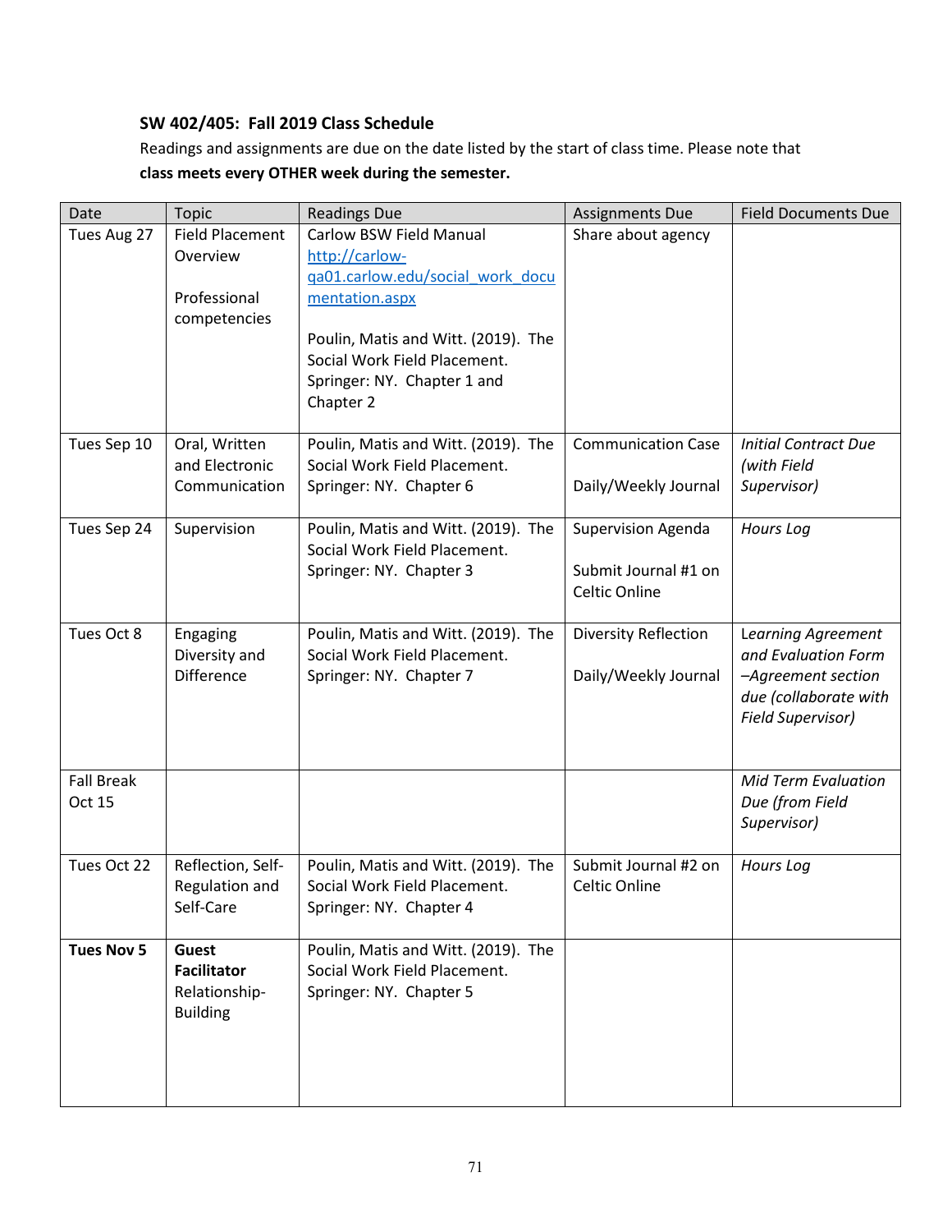**SW 402/405: Fall 2019 Class Schedule**

Readings and assignments are due on the date listed by the start of class time. Please note that **class meets every OTHER week during the semester.**

| Date | Topic | Readings Due | Assignments Due | Field Documents Due |
|---|---|---|---|---|
| Tues Aug 27 | Field Placement Overview<br><br>Professional competencies | Carlow BSW Field Manual [http://carlow-qa01.carlow.edu/social_work_documentation.aspx](http://carlow-qa01.carlow.edu/social_work_documentation.aspx)<br><br>Poulin, Matis and Witt. (2019). The Social Work Field Placement. Springer: NY. Chapter 1 and Chapter 2 | Share about agency | |
| Tues Sep 10 | Oral, Written and Electronic Communication | Poulin, Matis and Witt. (2019). The Social Work Field Placement. Springer: NY. Chapter 6 | Communication Case<br><br>Daily/Weekly Journal | *Initial Contract Due (with Field Supervisor)* |
| Tues Sep 24 | Supervision | Poulin, Matis and Witt. (2019). The Social Work Field Placement. Springer: NY. Chapter 3 | Supervision Agenda<br><br>Submit Journal #1 on Celtic Online | *Hours Log* |
| Tues Oct 8 | Engaging Diversity and Difference | Poulin, Matis and Witt. (2019). The Social Work Field Placement. Springer: NY. Chapter 7 | Diversity Reflection<br><br>Daily/Weekly Journal | *Learning Agreement and Evaluation Form –Agreement section due (collaborate with Field Supervisor)* |
| Fall Break Oct 15 | | | | *Mid Term Evaluation Due (from Field Supervisor)* |
| Tues Oct 22 | Reflection, Self-Regulation and Self-Care | Poulin, Matis and Witt. (2019). The Social Work Field Placement. Springer: NY. Chapter 4 | Submit Journal #2 on Celtic Online | *Hours Log* |
| **Tues Nov 5** | **Guest Facilitator** Relationship-Building | Poulin, Matis and Witt. (2019). The Social Work Field Placement. Springer: NY. Chapter 5 | | |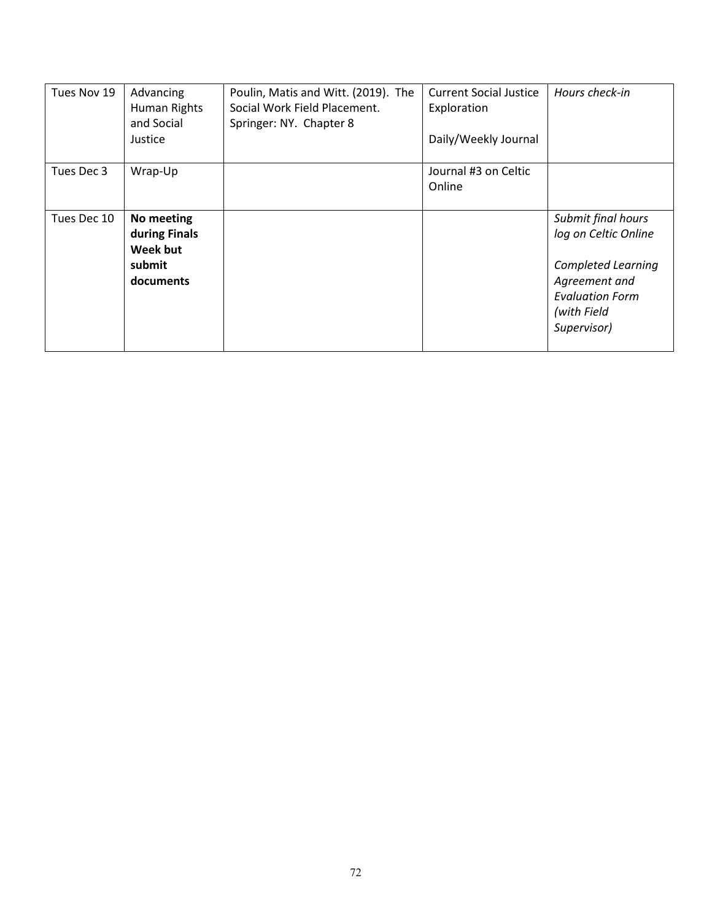| | | | | |
|---|---|---|---|---|
| Tues Nov 19 | Advancing Human Rights and Social Justice | Poulin, Matis and Witt. (2019). The Social Work Field Placement. Springer: NY. Chapter 8 | Current Social Justice Exploration<br><br>Daily/Weekly Journal | *Hours check-in* |
| Tues Dec 3 | Wrap-Up | | Journal #3 on Celtic Online | |
| Tues Dec 10 | **No meeting during Finals Week but submit documents** | | | *Submit final hours log on Celtic Online*<br><br>*Completed Learning Agreement and Evaluation Form (with Field Supervisor)* |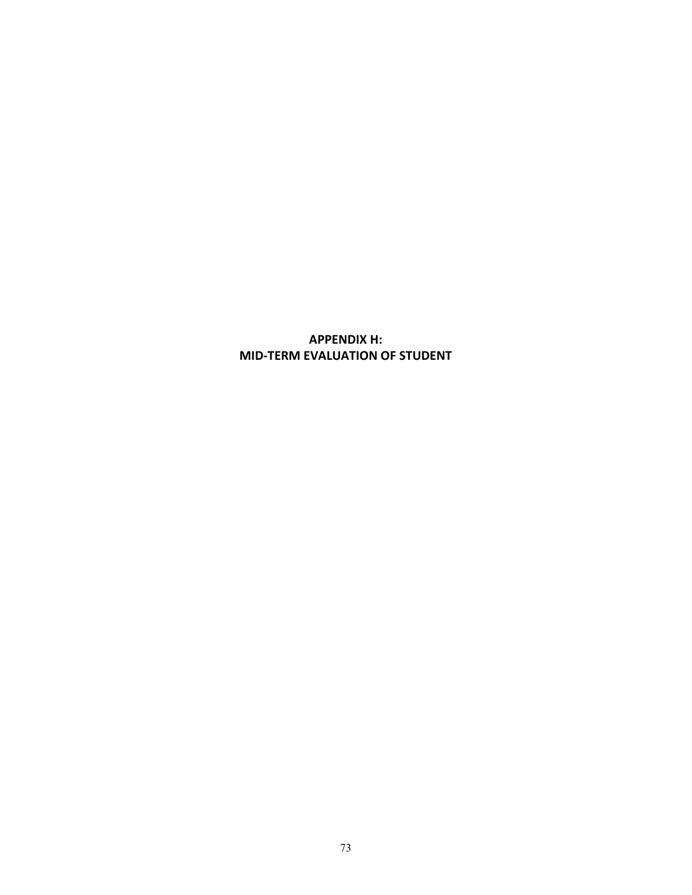# APPENDIX H:
# MID-TERM EVALUATION OF STUDENT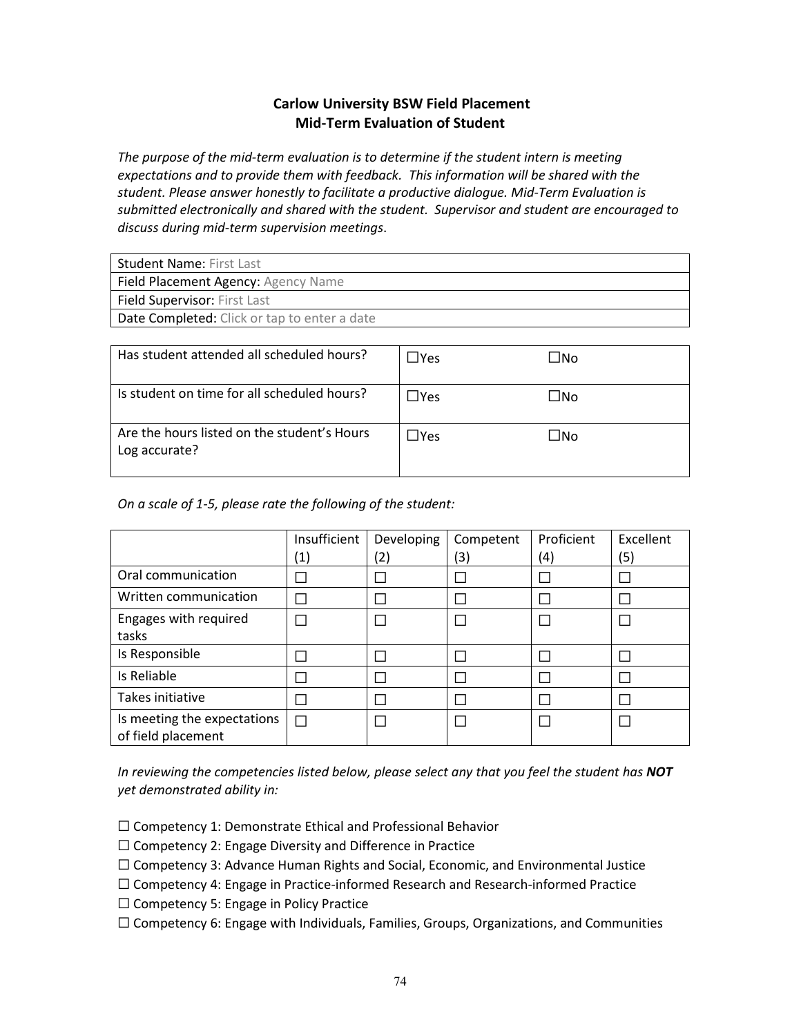**Carlow University BSW Field Placement**
**Mid-Term Evaluation of Student**

*The purpose of the mid-term evaluation is to determine if the student intern is meeting expectations and to provide them with feedback. This information will be shared with the student. Please answer honestly to facilitate a productive dialogue. Mid-Term Evaluation is submitted electronically and shared with the student. Supervisor and student are encouraged to discuss during mid-term supervision meetings.*

| Student Name: First Last |
|---|
| Field Placement Agency: Agency Name |
| Field Supervisor: First Last |
| Date Completed: Click or tap to enter a date |

| | | |
|---|---|---|
| Has student attended all scheduled hours? | ☐Yes | ☐No |
| Is student on time for all scheduled hours? | ☐Yes | ☐No |
| Are the hours listed on the student's Hours Log accurate? | ☐Yes | ☐No |

*On a scale of 1-5, please rate the following of the student:*

| | Insufficient (1) | Developing (2) | Competent (3) | Proficient (4) | Excellent (5) |
|---|---|---|---|---|---|
| Oral communication | ☐ | ☐ | ☐ | ☐ | ☐ |
| Written communication | ☐ | ☐ | ☐ | ☐ | ☐ |
| Engages with required tasks | ☐ | ☐ | ☐ | ☐ | ☐ |
| Is Responsible | ☐ | ☐ | ☐ | ☐ | ☐ |
| Is Reliable | ☐ | ☐ | ☐ | ☐ | ☐ |
| Takes initiative | ☐ | ☐ | ☐ | ☐ | ☐ |
| Is meeting the expectations of field placement | ☐ | ☐ | ☐ | ☐ | ☐ |

*In reviewing the competencies listed below, please select any that you feel the student has **NOT** yet demonstrated ability in:*

☐ Competency 1: Demonstrate Ethical and Professional Behavior
☐ Competency 2: Engage Diversity and Difference in Practice
☐ Competency 3: Advance Human Rights and Social, Economic, and Environmental Justice
☐ Competency 4: Engage in Practice-informed Research and Research-informed Practice
☐ Competency 5: Engage in Policy Practice
☐ Competency 6: Engage with Individuals, Families, Groups, Organizations, and Communities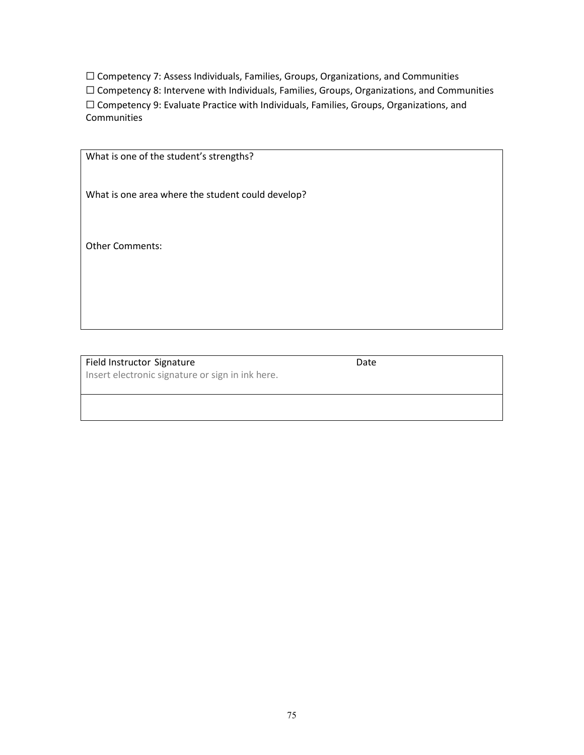☐ Competency 7: Assess Individuals, Families, Groups, Organizations, and Communities
☐ Competency 8: Intervene with Individuals, Families, Groups, Organizations, and Communities
☐ Competency 9: Evaluate Practice with Individuals, Families, Groups, Organizations, and Communities

| What is one of the student's strengths?<br><br>What is one area where the student could develop?<br><br>Other Comments: |
|---|

| Field Instructor Signature<br>Insert electronic signature or sign in ink here. | Date |
|---|---|
| | |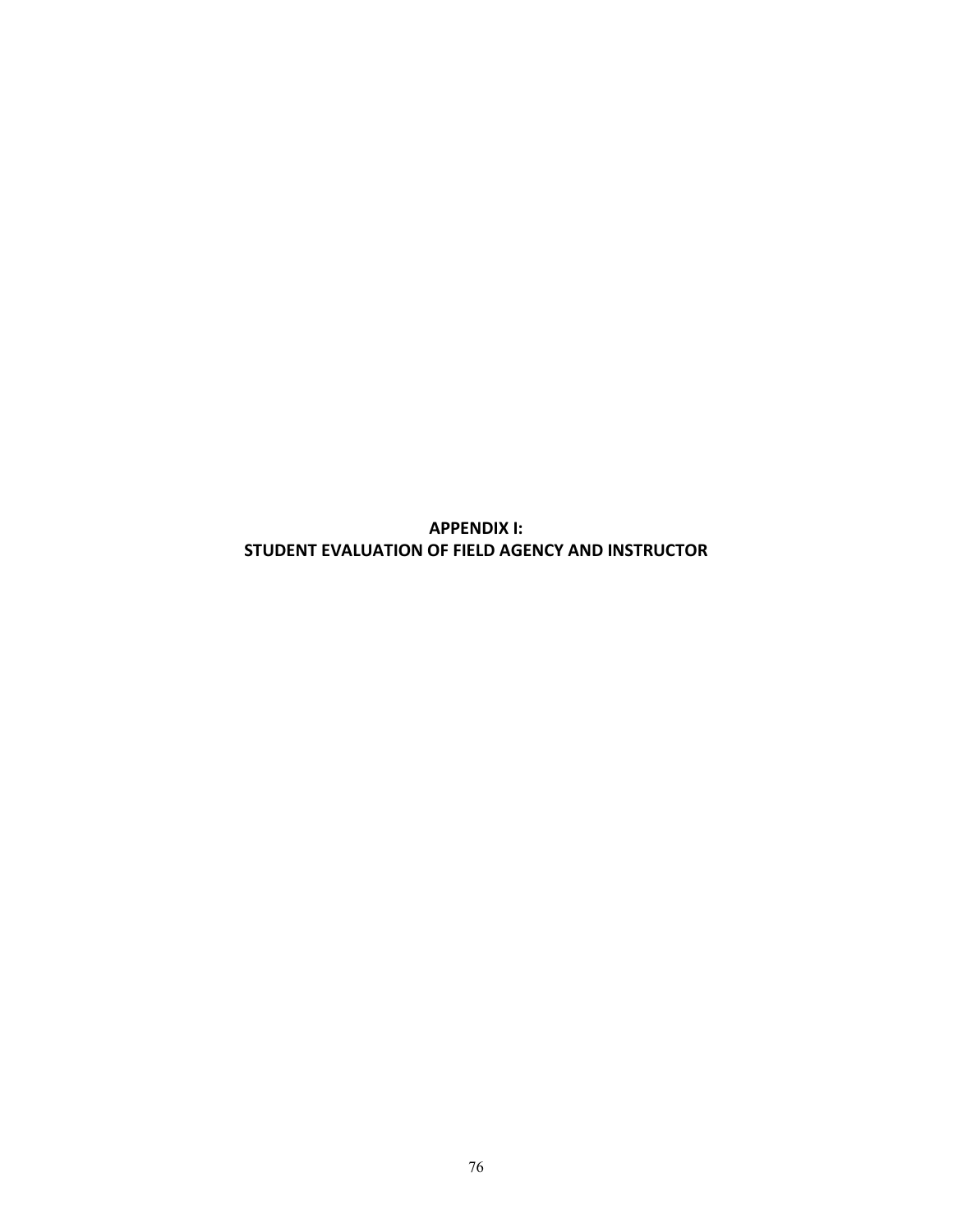# APPENDIX I:
# STUDENT EVALUATION OF FIELD AGENCY AND INSTRUCTOR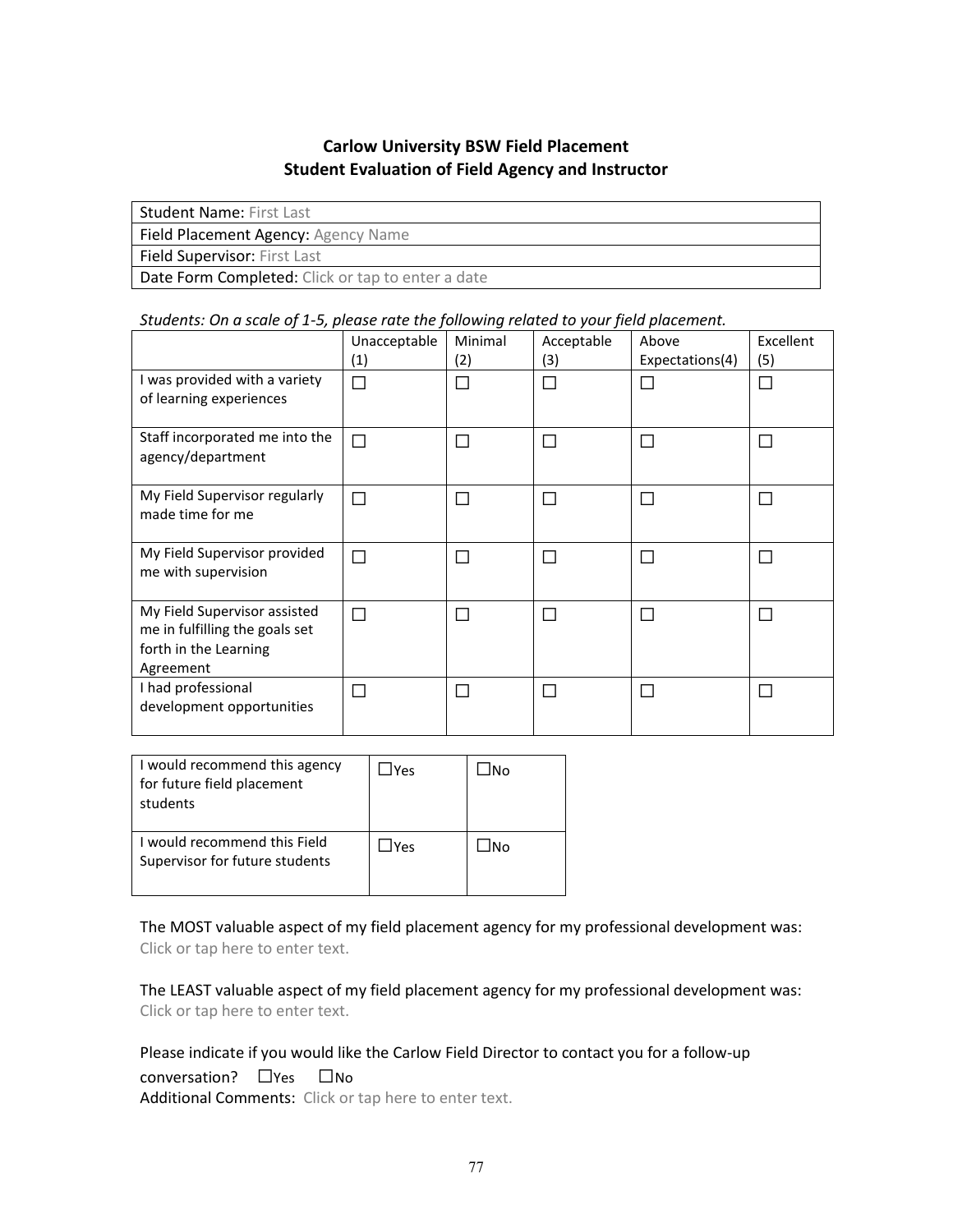**Carlow University BSW Field Placement**
**Student Evaluation of Field Agency and Instructor**

| Student Name: First Last |
|---|
| Field Placement Agency: Agency Name |
| Field Supervisor: First Last |
| Date Form Completed: Click or tap to enter a date |

*Students: On a scale of 1-5, please rate the following related to your field placement.*

| | Unacceptable (1) | Minimal (2) | Acceptable (3) | Above Expectations(4) | Excellent (5) |
|---|---|---|---|---|---|
| I was provided with a variety of learning experiences | ☐ | ☐ | ☐ | ☐ | ☐ |
| Staff incorporated me into the agency/department | ☐ | ☐ | ☐ | ☐ | ☐ |
| My Field Supervisor regularly made time for me | ☐ | ☐ | ☐ | ☐ | ☐ |
| My Field Supervisor provided me with supervision | ☐ | ☐ | ☐ | ☐ | ☐ |
| My Field Supervisor assisted me in fulfilling the goals set forth in the Learning Agreement | ☐ | ☐ | ☐ | ☐ | ☐ |
| I had professional development opportunities | ☐ | ☐ | ☐ | ☐ | ☐ |

| | | |
|---|---|---|
| I would recommend this agency for future field placement students | ☐Yes | ☐No |
| I would recommend this Field Supervisor for future students | ☐Yes | ☐No |

The MOST valuable aspect of my field placement agency for my professional development was:
Click or tap here to enter text.

The LEAST valuable aspect of my field placement agency for my professional development was:
Click or tap here to enter text.

Please indicate if you would like the Carlow Field Director to contact you for a follow-up conversation? ☐Yes ☐No

Additional Comments: Click or tap here to enter text.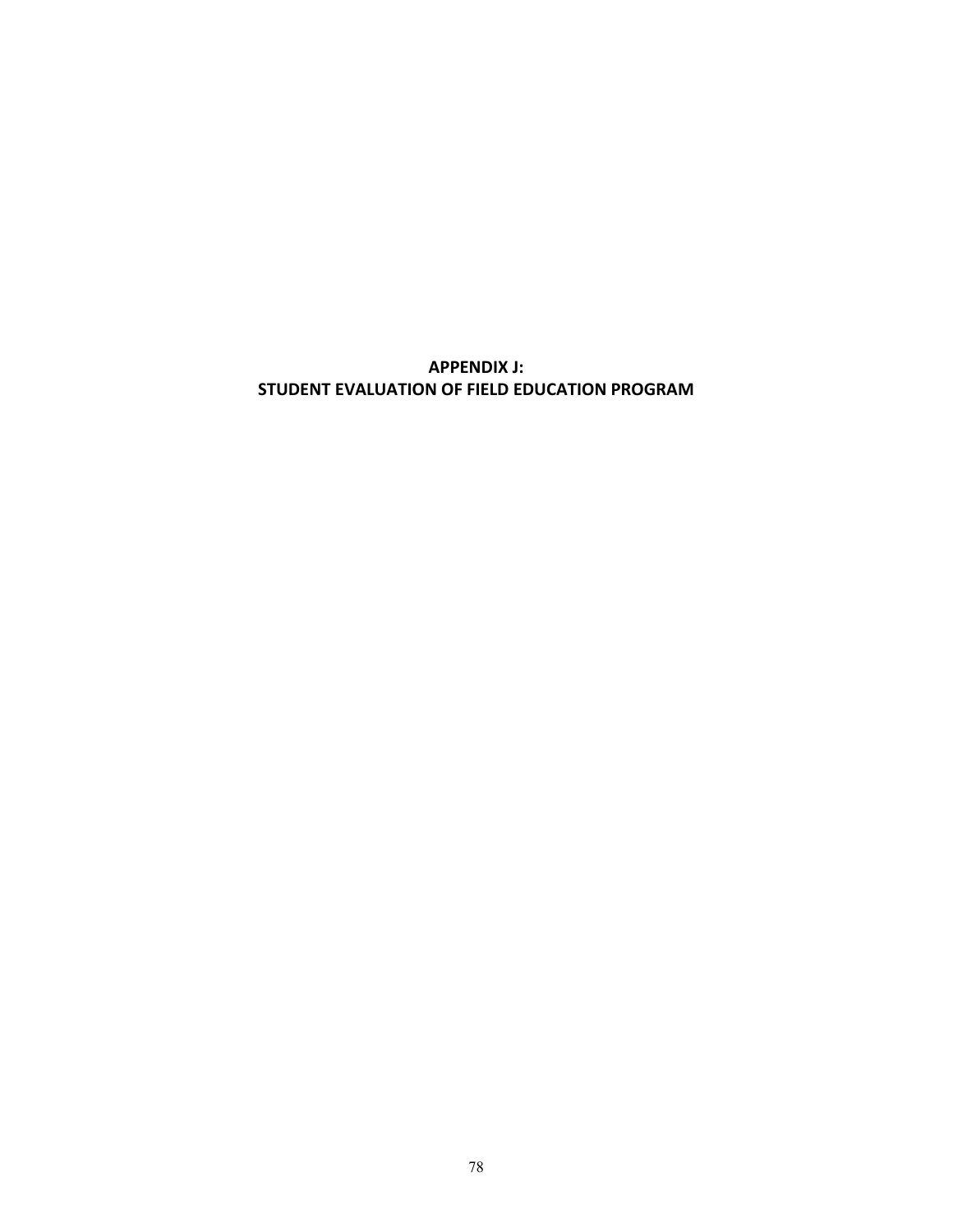# APPENDIX J:
# STUDENT EVALUATION OF FIELD EDUCATION PROGRAM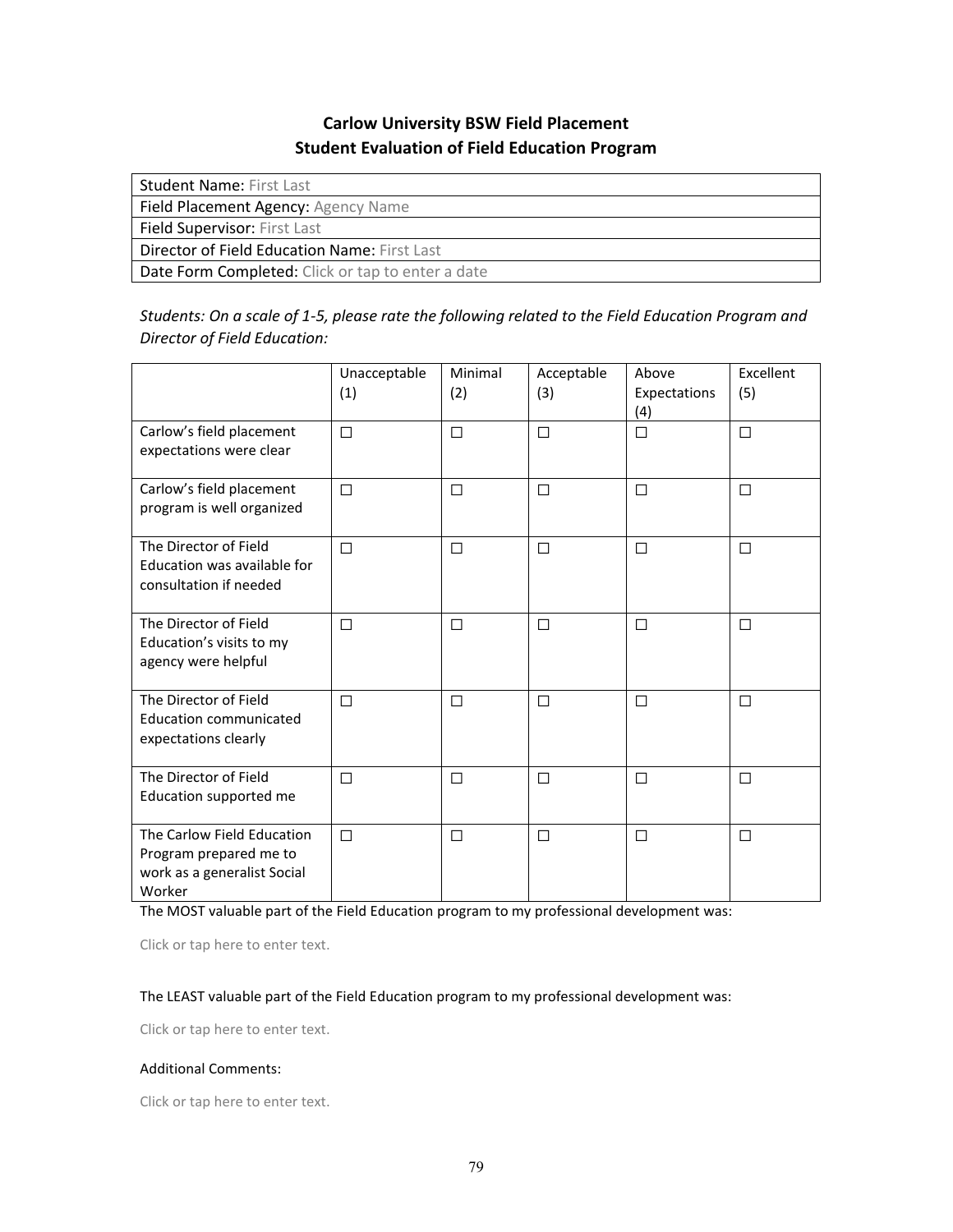**Carlow University BSW Field Placement**
**Student Evaluation of Field Education Program**

| Student Name: First Last |
|---|
| Field Placement Agency: Agency Name |
| Field Supervisor: First Last |
| Director of Field Education Name: First Last |
| Date Form Completed: Click or tap to enter a date |

*Students: On a scale of 1-5, please rate the following related to the Field Education Program and Director of Field Education:*

| | Unacceptable (1) | Minimal (2) | Acceptable (3) | Above Expectations (4) | Excellent (5) |
|---|---|---|---|---|---|
| Carlow's field placement expectations were clear | ☐ | ☐ | ☐ | ☐ | ☐ |
| Carlow's field placement program is well organized | ☐ | ☐ | ☐ | ☐ | ☐ |
| The Director of Field Education was available for consultation if needed | ☐ | ☐ | ☐ | ☐ | ☐ |
| The Director of Field Education's visits to my agency were helpful | ☐ | ☐ | ☐ | ☐ | ☐ |
| The Director of Field Education communicated expectations clearly | ☐ | ☐ | ☐ | ☐ | ☐ |
| The Director of Field Education supported me | ☐ | ☐ | ☐ | ☐ | ☐ |
| The Carlow Field Education Program prepared me to work as a generalist Social Worker | ☐ | ☐ | ☐ | ☐ | ☐ |

The MOST valuable part of the Field Education program to my professional development was:

Click or tap here to enter text.

The LEAST valuable part of the Field Education program to my professional development was:

Click or tap here to enter text.

Additional Comments:

Click or tap here to enter text.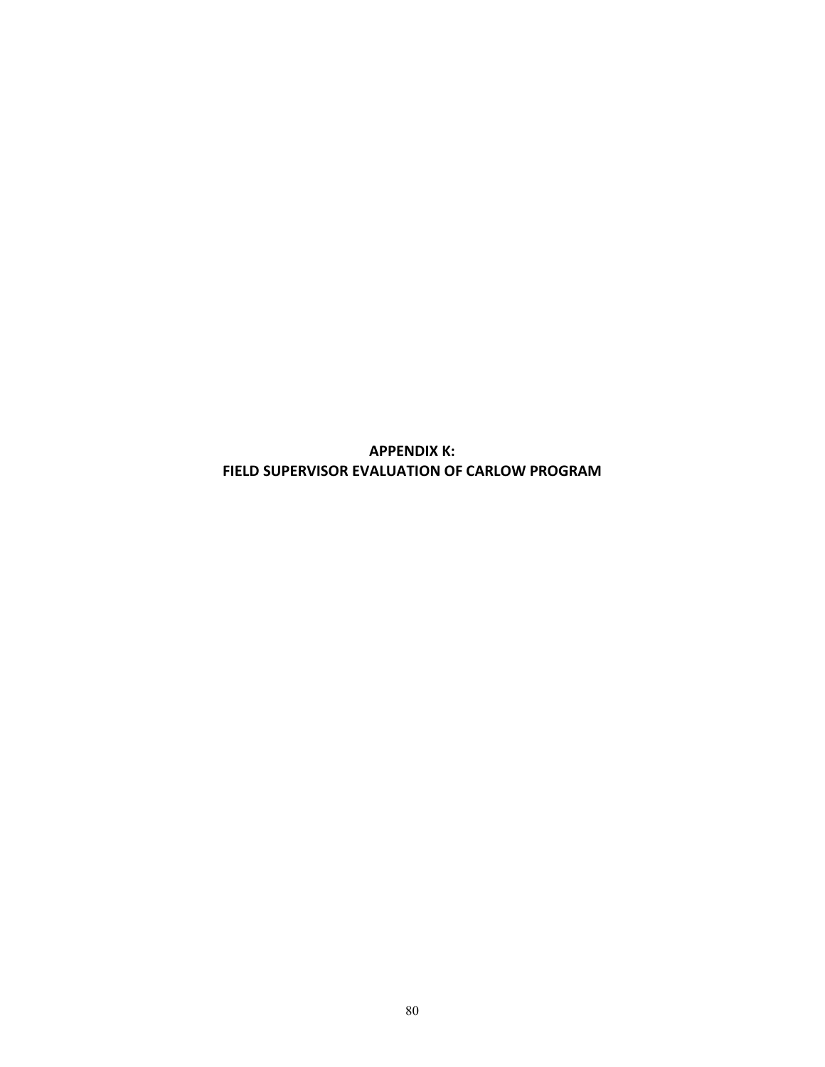# APPENDIX K:
# FIELD SUPERVISOR EVALUATION OF CARLOW PROGRAM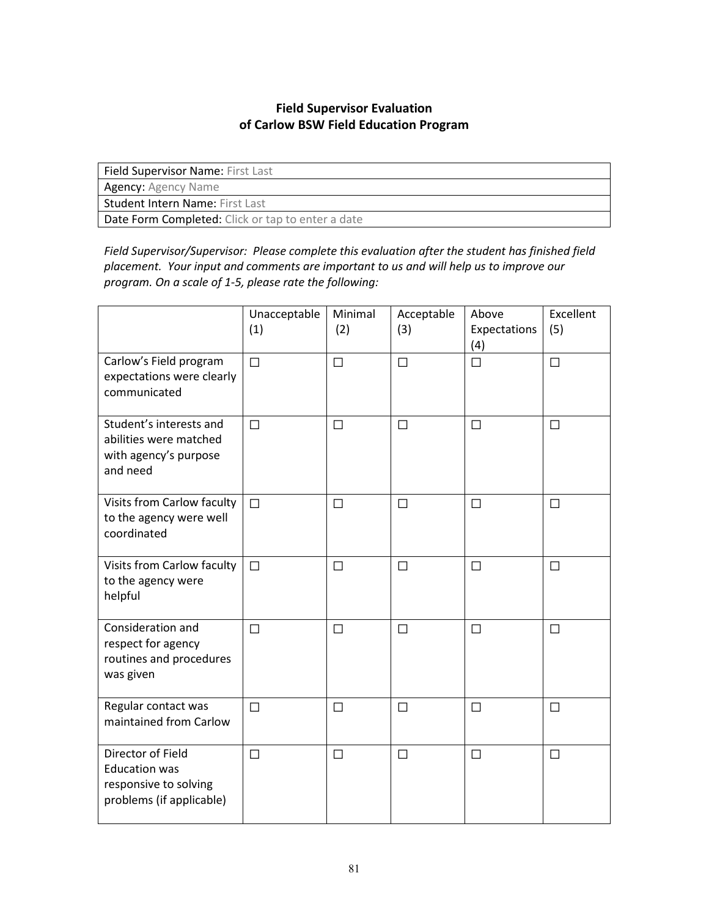**Field Supervisor Evaluation of Carlow BSW Field Education Program**

| |
|---|
| Field Supervisor Name: First Last |
| Agency: Agency Name |
| Student Intern Name: First Last |
| Date Form Completed: Click or tap to enter a date |

*Field Supervisor/Supervisor: Please complete this evaluation after the student has finished field placement. Your input and comments are important to us and will help us to improve our program. On a scale of 1-5, please rate the following:*

| | Unacceptable (1) | Minimal (2) | Acceptable (3) | Above Expectations (4) | Excellent (5) |
|---|---|---|---|---|---|
| Carlow's Field program expectations were clearly communicated | ☐ | ☐ | ☐ | ☐ | ☐ |
| Student's interests and abilities were matched with agency's purpose and need | ☐ | ☐ | ☐ | ☐ | ☐ |
| Visits from Carlow faculty to the agency were well coordinated | ☐ | ☐ | ☐ | ☐ | ☐ |
| Visits from Carlow faculty to the agency were helpful | ☐ | ☐ | ☐ | ☐ | ☐ |
| Consideration and respect for agency routines and procedures was given | ☐ | ☐ | ☐ | ☐ | ☐ |
| Regular contact was maintained from Carlow | ☐ | ☐ | ☐ | ☐ | ☐ |
| Director of Field Education was responsive to solving problems (if applicable) | ☐ | ☐ | ☐ | ☐ | ☐ |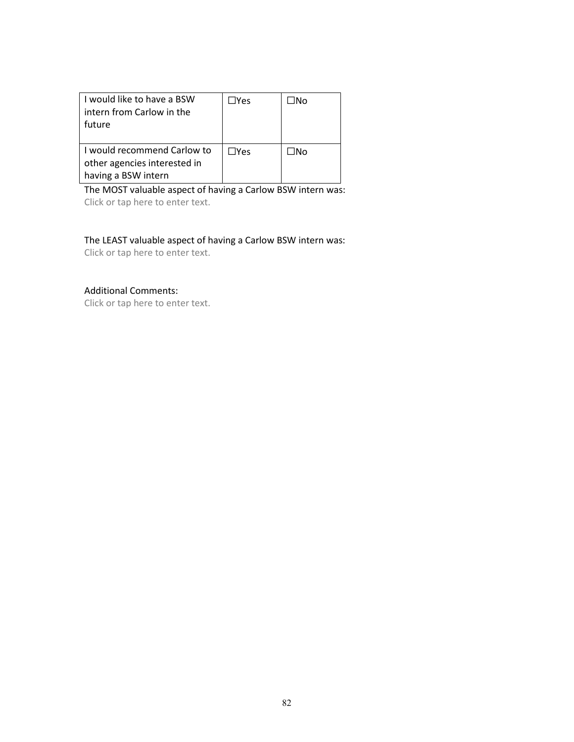| I would like to have a BSW intern from Carlow in the future | ☐Yes | ☐No |
|---|---|---|
| I would recommend Carlow to other agencies interested in having a BSW intern | ☐Yes | ☐No |

The MOST valuable aspect of having a Carlow BSW intern was:
Click or tap here to enter text.

The LEAST valuable aspect of having a Carlow BSW intern was:
Click or tap here to enter text.

Additional Comments:
Click or tap here to enter text.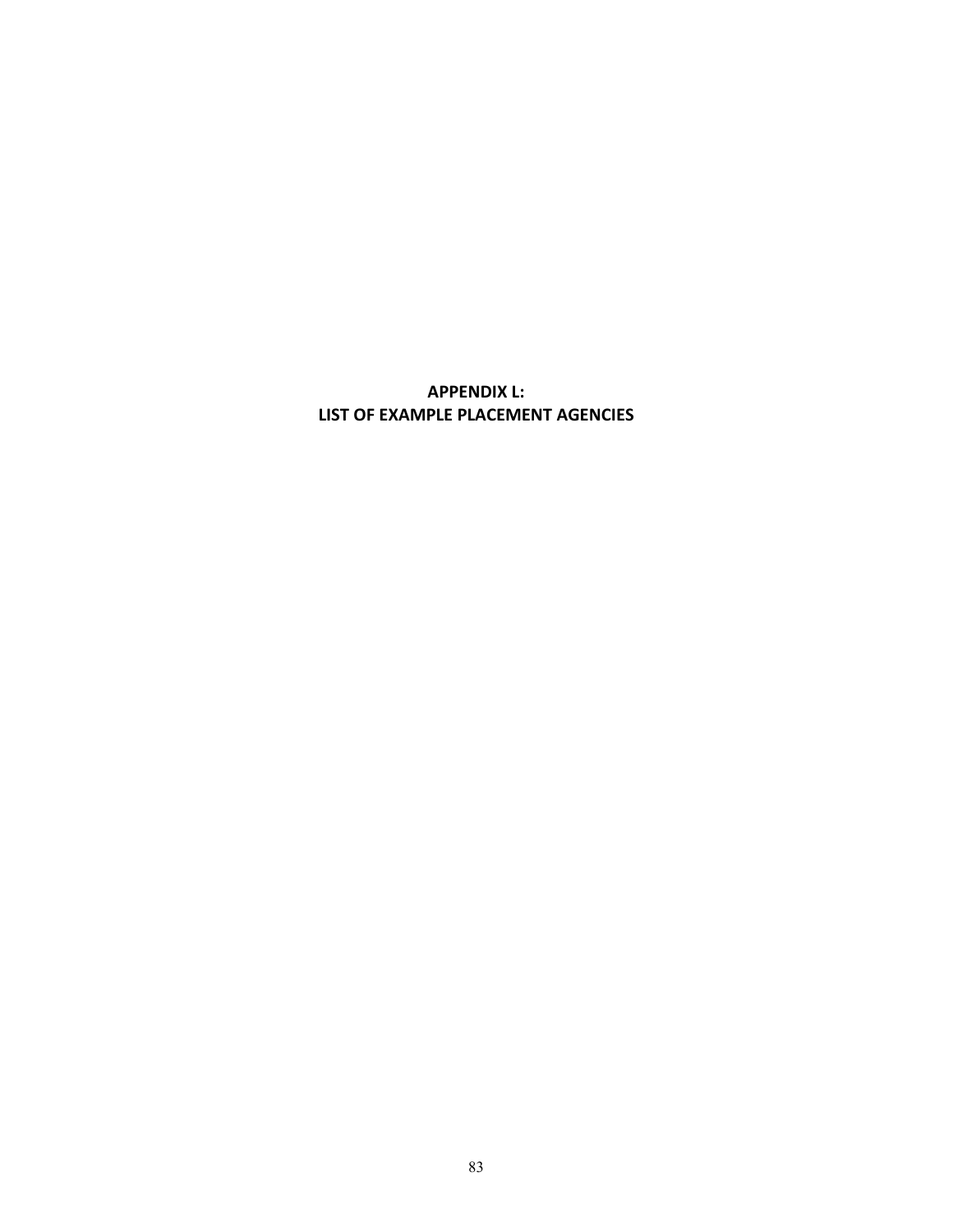# APPENDIX L:
# LIST OF EXAMPLE PLACEMENT AGENCIES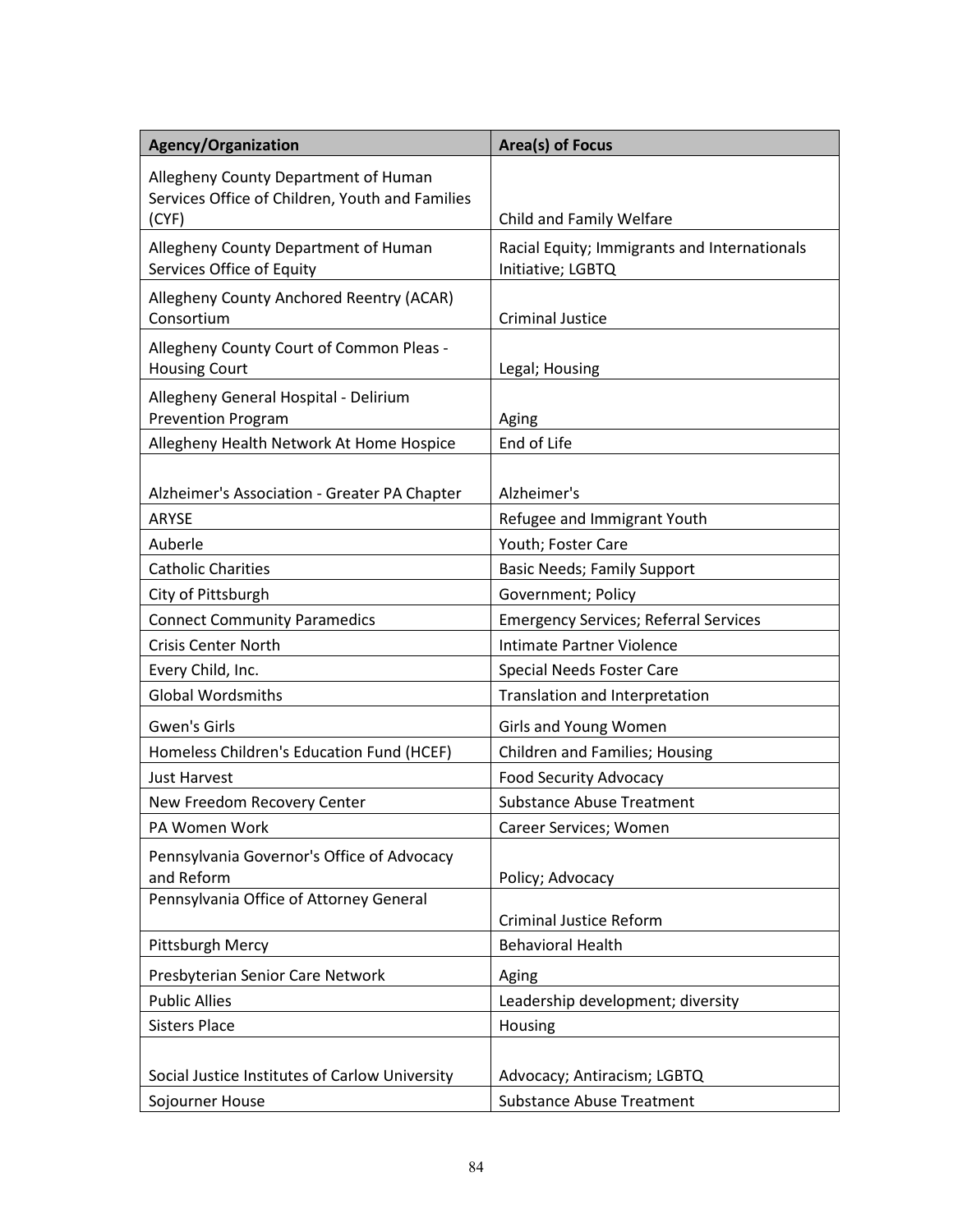| Agency/Organization | Area(s) of Focus |
| --- | --- |
| Allegheny County Department of Human Services Office of Children, Youth and Families (CYF) | Child and Family Welfare |
| Allegheny County Department of Human Services Office of Equity | Racial Equity; Immigrants and Internationals Initiative; LGBTQ |
| Allegheny County Anchored Reentry (ACAR) Consortium | Criminal Justice |
| Allegheny County Court of Common Pleas - Housing Court | Legal; Housing |
| Allegheny General Hospital - Delirium Prevention Program | Aging |
| Allegheny Health Network At Home Hospice | End of Life |
| Alzheimer's Association - Greater PA Chapter | Alzheimer's |
| ARYSE | Refugee and Immigrant Youth |
| Auberle | Youth; Foster Care |
| Catholic Charities | Basic Needs; Family Support |
| City of Pittsburgh | Government; Policy |
| Connect Community Paramedics | Emergency Services; Referral Services |
| Crisis Center North | Intimate Partner Violence |
| Every Child, Inc. | Special Needs Foster Care |
| Global Wordsmiths | Translation and Interpretation |
| Gwen's Girls | Girls and Young Women |
| Homeless Children's Education Fund (HCEF) | Children and Families; Housing |
| Just Harvest | Food Security Advocacy |
| New Freedom Recovery Center | Substance Abuse Treatment |
| PA Women Work | Career Services; Women |
| Pennsylvania Governor's Office of Advocacy and Reform | Policy; Advocacy |
| Pennsylvania Office of Attorney General | Criminal Justice Reform |
| Pittsburgh Mercy | Behavioral Health |
| Presbyterian Senior Care Network | Aging |
| Public Allies | Leadership development; diversity |
| Sisters Place | Housing |
| Social Justice Institutes of Carlow University | Advocacy; Antiracism; LGBTQ |
| Sojourner House | Substance Abuse Treatment |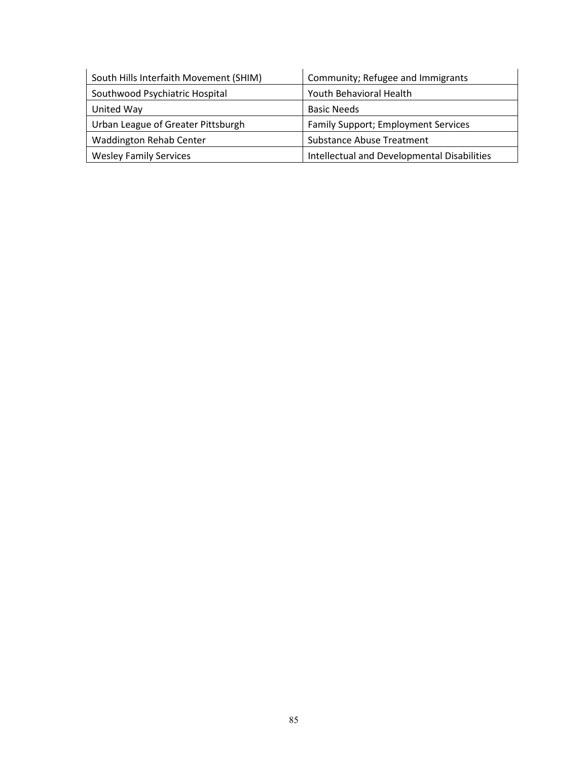| | |
|---|---|
| South Hills Interfaith Movement (SHIM) | Community; Refugee and Immigrants |
| Southwood Psychiatric Hospital | Youth Behavioral Health |
| United Way | Basic Needs |
| Urban League of Greater Pittsburgh | Family Support; Employment Services |
| Waddington Rehab Center | Substance Abuse Treatment |
| Wesley Family Services | Intellectual and Developmental Disabilities |